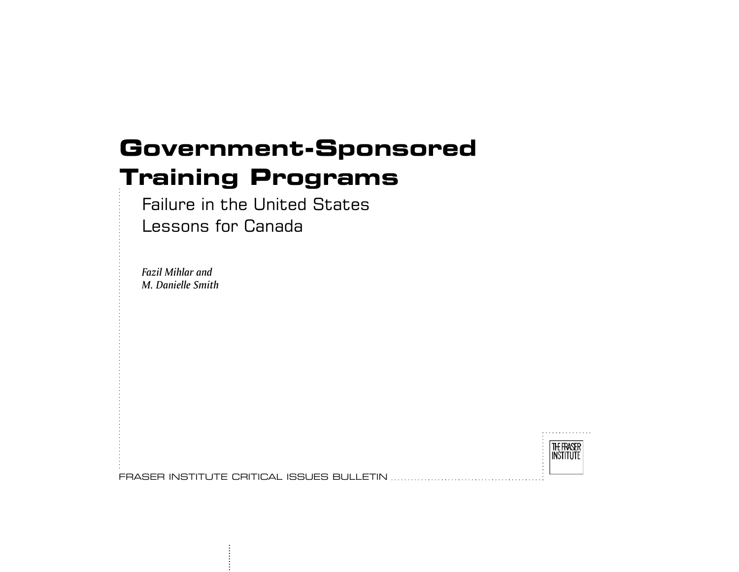# Government-Sponsored Training Programs

## Failure in the United States
## Lessons for Canada

*Fazil Mihlar and*
*M. Danielle Smith*

THE FRASER INSTITUTE

FRASER INSTITUTE CRITICAL ISSUES BULLETIN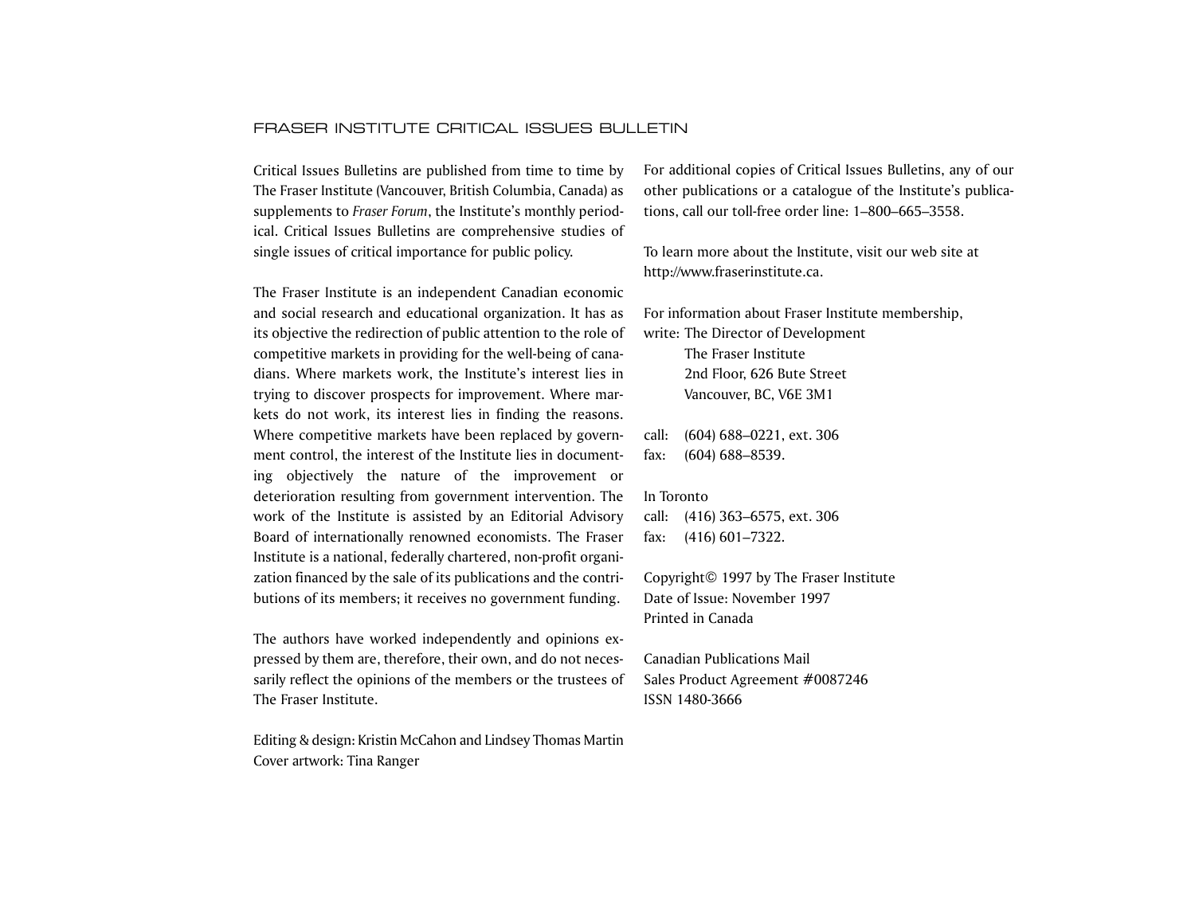FRASER INSTITUTE CRITICAL ISSUES BULLETIN

Critical Issues Bulletins are published from time to time by The Fraser Institute (Vancouver, British Columbia, Canada) as supplements to *Fraser Forum*, the Institute's monthly periodical. Critical Issues Bulletins are comprehensive studies of single issues of critical importance for public policy.

The Fraser Institute is an independent Canadian economic and social research and educational organization. It has as its objective the redirection of public attention to the role of competitive markets in providing for the well-being of canadians. Where markets work, the Institute's interest lies in trying to discover prospects for improvement. Where markets do not work, its interest lies in finding the reasons. Where competitive markets have been replaced by government control, the interest of the Institute lies in documenting objectively the nature of the improvement or deterioration resulting from government intervention. The work of the Institute is assisted by an Editorial Advisory Board of internationally renowned economists. The Fraser Institute is a national, federally chartered, non-profit organization financed by the sale of its publications and the contributions of its members; it receives no government funding.

The authors have worked independently and opinions expressed by them are, therefore, their own, and do not necessarily reflect the opinions of the members or the trustees of The Fraser Institute.

Editing & design: Kristin McCahon and Lindsey Thomas Martin
Cover artwork: Tina Ranger

For additional copies of Critical Issues Bulletins, any of our other publications or a catalogue of the Institute's publications, call our toll-free order line: 1–800–665–3558.

To learn more about the Institute, visit our web site at http://www.fraserinstitute.ca.

For information about Fraser Institute membership,
write: The Director of Development
The Fraser Institute
2nd Floor, 626 Bute Street
Vancouver, BC, V6E 3M1

call: (604) 688–0221, ext. 306
fax: (604) 688–8539.

In Toronto
call: (416) 363–6575, ext. 306
fax: (416) 601–7322.

Copyright© 1997 by The Fraser Institute
Date of Issue: November 1997
Printed in Canada

Canadian Publications Mail
Sales Product Agreement #0087246
ISSN 1480-3666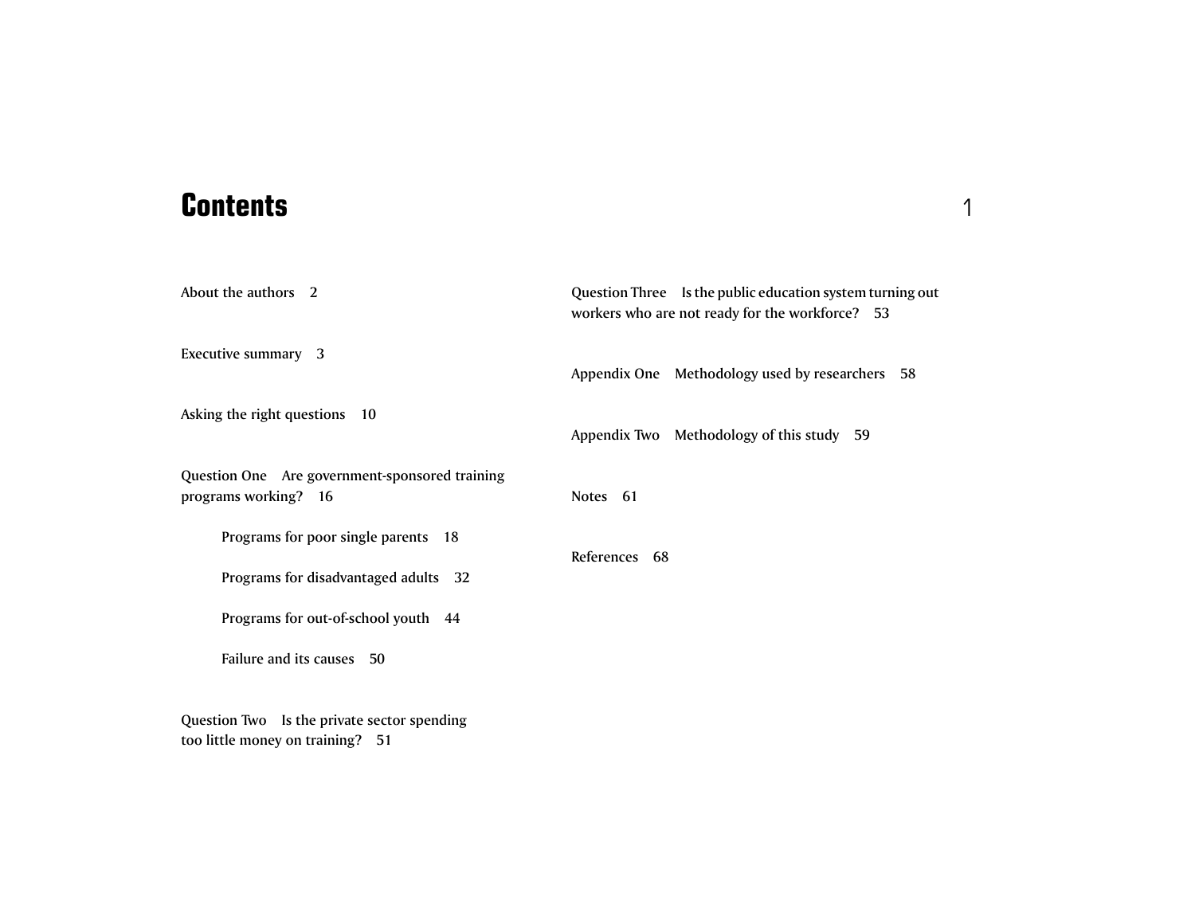# Contents

About the authors 2

Executive summary 3

Asking the right questions 10

Question One Are government-sponsored training programs working? 16

- Programs for poor single parents 18
- Programs for disadvantaged adults 32
- Programs for out-of-school youth 44
- Failure and its causes 50

Question Two Is the private sector spending too little money on training? 51

Question Three Is the public education system turning out workers who are not ready for the workforce? 53

Appendix One Methodology used by researchers 58

Appendix Two Methodology of this study 59

Notes 61

References 68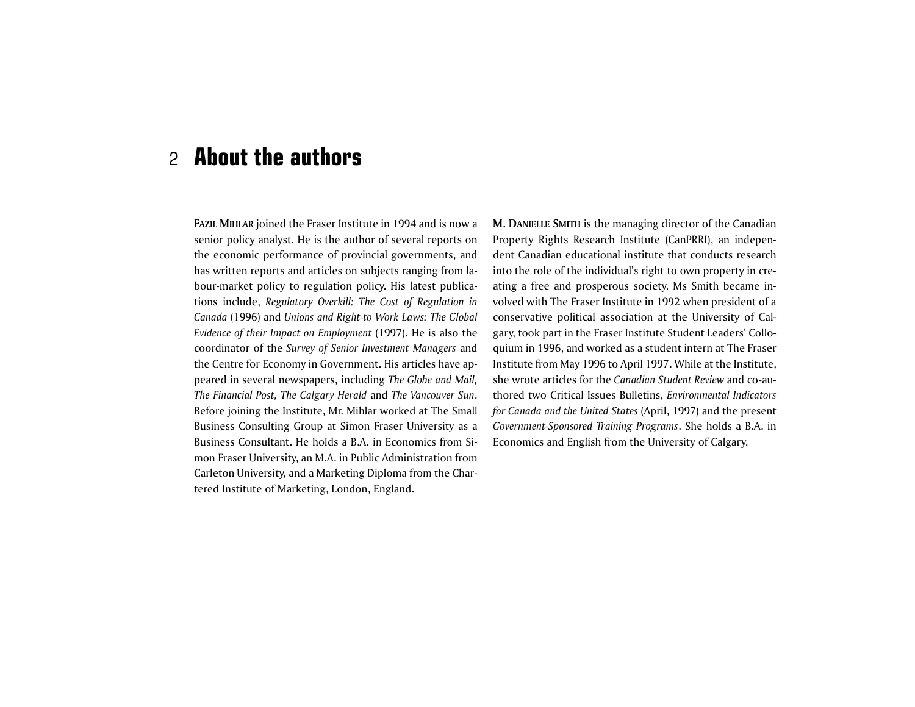# About the authors

**Fazil Mihlar** joined the Fraser Institute in 1994 and is now a senior policy analyst. He is the author of several reports on the economic performance of provincial governments, and has written reports and articles on subjects ranging from labour-market policy to regulation policy. His latest publications include, *Regulatory Overkill: The Cost of Regulation in Canada* (1996) and *Unions and Right-to Work Laws: The Global Evidence of their Impact on Employment* (1997). He is also the coordinator of the *Survey of Senior Investment Managers* and the Centre for Economy in Government. His articles have appeared in several newspapers, including *The Globe and Mail, The Financial Post, The Calgary Herald* and *The Vancouver Sun*. Before joining the Institute, Mr. Mihlar worked at The Small Business Consulting Group at Simon Fraser University as a Business Consultant. He holds a B.A. in Economics from Simon Fraser University, an M.A. in Public Administration from Carleton University, and a Marketing Diploma from the Chartered Institute of Marketing, London, England.

**M. Danielle Smith** is the managing director of the Canadian Property Rights Research Institute (CanPRRI), an independent Canadian educational institute that conducts research into the role of the individual's right to own property in creating a free and prosperous society. Ms Smith became involved with The Fraser Institute in 1992 when president of a conservative political association at the University of Calgary, took part in the Fraser Institute Student Leaders' Colloquium in 1996, and worked as a student intern at The Fraser Institute from May 1996 to April 1997. While at the Institute, she wrote articles for the *Canadian Student Review* and co-authored two Critical Issues Bulletins, *Environmental Indicators for Canada and the United States* (April, 1997) and the present *Government-Sponsored Training Programs*. She holds a B.A. in Economics and English from the University of Calgary.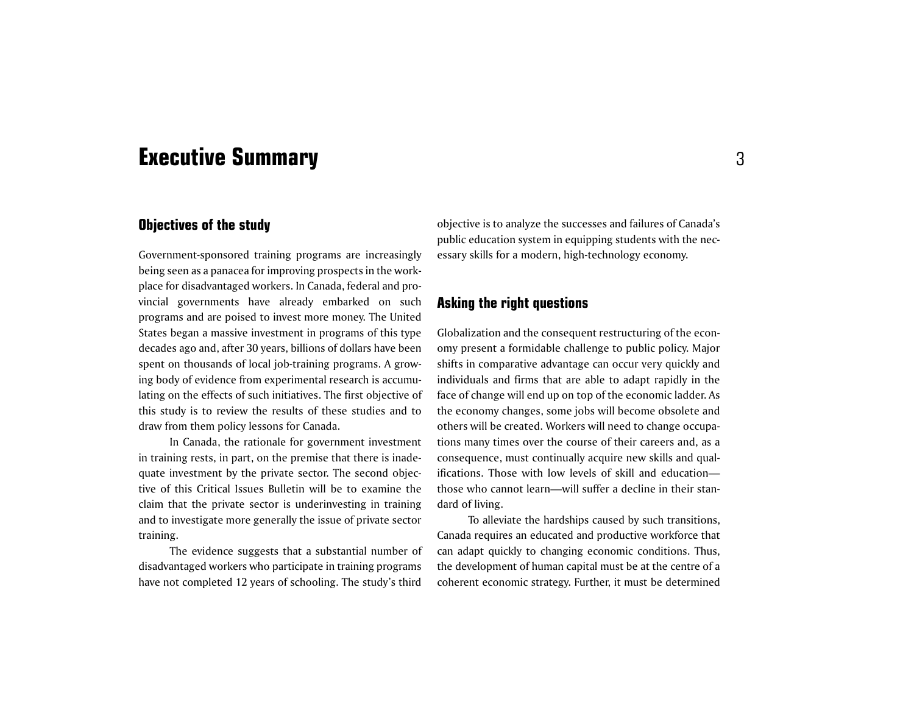# Executive Summary

## Objectives of the study

Government-sponsored training programs are increasingly being seen as a panacea for improving prospects in the workplace for disadvantaged workers. In Canada, federal and provincial governments have already embarked on such programs and are poised to invest more money. The United States began a massive investment in programs of this type decades ago and, after 30 years, billions of dollars have been spent on thousands of local job-training programs. A growing body of evidence from experimental research is accumulating on the effects of such initiatives. The first objective of this study is to review the results of these studies and to draw from them policy lessons for Canada.

In Canada, the rationale for government investment in training rests, in part, on the premise that there is inadequate investment by the private sector. The second objective of this Critical Issues Bulletin will be to examine the claim that the private sector is underinvesting in training and to investigate more generally the issue of private sector training.

The evidence suggests that a substantial number of disadvantaged workers who participate in training programs have not completed 12 years of schooling. The study's third objective is to analyze the successes and failures of Canada's public education system in equipping students with the necessary skills for a modern, high-technology economy.

## Asking the right questions

Globalization and the consequent restructuring of the economy present a formidable challenge to public policy. Major shifts in comparative advantage can occur very quickly and individuals and firms that are able to adapt rapidly in the face of change will end up on top of the economic ladder. As the economy changes, some jobs will become obsolete and others will be created. Workers will need to change occupations many times over the course of their careers and, as a consequence, must continually acquire new skills and qualifications. Those with low levels of skill and education—those who cannot learn—will suffer a decline in their standard of living.

To alleviate the hardships caused by such transitions, Canada requires an educated and productive workforce that can adapt quickly to changing economic conditions. Thus, the development of human capital must be at the centre of a coherent economic strategy. Further, it must be determined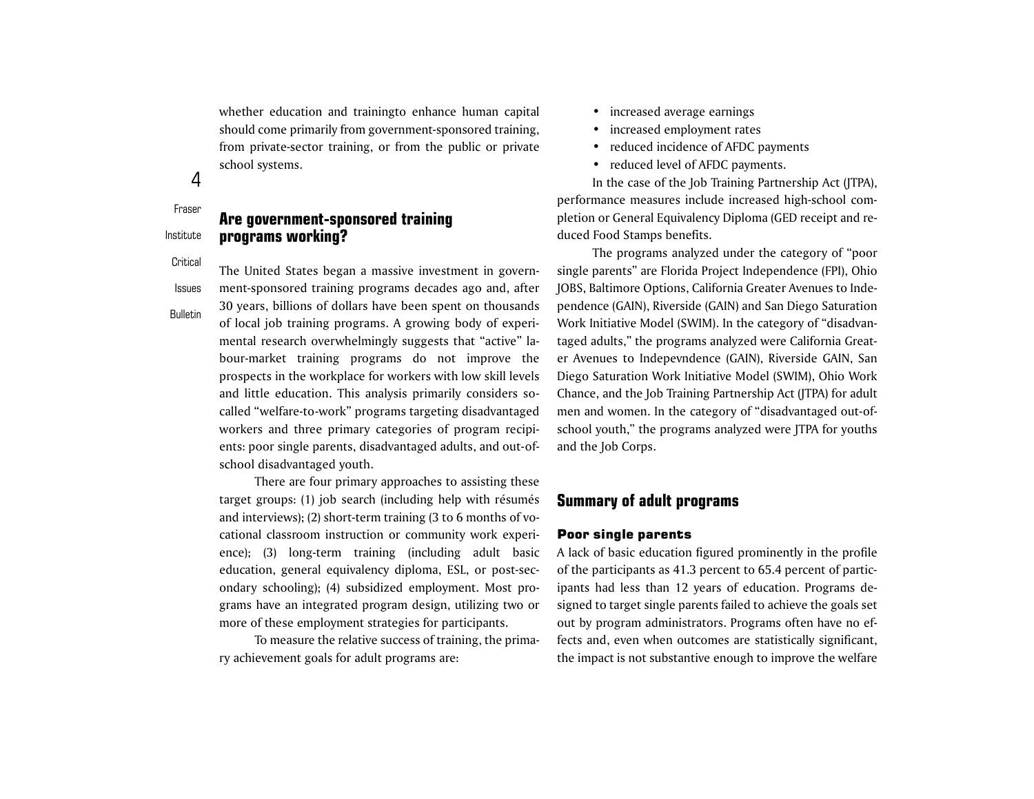whether education and trainingto enhance human capital should come primarily from government-sponsored training, from private-sector training, or from the public or private school systems.

## Are government-sponsored training programs working?

The United States began a massive investment in government-sponsored training programs decades ago and, after 30 years, billions of dollars have been spent on thousands of local job training programs. A growing body of experimental research overwhelmingly suggests that "active" labour-market training programs do not improve the prospects in the workplace for workers with low skill levels and little education. This analysis primarily considers so-called "welfare-to-work" programs targeting disadvantaged workers and three primary categories of program recipients: poor single parents, disadvantaged adults, and out-of-school disadvantaged youth.

There are four primary approaches to assisting these target groups: (1) job search (including help with résumés and interviews); (2) short-term training (3 to 6 months of vocational classroom instruction or community work experience); (3) long-term training (including adult basic education, general equivalency diploma, ESL, or post-secondary schooling); (4) subsidized employment. Most programs have an integrated program design, utilizing two or more of these employment strategies for participants.

To measure the relative success of training, the primary achievement goals for adult programs are:

- increased average earnings
- increased employment rates
- reduced incidence of AFDC payments
- reduced level of AFDC payments.

In the case of the Job Training Partnership Act (JTPA), performance measures include increased high-school completion or General Equivalency Diploma (GED receipt and reduced Food Stamps benefits.

The programs analyzed under the category of "poor single parents" are Florida Project Independence (FPI), Ohio JOBS, Baltimore Options, California Greater Avenues to Independence (GAIN), Riverside (GAIN) and San Diego Saturation Work Initiative Model (SWIM). In the category of "disadvantaged adults," the programs analyzed were California Greater Avenues to Indepevndence (GAIN), Riverside GAIN, San Diego Saturation Work Initiative Model (SWIM), Ohio Work Chance, and the Job Training Partnership Act (JTPA) for adult men and women. In the category of "disadvantaged out-of-school youth," the programs analyzed were JTPA for youths and the Job Corps.

## Summary of adult programs

### Poor single parents

A lack of basic education figured prominently in the profile of the participants as 41.3 percent to 65.4 percent of participants had less than 12 years of education. Programs designed to target single parents failed to achieve the goals set out by program administrators. Programs often have no effects and, even when outcomes are statistically significant, the impact is not substantive enough to improve the welfare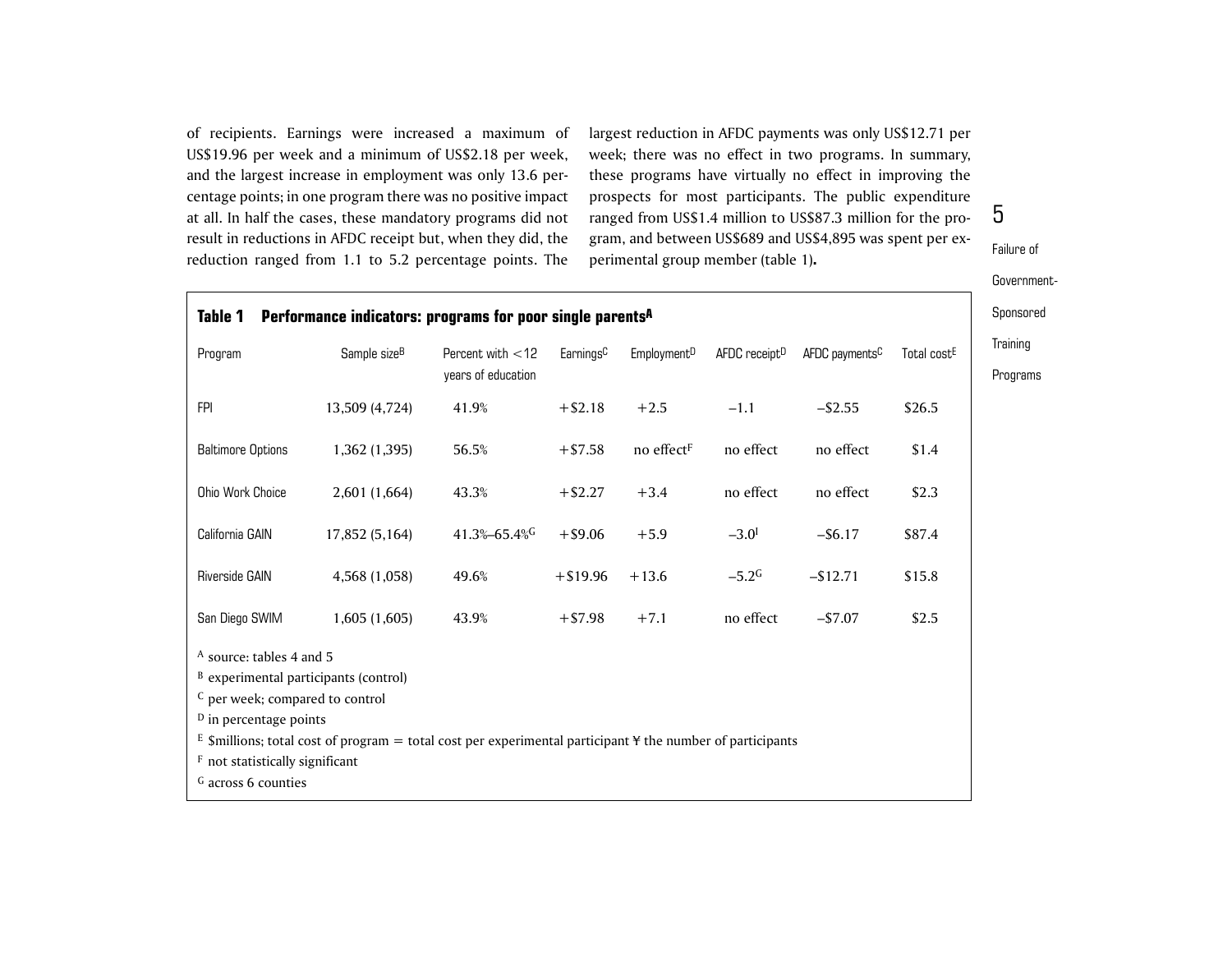of recipients. Earnings were increased a maximum of US$19.96 per week and a minimum of US$2.18 per week, and the largest increase in employment was only 13.6 percentage points; in one program there was no positive impact at all. In half the cases, these mandatory programs did not result in reductions in AFDC receipt but, when they did, the reduction ranged from 1.1 to 5.2 percentage points. The largest reduction in AFDC payments was only US$12.71 per week; there was no effect in two programs. In summary, these programs have virtually no effect in improving the prospects for most participants. The public expenditure ranged from US$1.4 million to US$87.3 million for the program, and between US$689 and US$4,895 was spent per experimental group member (table 1).

**Table 1 Performance indicators: programs for poor single parents[A]**

| Program | Sample size[B] | Percent with <12 years of education | Earnings[C] | Employment[D] | AFDC receipt[D] | AFDC payments[C] | Total cost[E] |
|---|---|---|---|---|---|---|---|
| FPI | 13,509 (4,724) | 41.9% | +$2.18 | +2.5 | –1.1 | –$2.55 | $26.5 |
| Baltimore Options | 1,362 (1,395) | 56.5% | +$7.58 | no effect[F] | no effect | no effect | $1.4 |
| Ohio Work Choice | 2,601 (1,664) | 43.3% | +$2.27 | +3.4 | no effect | no effect | $2.3 |
| California GAIN | 17,852 (5,164) | 41.3%–65.4%[G] | +$9.06 | +5.9 | –3.0[I] | –$6.17 | $87.4 |
| Riverside GAIN | 4,568 (1,058) | 49.6% | +$19.96 | +13.6 | –5.2[G] | –$12.71 | $15.8 |
| San Diego SWIM | 1,605 (1,605) | 43.9% | +$7.98 | +7.1 | no effect | –$7.07 | $2.5 |

[A] source: tables 4 and 5
[B] experimental participants (control)
[C] per week; compared to control
[D] in percentage points
[E] $millions; total cost of program = total cost per experimental participant ¥ the number of participants
[F] not statistically significant
[G] across 6 counties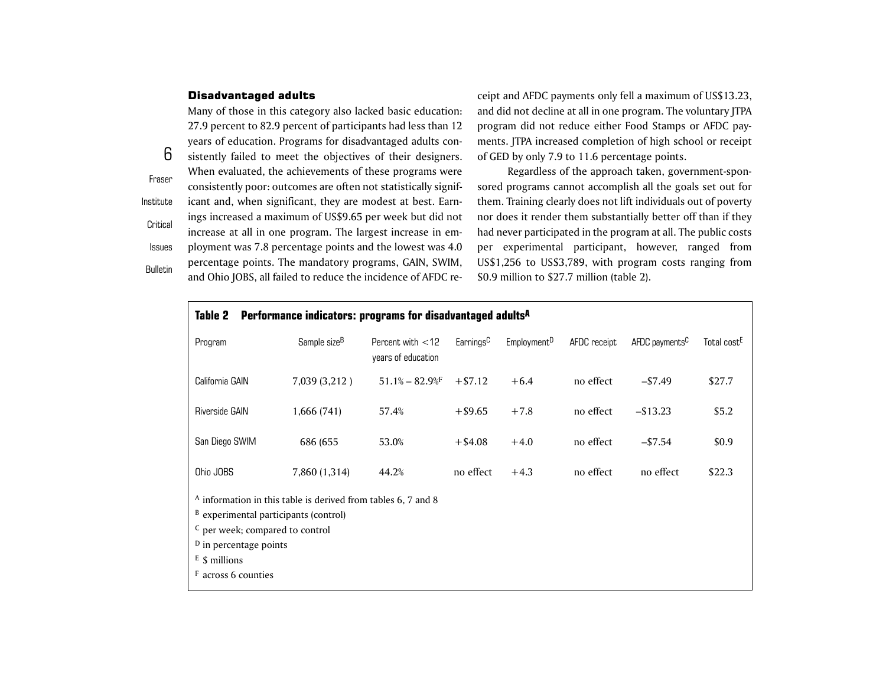### Disadvantaged adults

Many of those in this category also lacked basic education: 27.9 percent to 82.9 percent of participants had less than 12 years of education. Programs for disadvantaged adults consistently failed to meet the objectives of their designers. When evaluated, the achievements of these programs were consistently poor: outcomes are often not statistically significant and, when significant, they are modest at best. Earnings increased a maximum of US$9.65 per week but did not increase at all in one program. The largest increase in employment was 7.8 percentage points and the lowest was 4.0 percentage points. The mandatory programs, GAIN, SWIM, and Ohio JOBS, all failed to reduce the incidence of AFDC receipt and AFDC payments only fell a maximum of US$13.23, and did not decline at all in one program. The voluntary JTPA program did not reduce either Food Stamps or AFDC payments. JTPA increased completion of high school or receipt of GED by only 7.9 to 11.6 percentage points.

Regardless of the approach taken, government-sponsored programs cannot accomplish all the goals set out for them. Training clearly does not lift individuals out of poverty nor does it render them substantially better off than if they had never participated in the program at all. The public costs per experimental participant, however, ranged from US$1,256 to US$3,789, with program costs ranging from $0.9 million to $27.7 million (table 2).

**Table 2 Performance indicators: programs for disadvantaged adults[A]**

| Program | Sample size[B] | Percent with <12 years of education | Earnings[C] | Employment[D] | AFDC receipt | AFDC payments[C] | Total cost[E] |
|---|---|---|---|---|---|---|---|
| California GAIN | 7,039 (3,212 ) | 51.1% – 82.9%[F] | +$7.12 | +6.4 | no effect | –$7.49 | $27.7 |
| Riverside GAIN | 1,666 (741) | 57.4% | +$9.65 | +7.8 | no effect | –$13.23 | $5.2 |
| San Diego SWIM | 686 (655 | 53.0% | +$4.08 | +4.0 | no effect | –$7.54 | $0.9 |
| Ohio JOBS | 7,860 (1,314) | 44.2% | no effect | +4.3 | no effect | no effect | $22.3 |

[A] information in this table is derived from tables 6, 7 and 8
[B] experimental participants (control)
[C] per week; compared to control
[D] in percentage points
[E] $ millions
[F] across 6 counties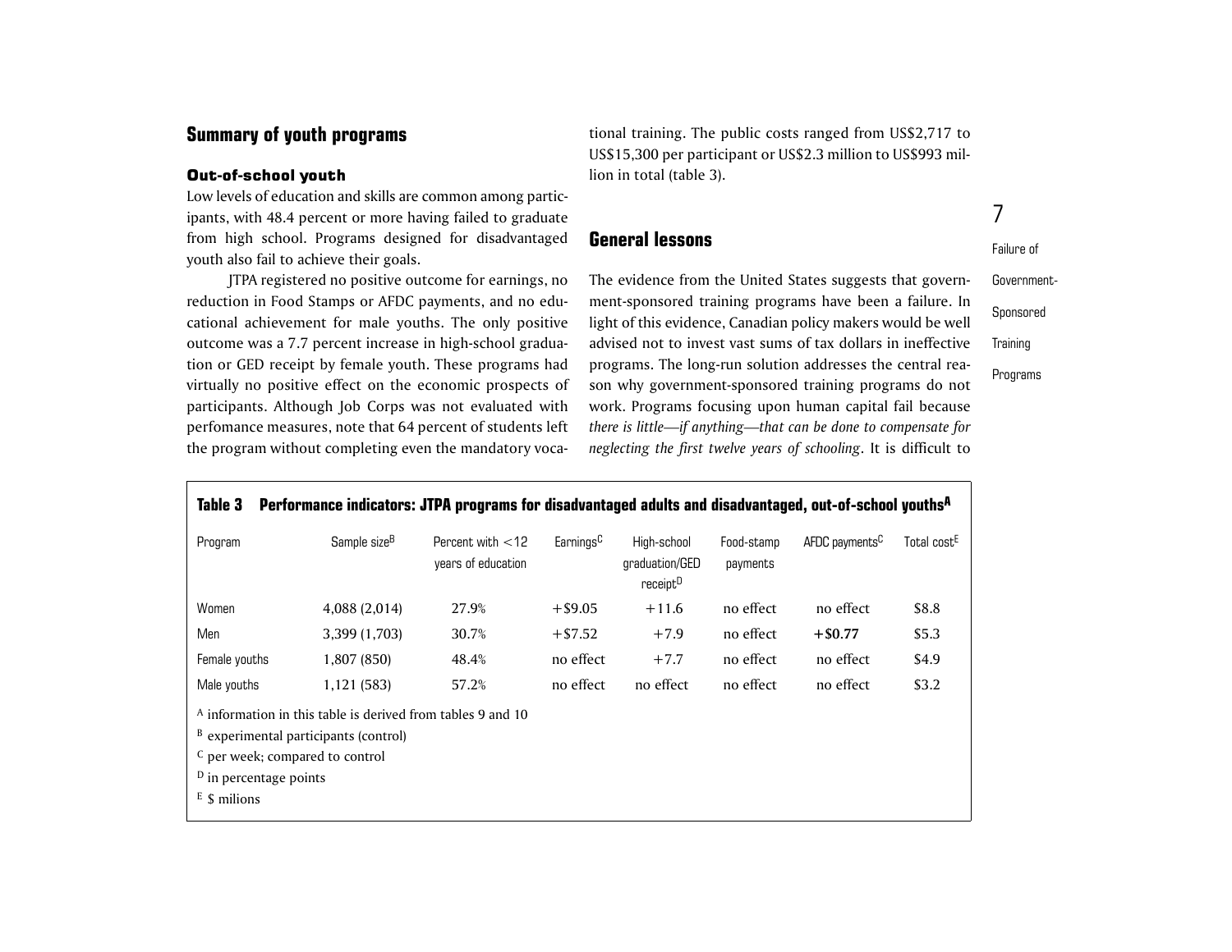## Summary of youth programs

### Out-of-school youth

Low levels of education and skills are common among participants, with 48.4 percent or more having failed to graduate from high school. Programs designed for disadvantaged youth also fail to achieve their goals.

JTPA registered no positive outcome for earnings, no reduction in Food Stamps or AFDC payments, and no educational achievement for male youths. The only positive outcome was a 7.7 percent increase in high-school graduation or GED receipt by female youth. These programs had virtually no positive effect on the economic prospects of participants. Although Job Corps was not evaluated with perfomance measures, note that 64 percent of students left the program without completing even the mandatory vocational training. The public costs ranged from US$2,717 to US$15,300 per participant or US$2.3 million to US$993 million in total (table 3).

## General lessons

The evidence from the United States suggests that government-sponsored training programs have been a failure. In light of this evidence, Canadian policy makers would be well advised not to invest vast sums of tax dollars in ineffective programs. The long-run solution addresses the central reason why government-sponsored training programs do not work. Programs focusing upon human capital fail because *there is little—if anything—that can be done to compensate for neglecting the first twelve years of schooling*. It is difficult to

**Table 3 Performance indicators: JTPA programs for disadvantaged adults and disadvantaged, out-of-school youths[A]**

| Program | Sample size[B] | Percent with <12 years of education | Earnings[C] | High-school graduation/GED receipt[D] | Food-stamp payments | AFDC payments[C] | Total cost[E] |
|---|---|---|---|---|---|---|---|
| Women | 4,088 (2,014) | 27.9% | +$9.05 | +11.6 | no effect | no effect | $8.8 |
| Men | 3,399 (1,703) | 30.7% | +$7.52 | +7.9 | no effect | **+$0.77** | $5.3 |
| Female youths | 1,807 (850) | 48.4% | no effect | +7.7 | no effect | no effect | $4.9 |
| Male youths | 1,121 (583) | 57.2% | no effect | no effect | no effect | no effect | $3.2 |

[A] information in this table is derived from tables 9 and 10

[B] experimental participants (control)

[C] per week; compared to control

[D] in percentage points

[E] $ milions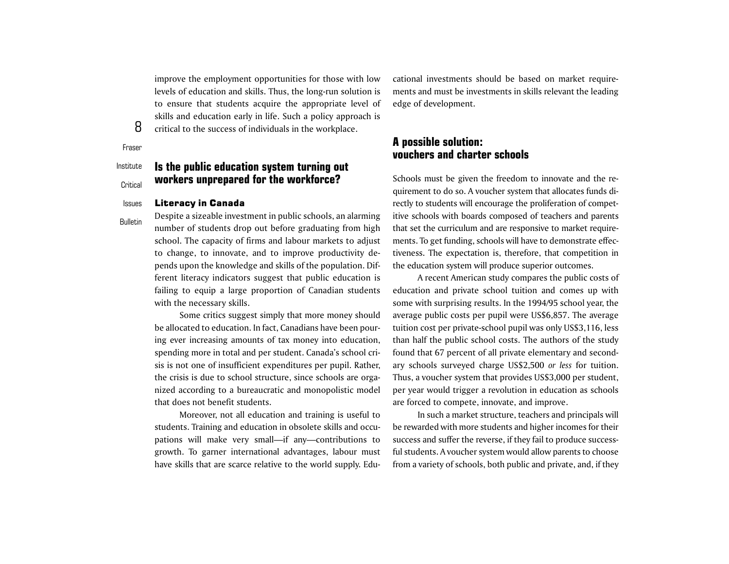improve the employment opportunities for those with low levels of education and skills. Thus, the long-run solution is to ensure that students acquire the appropriate level of skills and education early in life. Such a policy approach is critical to the success of individuals in the workplace.

## Is the public education system turning out workers unprepared for the workforce?

### Literacy in Canada

Despite a sizeable investment in public schools, an alarming number of students drop out before graduating from high school. The capacity of firms and labour markets to adjust to change, to innovate, and to improve productivity depends upon the knowledge and skills of the population. Different literacy indicators suggest that public education is failing to equip a large proportion of Canadian students with the necessary skills.

Some critics suggest simply that more money should be allocated to education. In fact, Canadians have been pouring ever increasing amounts of tax money into education, spending more in total and per student. Canada's school crisis is not one of insufficient expenditures per pupil. Rather, the crisis is due to school structure, since schools are organized according to a bureaucratic and monopolistic model that does not benefit students.

Moreover, not all education and training is useful to students. Training and education in obsolete skills and occupations will make very small—if any—contributions to growth. To garner international advantages, labour must have skills that are scarce relative to the world supply. Educational investments should be based on market requirements and must be investments in skills relevant the leading edge of development.

## A possible solution: vouchers and charter schools

Schools must be given the freedom to innovate and the requirement to do so. A voucher system that allocates funds directly to students will encourage the proliferation of competitive schools with boards composed of teachers and parents that set the curriculum and are responsive to market requirements. To get funding, schools will have to demonstrate effectiveness. The expectation is, therefore, that competition in the education system will produce superior outcomes.

A recent American study compares the public costs of education and private school tuition and comes up with some with surprising results. In the 1994/95 school year, the average public costs per pupil were US$6,857. The average tuition cost per private-school pupil was only US$3,116, less than half the public school costs. The authors of the study found that 67 percent of all private elementary and secondary schools surveyed charge US$2,500 *or less* for tuition. Thus, a voucher system that provides US$3,000 per student, per year would trigger a revolution in education as schools are forced to compete, innovate, and improve.

In such a market structure, teachers and principals will be rewarded with more students and higher incomes for their success and suffer the reverse, if they fail to produce successful students. A voucher system would allow parents to choose from a variety of schools, both public and private, and, if they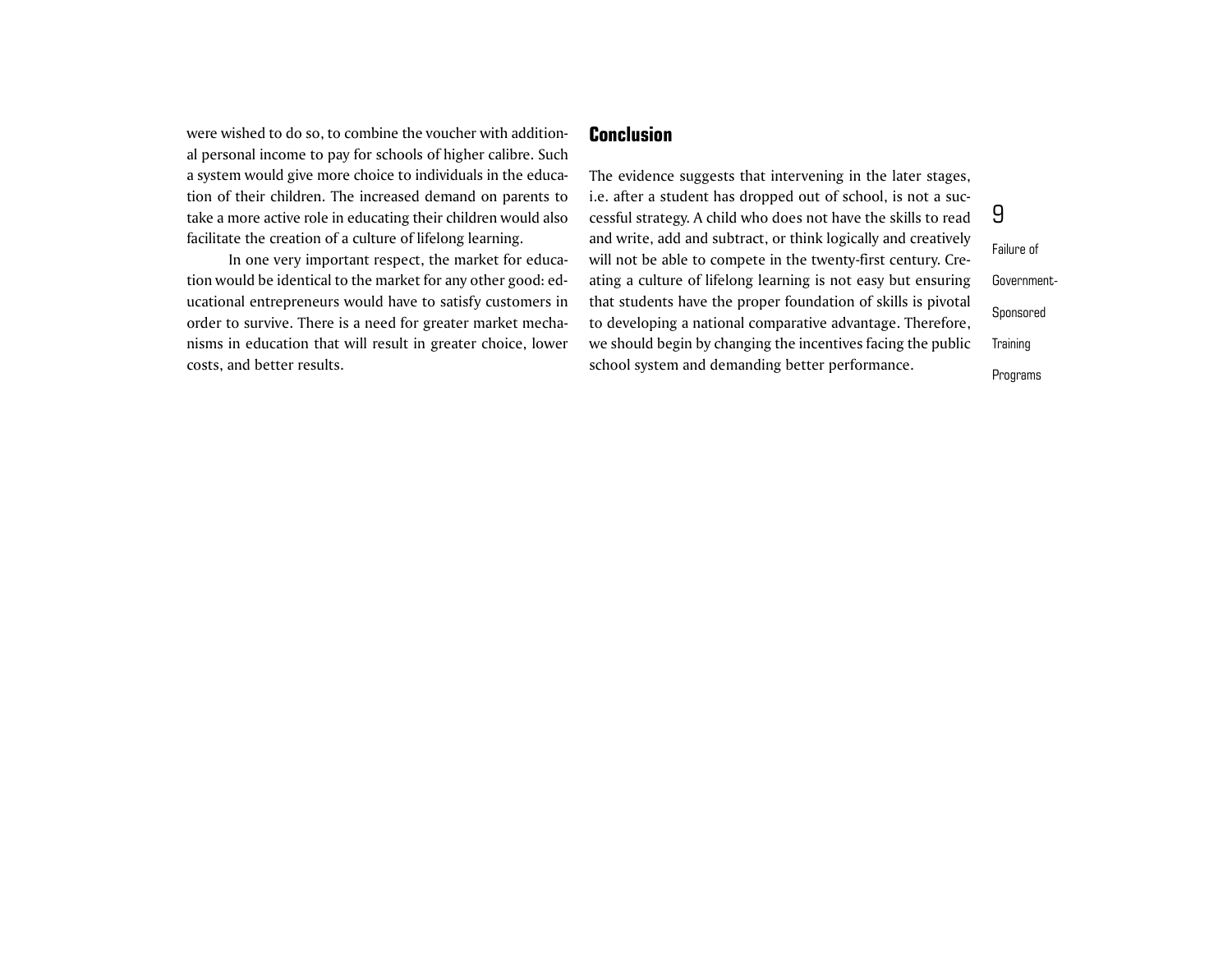were wished to do so, to combine the voucher with additional personal income to pay for schools of higher calibre. Such a system would give more choice to individuals in the education of their children. The increased demand on parents to take a more active role in educating their children would also facilitate the creation of a culture of lifelong learning.

In one very important respect, the market for education would be identical to the market for any other good: educational entrepreneurs would have to satisfy customers in order to survive. There is a need for greater market mechanisms in education that will result in greater choice, lower costs, and better results.

## Conclusion

The evidence suggests that intervening in the later stages, i.e. after a student has dropped out of school, is not a successful strategy. A child who does not have the skills to read and write, add and subtract, or think logically and creatively will not be able to compete in the twenty-first century. Creating a culture of lifelong learning is not easy but ensuring that students have the proper foundation of skills is pivotal to developing a national comparative advantage. Therefore, we should begin by changing the incentives facing the public school system and demanding better performance.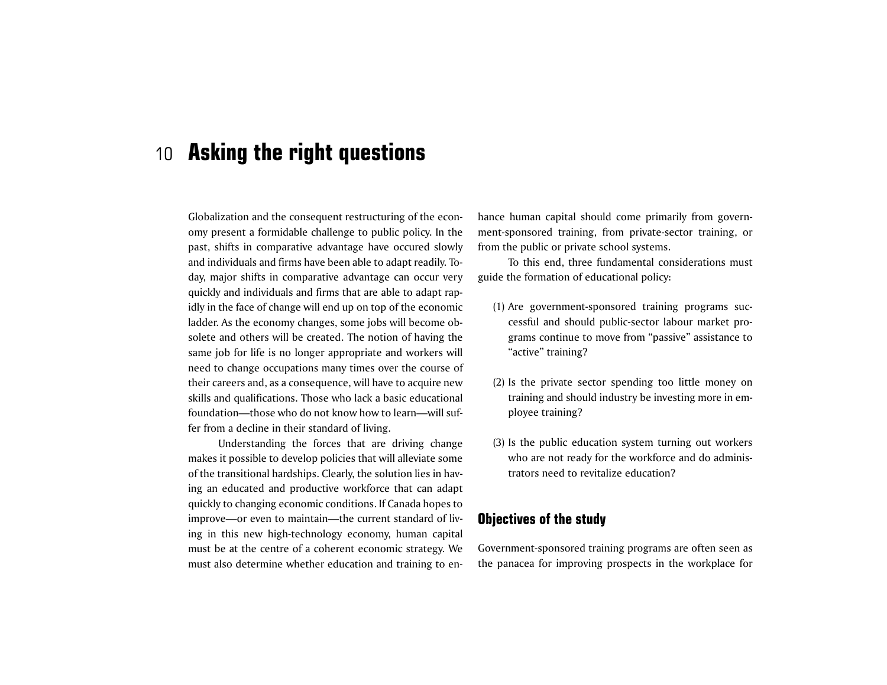# 10 Asking the right questions

Globalization and the consequent restructuring of the economy present a formidable challenge to public policy. In the past, shifts in comparative advantage have occured slowly and individuals and firms have been able to adapt readily. Today, major shifts in comparative advantage can occur very quickly and individuals and firms that are able to adapt rapidly in the face of change will end up on top of the economic ladder. As the economy changes, some jobs will become obsolete and others will be created. The notion of having the same job for life is no longer appropriate and workers will need to change occupations many times over the course of their careers and, as a consequence, will have to acquire new skills and qualifications. Those who lack a basic educational foundation—those who do not know how to learn—will suffer from a decline in their standard of living.

Understanding the forces that are driving change makes it possible to develop policies that will alleviate some of the transitional hardships. Clearly, the solution lies in having an educated and productive workforce that can adapt quickly to changing economic conditions. If Canada hopes to improve—or even to maintain—the current standard of living in this new high-technology economy, human capital must be at the centre of a coherent economic strategy. We must also determine whether education and training to enhance human capital should come primarily from government-sponsored training, from private-sector training, or from the public or private school systems.

To this end, three fundamental considerations must guide the formation of educational policy:

(1) Are government-sponsored training programs successful and should public-sector labour market programs continue to move from "passive" assistance to "active" training?

(2) Is the private sector spending too little money on training and should industry be investing more in employee training?

(3) Is the public education system turning out workers who are not ready for the workforce and do administrators need to revitalize education?

## Objectives of the study

Government-sponsored training programs are often seen as the panacea for improving prospects in the workplace for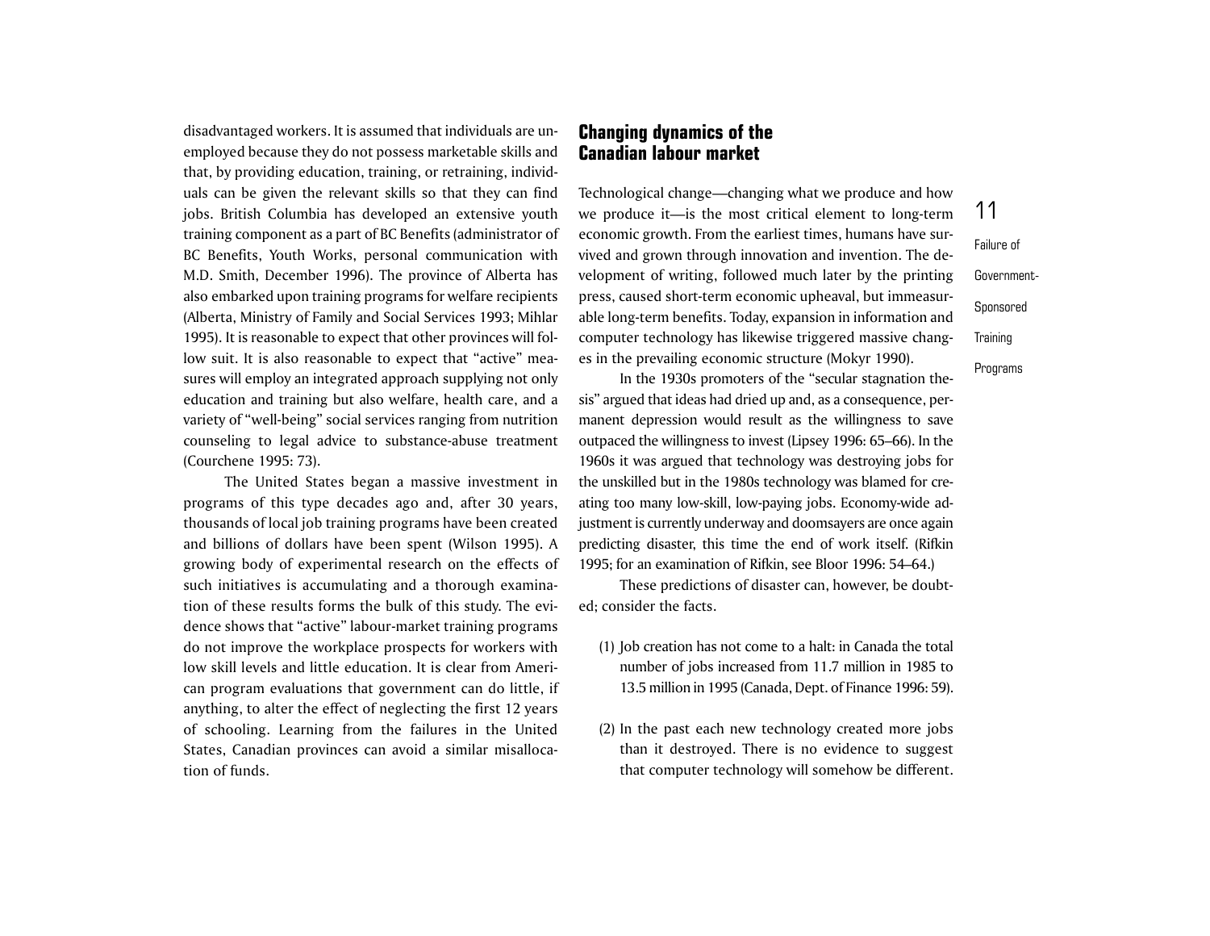disadvantaged workers. It is assumed that individuals are unemployed because they do not possess marketable skills and that, by providing education, training, or retraining, individuals can be given the relevant skills so that they can find jobs. British Columbia has developed an extensive youth training component as a part of BC Benefits (administrator of BC Benefits, Youth Works, personal communication with M.D. Smith, December 1996). The province of Alberta has also embarked upon training programs for welfare recipients (Alberta, Ministry of Family and Social Services 1993; Mihlar 1995). It is reasonable to expect that other provinces will follow suit. It is also reasonable to expect that "active" measures will employ an integrated approach supplying not only education and training but also welfare, health care, and a variety of "well-being" social services ranging from nutrition counseling to legal advice to substance-abuse treatment (Courchene 1995: 73).

The United States began a massive investment in programs of this type decades ago and, after 30 years, thousands of local job training programs have been created and billions of dollars have been spent (Wilson 1995). A growing body of experimental research on the effects of such initiatives is accumulating and a thorough examination of these results forms the bulk of this study. The evidence shows that "active" labour-market training programs do not improve the workplace prospects for workers with low skill levels and little education. It is clear from American program evaluations that government can do little, if anything, to alter the effect of neglecting the first 12 years of schooling. Learning from the failures in the United States, Canadian provinces can avoid a similar misallocation of funds.

## Changing dynamics of the Canadian labour market

Technological change—changing what we produce and how we produce it—is the most critical element to long-term economic growth. From the earliest times, humans have survived and grown through innovation and invention. The development of writing, followed much later by the printing press, caused short-term economic upheaval, but immeasurable long-term benefits. Today, expansion in information and computer technology has likewise triggered massive changes in the prevailing economic structure (Mokyr 1990).

In the 1930s promoters of the "secular stagnation thesis" argued that ideas had dried up and, as a consequence, permanent depression would result as the willingness to save outpaced the willingness to invest (Lipsey 1996: 65–66). In the 1960s it was argued that technology was destroying jobs for the unskilled but in the 1980s technology was blamed for creating too many low-skill, low-paying jobs. Economy-wide adjustment is currently underway and doomsayers are once again predicting disaster, this time the end of work itself. (Rifkin 1995; for an examination of Rifkin, see Bloor 1996: 54–64.)

These predictions of disaster can, however, be doubted; consider the facts.

(1) Job creation has not come to a halt: in Canada the total number of jobs increased from 11.7 million in 1985 to 13.5 million in 1995 (Canada, Dept. of Finance 1996: 59).

(2) In the past each new technology created more jobs than it destroyed. There is no evidence to suggest that computer technology will somehow be different.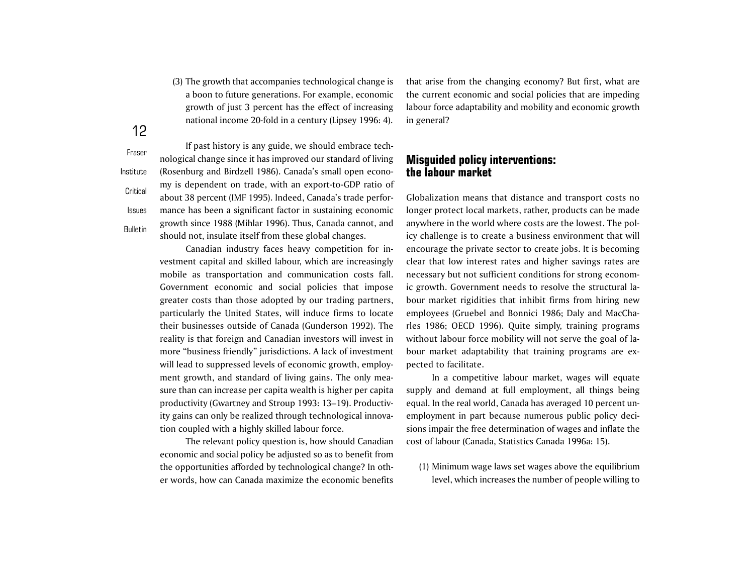(3) The growth that accompanies technological change is a boon to future generations. For example, economic growth of just 3 percent has the effect of increasing national income 20-fold in a century (Lipsey 1996: 4).

If past history is any guide, we should embrace technological change since it has improved our standard of living (Rosenburg and Birdzell 1986). Canada's small open economy is dependent on trade, with an export-to-GDP ratio of about 38 percent (IMF 1995). Indeed, Canada's trade performance has been a significant factor in sustaining economic growth since 1988 (Mihlar 1996). Thus, Canada cannot, and should not, insulate itself from these global changes.

Canadian industry faces heavy competition for investment capital and skilled labour, which are increasingly mobile as transportation and communication costs fall. Government economic and social policies that impose greater costs than those adopted by our trading partners, particularly the United States, will induce firms to locate their businesses outside of Canada (Gunderson 1992). The reality is that foreign and Canadian investors will invest in more "business friendly" jurisdictions. A lack of investment will lead to suppressed levels of economic growth, employment growth, and standard of living gains. The only measure than can increase per capita wealth is higher per capita productivity (Gwartney and Stroup 1993: 13–19). Productivity gains can only be realized through technological innovation coupled with a highly skilled labour force.

The relevant policy question is, how should Canadian economic and social policy be adjusted so as to benefit from the opportunities afforded by technological change? In other words, how can Canada maximize the economic benefits that arise from the changing economy? But first, what are the current economic and social policies that are impeding labour force adaptability and mobility and economic growth in general?

## Misguided policy interventions: the labour market

Globalization means that distance and transport costs no longer protect local markets, rather, products can be made anywhere in the world where costs are the lowest. The policy challenge is to create a business environment that will encourage the private sector to create jobs. It is becoming clear that low interest rates and higher savings rates are necessary but not sufficient conditions for strong economic growth. Government needs to resolve the structural labour market rigidities that inhibit firms from hiring new employees (Gruebel and Bonnici 1986; Daly and MacCharles 1986; OECD 1996). Quite simply, training programs without labour force mobility will not serve the goal of labour market adaptability that training programs are expected to facilitate.

In a competitive labour market, wages will equate supply and demand at full employment, all things being equal. In the real world, Canada has averaged 10 percent unemployment in part because numerous public policy decisions impair the free determination of wages and inflate the cost of labour (Canada, Statistics Canada 1996a: 15).

(1) Minimum wage laws set wages above the equilibrium level, which increases the number of people willing to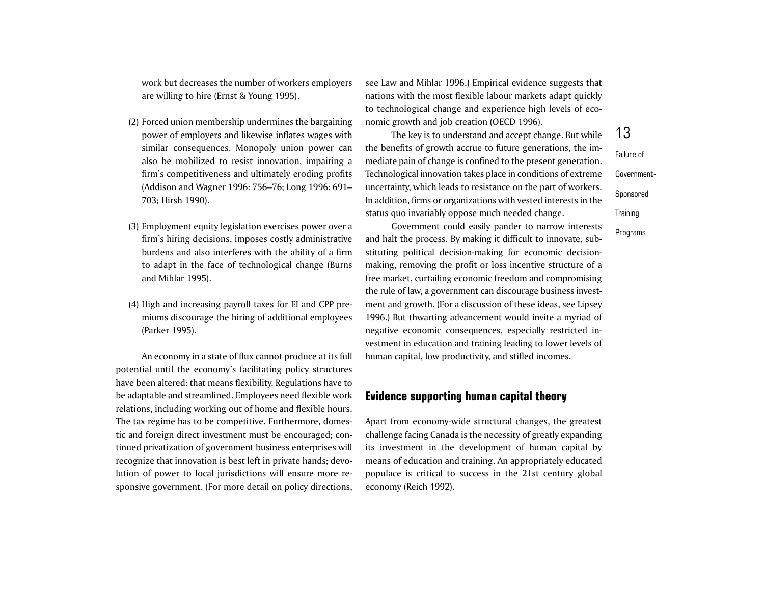work but decreases the number of workers employers are willing to hire (Ernst & Young 1995).

(2) Forced union membership undermines the bargaining power of employers and likewise inflates wages with similar consequences. Monopoly union power can also be mobilized to resist innovation, impairing a firm's competitiveness and ultimately eroding profits (Addison and Wagner 1996: 756–76; Long 1996: 691–703; Hirsh 1990).

(3) Employment equity legislation exercises power over a firm's hiring decisions, imposes costly administrative burdens and also interferes with the ability of a firm to adapt in the face of technological change (Burns and Mihlar 1995).

(4) High and increasing payroll taxes for EI and CPP premiums discourage the hiring of additional employees (Parker 1995).

An economy in a state of flux cannot produce at its full potential until the economy's facilitating policy structures have been altered: that means flexibility. Regulations have to be adaptable and streamlined. Employees need flexible work relations, including working out of home and flexible hours. The tax regime has to be competitive. Furthermore, domestic and foreign direct investment must be encouraged; continued privatization of government business enterprises will recognize that innovation is best left in private hands; devolution of power to local jurisdictions will ensure more responsive government. (For more detail on policy directions, see Law and Mihlar 1996.) Empirical evidence suggests that nations with the most flexible labour markets adapt quickly to technological change and experience high levels of economic growth and job creation (OECD 1996).

The key is to understand and accept change. But while the benefits of growth accrue to future generations, the immediate pain of change is confined to the present generation. Technological innovation takes place in conditions of extreme uncertainty, which leads to resistance on the part of workers. In addition, firms or organizations with vested interests in the status quo invariably oppose much needed change.

Government could easily pander to narrow interests and halt the process. By making it difficult to innovate, substituting political decision-making for economic decision-making, removing the profit or loss incentive structure of a free market, curtailing economic freedom and compromising the rule of law, a government can discourage business investment and growth. (For a discussion of these ideas, see Lipsey 1996.) But thwarting advancement would invite a myriad of negative economic consequences, especially restricted investment in education and training leading to lower levels of human capital, low productivity, and stifled incomes.

## Evidence supporting human capital theory

Apart from economy-wide structural changes, the greatest challenge facing Canada is the necessity of greatly expanding its investment in the development of human capital by means of education and training. An appropriately educated populace is critical to success in the 21st century global economy (Reich 1992).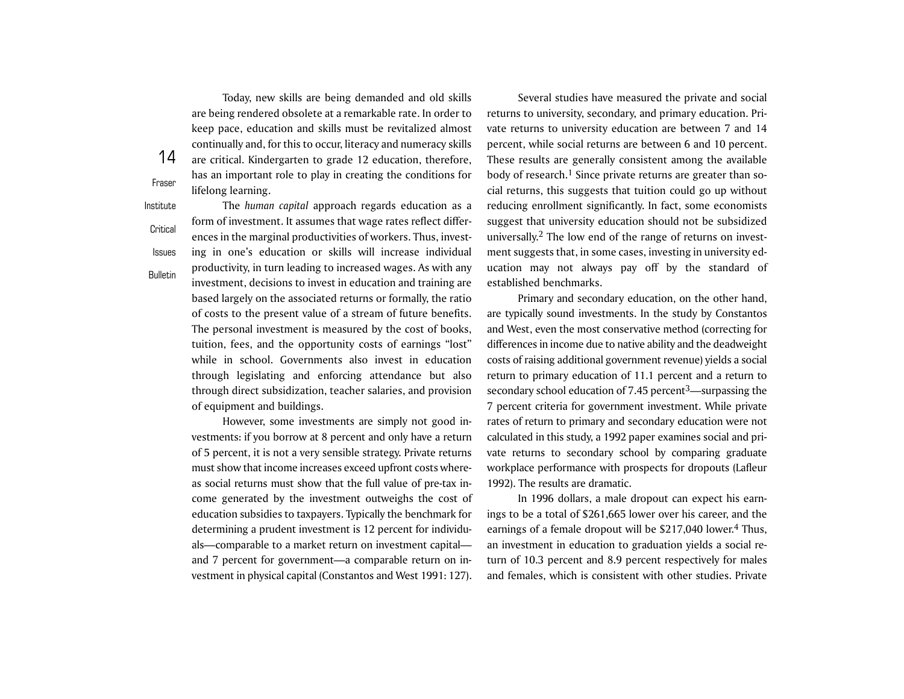Today, new skills are being demanded and old skills are being rendered obsolete at a remarkable rate. In order to keep pace, education and skills must be revitalized almost continually and, for this to occur, literacy and numeracy skills are critical. Kindergarten to grade 12 education, therefore, has an important role to play in creating the conditions for lifelong learning.

The *human capital* approach regards education as a form of investment. It assumes that wage rates reflect differences in the marginal productivities of workers. Thus, investing in one's education or skills will increase individual productivity, in turn leading to increased wages. As with any investment, decisions to invest in education and training are based largely on the associated returns or formally, the ratio of costs to the present value of a stream of future benefits. The personal investment is measured by the cost of books, tuition, fees, and the opportunity costs of earnings "lost" while in school. Governments also invest in education through legislating and enforcing attendance but also through direct subsidization, teacher salaries, and provision of equipment and buildings.

However, some investments are simply not good investments: if you borrow at 8 percent and only have a return of 5 percent, it is not a very sensible strategy. Private returns must show that income increases exceed upfront costs whereas social returns must show that the full value of pre-tax income generated by the investment outweighs the cost of education subsidies to taxpayers. Typically the benchmark for determining a prudent investment is 12 percent for individuals—comparable to a market return on investment capital—and 7 percent for government—a comparable return on investment in physical capital (Constantos and West 1991: 127).

Several studies have measured the private and social returns to university, secondary, and primary education. Private returns to university education are between 7 and 14 percent, while social returns are between 6 and 10 percent. These results are generally consistent among the available body of research.[1] Since private returns are greater than social returns, this suggests that tuition could go up without reducing enrollment significantly. In fact, some economists suggest that university education should not be subsidized universally.[2] The low end of the range of returns on investment suggests that, in some cases, investing in university education may not always pay off by the standard of established benchmarks.

Primary and secondary education, on the other hand, are typically sound investments. In the study by Constantos and West, even the most conservative method (correcting for differences in income due to native ability and the deadweight costs of raising additional government revenue) yields a social return to primary education of 11.1 percent and a return to secondary school education of 7.45 percent[3]—surpassing the 7 percent criteria for government investment. While private rates of return to primary and secondary education were not calculated in this study, a 1992 paper examines social and private returns to secondary school by comparing graduate workplace performance with prospects for dropouts (Lafleur 1992). The results are dramatic.

In 1996 dollars, a male dropout can expect his earnings to be a total of $261,665 lower over his career, and the earnings of a female dropout will be $217,040 lower.[4] Thus, an investment in education to graduation yields a social return of 10.3 percent and 8.9 percent respectively for males and females, which is consistent with other studies. Private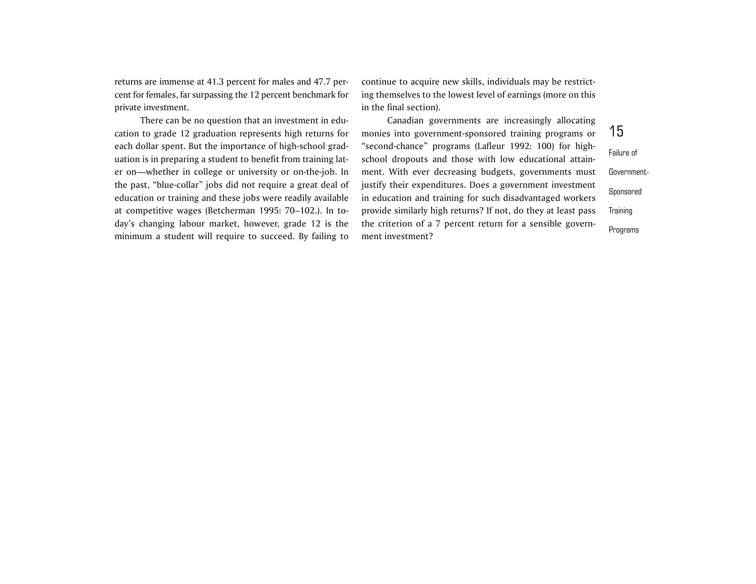returns are immense at 41.3 percent for males and 47.7 percent for females, far surpassing the 12 percent benchmark for private investment.

There can be no question that an investment in education to grade 12 graduation represents high returns for each dollar spent. But the importance of high-school graduation is in preparing a student to benefit from training later on—whether in college or university or on-the-job. In the past, "blue-collar" jobs did not require a great deal of education or training and these jobs were readily available at competitive wages (Betcherman 1995: 70–102.). In today's changing labour market, however, grade 12 is the minimum a student will require to succeed. By failing to continue to acquire new skills, individuals may be restricting themselves to the lowest level of earnings (more on this in the final section).

Canadian governments are increasingly allocating monies into government-sponsored training programs or "second-chance" programs (Lafleur 1992: 100) for high-school dropouts and those with low educational attainment. With ever decreasing budgets, governments must justify their expenditures. Does a government investment in education and training for such disadvantaged workers provide similarly high returns? If not, do they at least pass the criterion of a 7 percent return for a sensible government investment?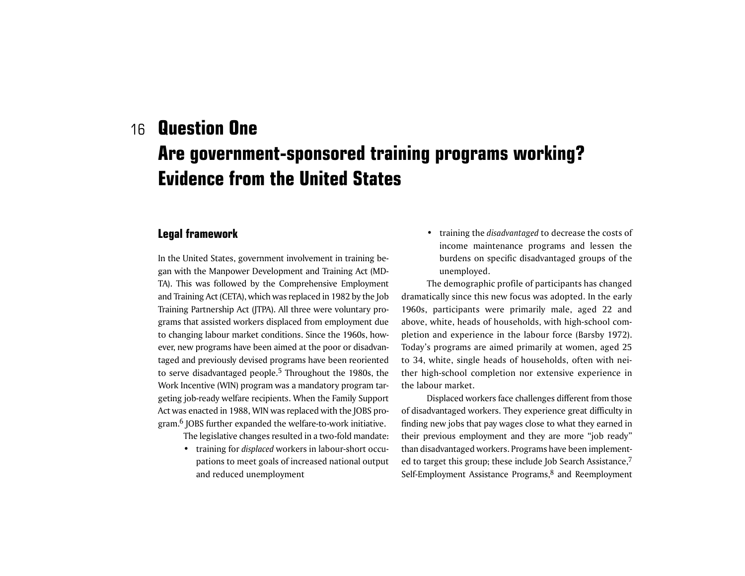# Question One

# Are government-sponsored training programs working? Evidence from the United States

## Legal framework

In the United States, government involvement in training began with the Manpower Development and Training Act (MDTA). This was followed by the Comprehensive Employment and Training Act (CETA), which was replaced in 1982 by the Job Training Partnership Act (JTPA). All three were voluntary programs that assisted workers displaced from employment due to changing labour market conditions. Since the 1960s, however, new programs have been aimed at the poor or disadvantaged and previously devised programs have been reoriented to serve disadvantaged people.[5] Throughout the 1980s, the Work Incentive (WIN) program was a mandatory program targeting job-ready welfare recipients. When the Family Support Act was enacted in 1988, WIN was replaced with the JOBS program.[6] JOBS further expanded the welfare-to-work initiative.

The legislative changes resulted in a two-fold mandate:

- training for *displaced* workers in labour-short occupations to meet goals of increased national output and reduced unemployment
- training the *disadvantaged* to decrease the costs of income maintenance programs and lessen the burdens on specific disadvantaged groups of the unemployed.

The demographic profile of participants has changed dramatically since this new focus was adopted. In the early 1960s, participants were primarily male, aged 22 and above, white, heads of households, with high-school completion and experience in the labour force (Barsby 1972). Today's programs are aimed primarily at women, aged 25 to 34, white, single heads of households, often with neither high-school completion nor extensive experience in the labour market.

Displaced workers face challenges different from those of disadvantaged workers. They experience great difficulty in finding new jobs that pay wages close to what they earned in their previous employment and they are more "job ready" than disadvantaged workers. Programs have been implemented to target this group; these include Job Search Assistance,[7] Self-Employment Assistance Programs,[8] and Reemployment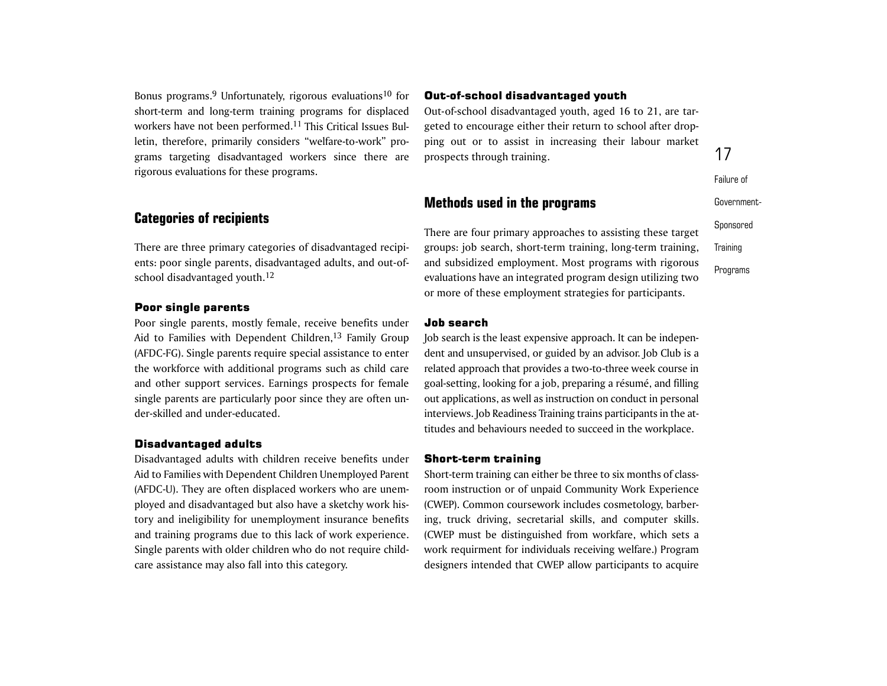Bonus programs.[9] Unfortunately, rigorous evaluations[10] for short-term and long-term training programs for displaced workers have not been performed.[11] This Critical Issues Bulletin, therefore, primarily considers "welfare-to-work" programs targeting disadvantaged workers since there are rigorous evaluations for these programs.

## Categories of recipients

There are three primary categories of disadvantaged recipients: poor single parents, disadvantaged adults, and out-of-school disadvantaged youth.[12]

### Poor single parents

Poor single parents, mostly female, receive benefits under Aid to Families with Dependent Children,[13] Family Group (AFDC-FG). Single parents require special assistance to enter the workforce with additional programs such as child care and other support services. Earnings prospects for female single parents are particularly poor since they are often under-skilled and under-educated.

### Disadvantaged adults

Disadvantaged adults with children receive benefits under Aid to Families with Dependent Children Unemployed Parent (AFDC-U). They are often displaced workers who are unemployed and disadvantaged but also have a sketchy work history and ineligibility for unemployment insurance benefits and training programs due to this lack of work experience. Single parents with older children who do not require child-care assistance may also fall into this category.

### Out-of-school disadvantaged youth

Out-of-school disadvantaged youth, aged 16 to 21, are targeted to encourage either their return to school after dropping out or to assist in increasing their labour market prospects through training.

## Methods used in the programs

There are four primary approaches to assisting these target groups: job search, short-term training, long-term training, and subsidized employment. Most programs with rigorous evaluations have an integrated program design utilizing two or more of these employment strategies for participants.

### Job search

Job search is the least expensive approach. It can be independent and unsupervised, or guided by an advisor. Job Club is a related approach that provides a two-to-three week course in goal-setting, looking for a job, preparing a résumé, and filling out applications, as well as instruction on conduct in personal interviews. Job Readiness Training trains participants in the attitudes and behaviours needed to succeed in the workplace.

### Short-term training

Short-term training can either be three to six months of classroom instruction or of unpaid Community Work Experience (CWEP). Common coursework includes cosmetology, barbering, truck driving, secretarial skills, and computer skills. (CWEP must be distinguished from workfare, which sets a work requirment for individuals receiving welfare.) Program designers intended that CWEP allow participants to acquire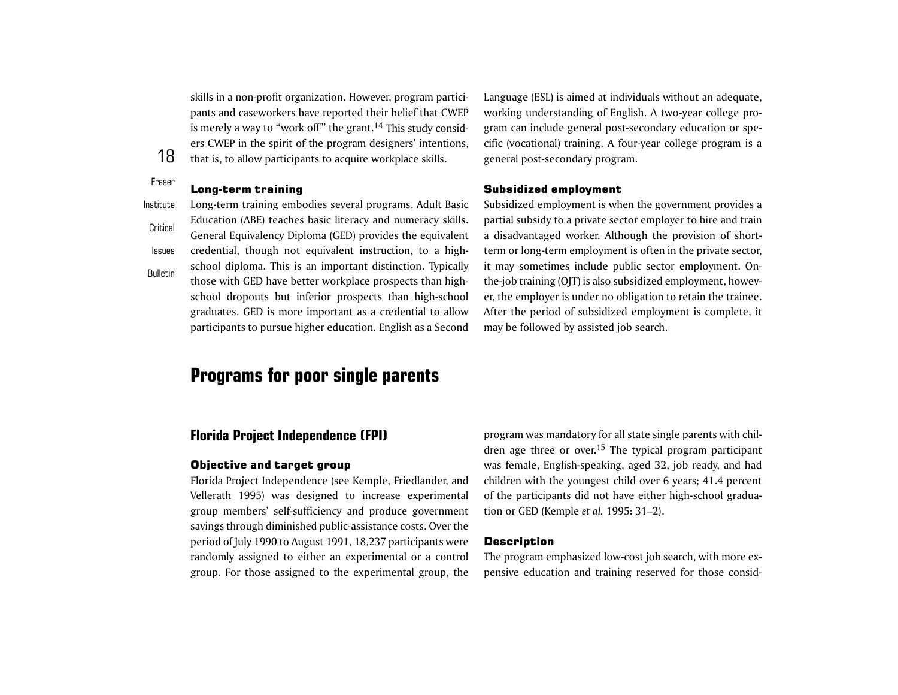skills in a non-profit organization. However, program participants and caseworkers have reported their belief that CWEP is merely a way to "work off" the grant.[14] This study considers CWEP in the spirit of the program designers' intentions, that is, to allow participants to acquire workplace skills.

### Long-term training

Long-term training embodies several programs. Adult Basic Education (ABE) teaches basic literacy and numeracy skills. General Equivalency Diploma (GED) provides the equivalent credential, though not equivalent instruction, to a high-school diploma. This is an important distinction. Typically those with GED have better workplace prospects than high-school dropouts but inferior prospects than high-school graduates. GED is more important as a credential to allow participants to pursue higher education. English as a Second Language (ESL) is aimed at individuals without an adequate, working understanding of English. A two-year college program can include general post-secondary education or specific (vocational) training. A four-year college program is a general post-secondary program.

### Subsidized employment

Subsidized employment is when the government provides a partial subsidy to a private sector employer to hire and train a disadvantaged worker. Although the provision of short-term or long-term employment is often in the private sector, it may sometimes include public sector employment. On-the-job training (OJT) is also subsidized employment, however, the employer is under no obligation to retain the trainee. After the period of subsidized employment is complete, it may be followed by assisted job search.

# Programs for poor single parents

## Florida Project Independence (FPI)

### Objective and target group

Florida Project Independence (see Kemple, Friedlander, and Vellerath 1995) was designed to increase experimental group members' self-sufficiency and produce government savings through diminished public-assistance costs. Over the period of July 1990 to August 1991, 18,237 participants were randomly assigned to either an experimental or a control group. For those assigned to the experimental group, the program was mandatory for all state single parents with children age three or over.[15] The typical program participant was female, English-speaking, aged 32, job ready, and had children with the youngest child over 6 years; 41.4 percent of the participants did not have either high-school graduation or GED (Kemple *et al.* 1995: 31–2).

### Description

The program emphasized low-cost job search, with more expensive education and training reserved for those consid-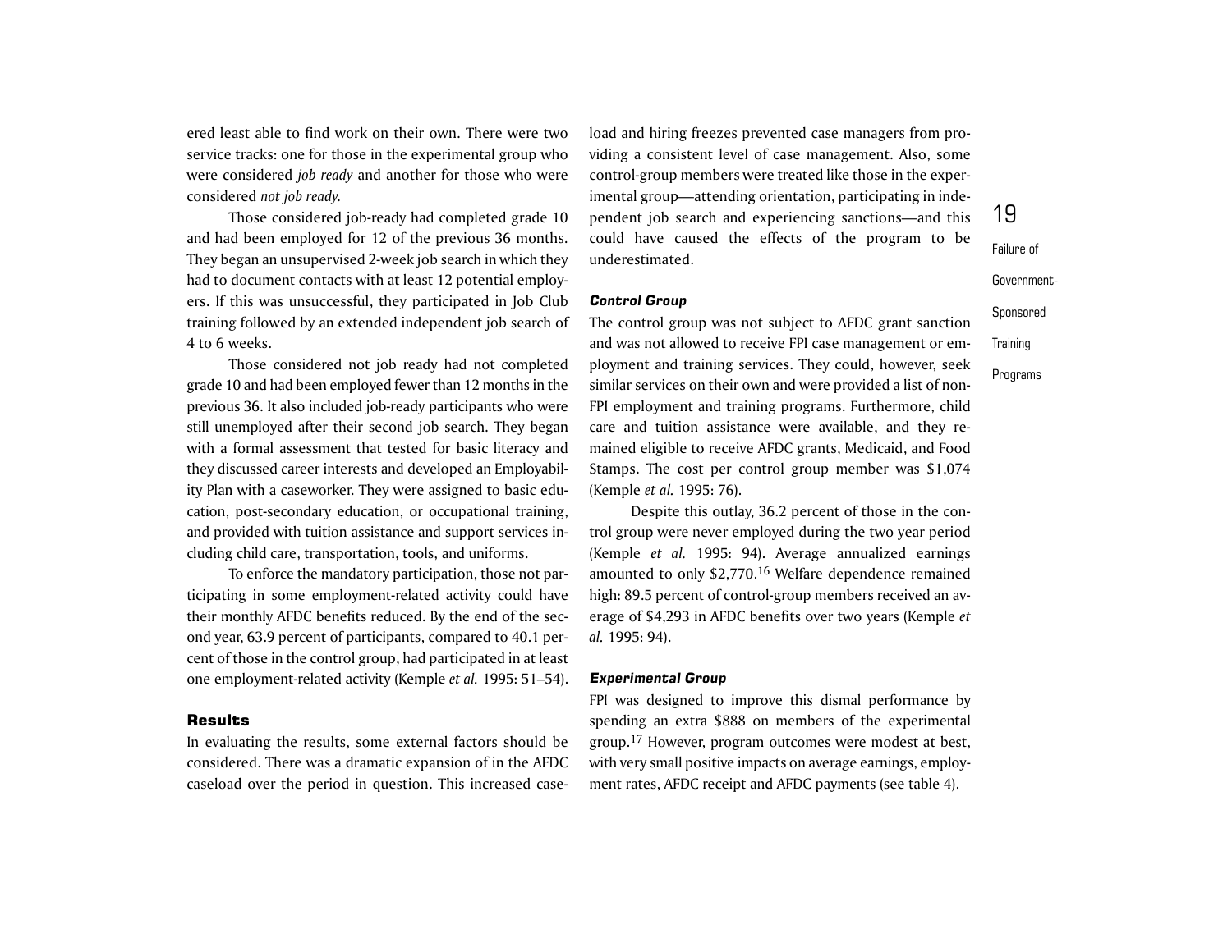ered least able to find work on their own. There were two service tracks: one for those in the experimental group who were considered *job ready* and another for those who were considered *not job ready*.

Those considered job-ready had completed grade 10 and had been employed for 12 of the previous 36 months. They began an unsupervised 2-week job search in which they had to document contacts with at least 12 potential employers. If this was unsuccessful, they participated in Job Club training followed by an extended independent job search of 4 to 6 weeks.

Those considered not job ready had not completed grade 10 and had been employed fewer than 12 months in the previous 36. It also included job-ready participants who were still unemployed after their second job search. They began with a formal assessment that tested for basic literacy and they discussed career interests and developed an Employability Plan with a caseworker. They were assigned to basic education, post-secondary education, or occupational training, and provided with tuition assistance and support services including child care, transportation, tools, and uniforms.

To enforce the mandatory participation, those not participating in some employment-related activity could have their monthly AFDC benefits reduced. By the end of the second year, 63.9 percent of participants, compared to 40.1 percent of those in the control group, had participated in at least one employment-related activity (Kemple *et al.* 1995: 51–54).

## Results

In evaluating the results, some external factors should be considered. There was a dramatic expansion of in the AFDC caseload over the period in question. This increased caseload and hiring freezes prevented case managers from providing a consistent level of case management. Also, some control-group members were treated like those in the experimental group—attending orientation, participating in independent job search and experiencing sanctions—and this could have caused the effects of the program to be underestimated.

### *Control Group*

The control group was not subject to AFDC grant sanction and was not allowed to receive FPI case management or employment and training services. They could, however, seek similar services on their own and were provided a list of non-FPI employment and training programs. Furthermore, child care and tuition assistance were available, and they remained eligible to receive AFDC grants, Medicaid, and Food Stamps. The cost per control group member was $1,074 (Kemple *et al.* 1995: 76).

Despite this outlay, 36.2 percent of those in the control group were never employed during the two year period (Kemple *et al.* 1995: 94). Average annualized earnings amounted to only $2,770.[16] Welfare dependence remained high: 89.5 percent of control-group members received an average of $4,293 in AFDC benefits over two years (Kemple *et al.* 1995: 94).

### *Experimental Group*

FPI was designed to improve this dismal performance by spending an extra $888 on members of the experimental group.[17] However, program outcomes were modest at best, with very small positive impacts on average earnings, employment rates, AFDC receipt and AFDC payments (see table 4).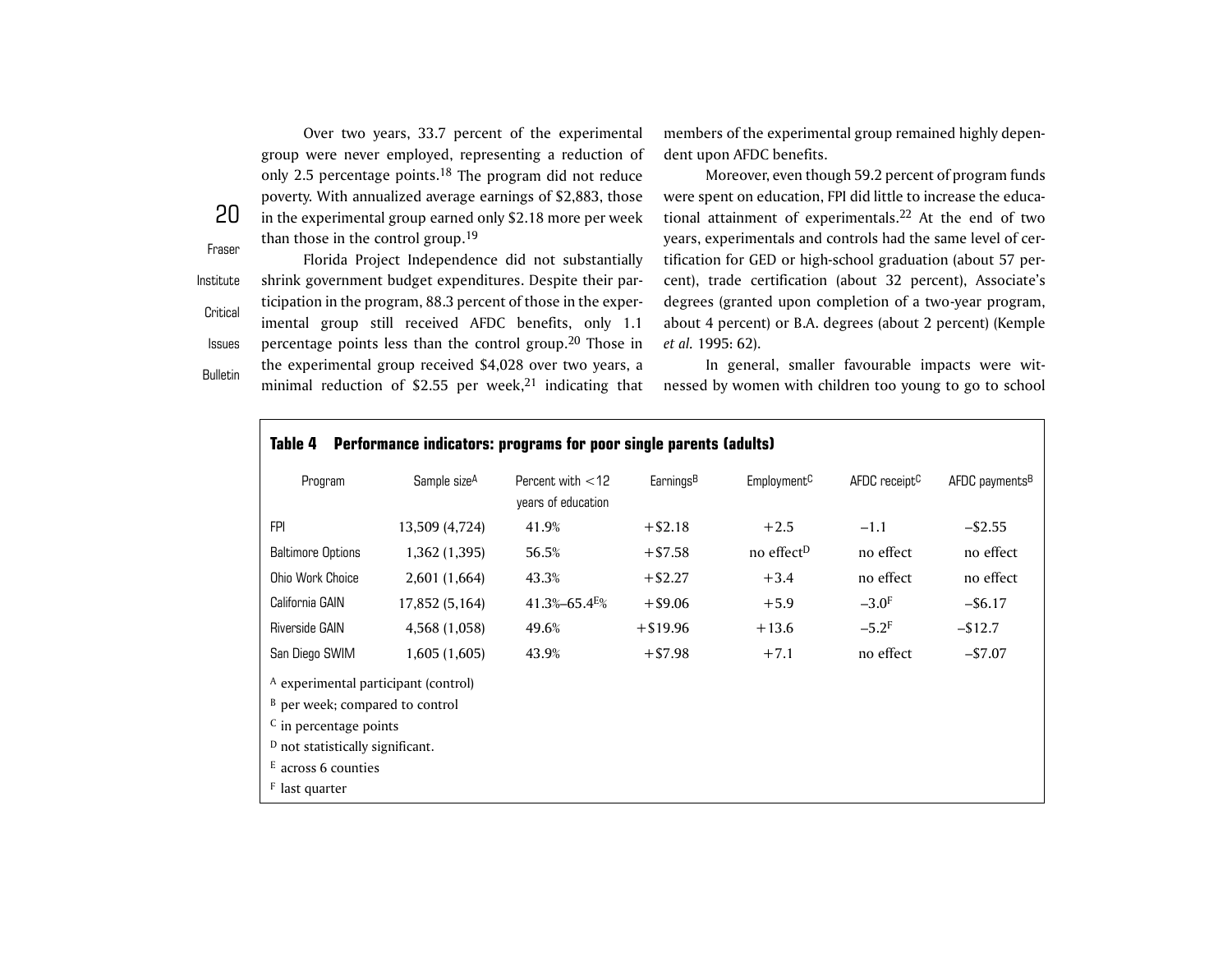Over two years, 33.7 percent of the experimental group were never employed, representing a reduction of only 2.5 percentage points.[18] The program did not reduce poverty. With annualized average earnings of $2,883, those in the experimental group earned only $2.18 more per week than those in the control group.[19]

Florida Project Independence did not substantially shrink government budget expenditures. Despite their participation in the program, 88.3 percent of those in the experimental group still received AFDC benefits, only 1.1 percentage points less than the control group.[20] Those in the experimental group received $4,028 over two years, a minimal reduction of $2.55 per week,[21] indicating that members of the experimental group remained highly dependent upon AFDC benefits.

Moreover, even though 59.2 percent of program funds were spent on education, FPI did little to increase the educational attainment of experimentals.[22] At the end of two years, experimentals and controls had the same level of certification for GED or high-school graduation (about 57 percent), trade certification (about 32 percent), Associate's degrees (granted upon completion of a two-year program, about 4 percent) or B.A. degrees (about 2 percent) (Kemple *et al.* 1995: 62).

In general, smaller favourable impacts were witnessed by women with children too young to go to school

**Table 4 Performance indicators: programs for poor single parents (adults)**

| Program | Sample size[A] | Percent with <12 years of education | Earnings[B] | Employment[C] | AFDC receipt[C] | AFDC payments[B] |
|---|---|---|---|---|---|---|
| FPI | 13,509 (4,724) | 41.9% | +$2.18 | +2.5 | –1.1 | –$2.55 |
| Baltimore Options | 1,362 (1,395) | 56.5% | +$7.58 | no effect[D] | no effect | no effect |
| Ohio Work Choice | 2,601 (1,664) | 43.3% | +$2.27 | +3.4 | no effect | no effect |
| California GAIN | 17,852 (5,164) | 41.3%–65.4[E]% | +$9.06 | +5.9 | –3.0[F] | –$6.17 |
| Riverside GAIN | 4,568 (1,058) | 49.6% | +$19.96 | +13.6 | –5.2[F] | –$12.7 |
| San Diego SWIM | 1,605 (1,605) | 43.9% | +$7.98 | +7.1 | no effect | –$7.07 |

[A] experimental participant (control)
[B] per week; compared to control
[C] in percentage points
[D] not statistically significant.
[E] across 6 counties
[F] last quarter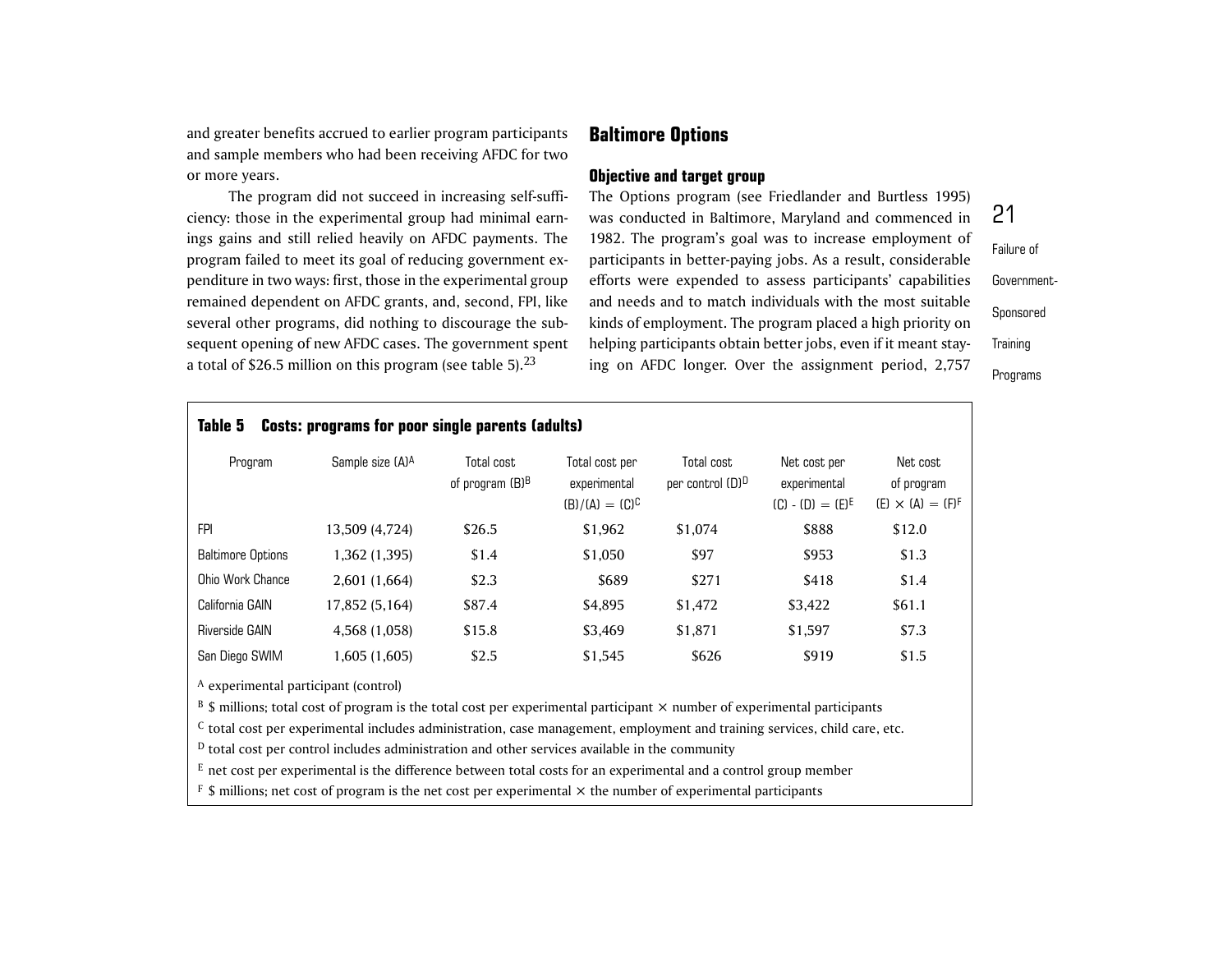and greater benefits accrued to earlier program participants and sample members who had been receiving AFDC for two or more years.

The program did not succeed in increasing self-sufficiency: those in the experimental group had minimal earnings gains and still relied heavily on AFDC payments. The program failed to meet its goal of reducing government expenditure in two ways: first, those in the experimental group remained dependent on AFDC grants, and, second, FPI, like several other programs, did nothing to discourage the subsequent opening of new AFDC cases. The government spent a total of $26.5 million on this program (see table 5).[23]

## Baltimore Options

### Objective and target group

The Options program (see Friedlander and Burtless 1995) was conducted in Baltimore, Maryland and commenced in 1982. The program's goal was to increase employment of participants in better-paying jobs. As a result, considerable efforts were expended to assess participants' capabilities and needs and to match individuals with the most suitable kinds of employment. The program placed a high priority on helping participants obtain better jobs, even if it meant staying on AFDC longer. Over the assignment period, 2,757

**Table 5 Costs: programs for poor single parents (adults)**

| Program | Sample size (A)[A] | Total cost of program (B)[B] | Total cost per experimental (B)/(A) = (C)[C] | Total cost per control (D)[D] | Net cost per experimental (C) - (D) = (E)[E] | Net cost of program (E) × (A) = (F)[F] |
|---|---|---|---|---|---|---|
| FPI | 13,509 (4,724) | $26.5 | $1,962 | $1,074 | $888 | $12.0 |
| Baltimore Options | 1,362 (1,395) | $1.4 | $1,050 | $97 | $953 | $1.3 |
| Ohio Work Chance | 2,601 (1,664) | $2.3 | $689 | $271 | $418 | $1.4 |
| California GAIN | 17,852 (5,164) | $87.4 | $4,895 | $1,472 | $3,422 | $61.1 |
| Riverside GAIN | 4,568 (1,058) | $15.8 | $3,469 | $1,871 | $1,597 | $7.3 |
| San Diego SWIM | 1,605 (1,605) | $2.5 | $1,545 | $626 | $919 | $1.5 |

[A] experimental participant (control)

[B] $ millions; total cost of program is the total cost per experimental participant × number of experimental participants

[C] total cost per experimental includes administration, case management, employment and training services, child care, etc.

[D] total cost per control includes administration and other services available in the community

[E] net cost per experimental is the difference between total costs for an experimental and a control group member

[F] $ millions; net cost of program is the net cost per experimental × the number of experimental participants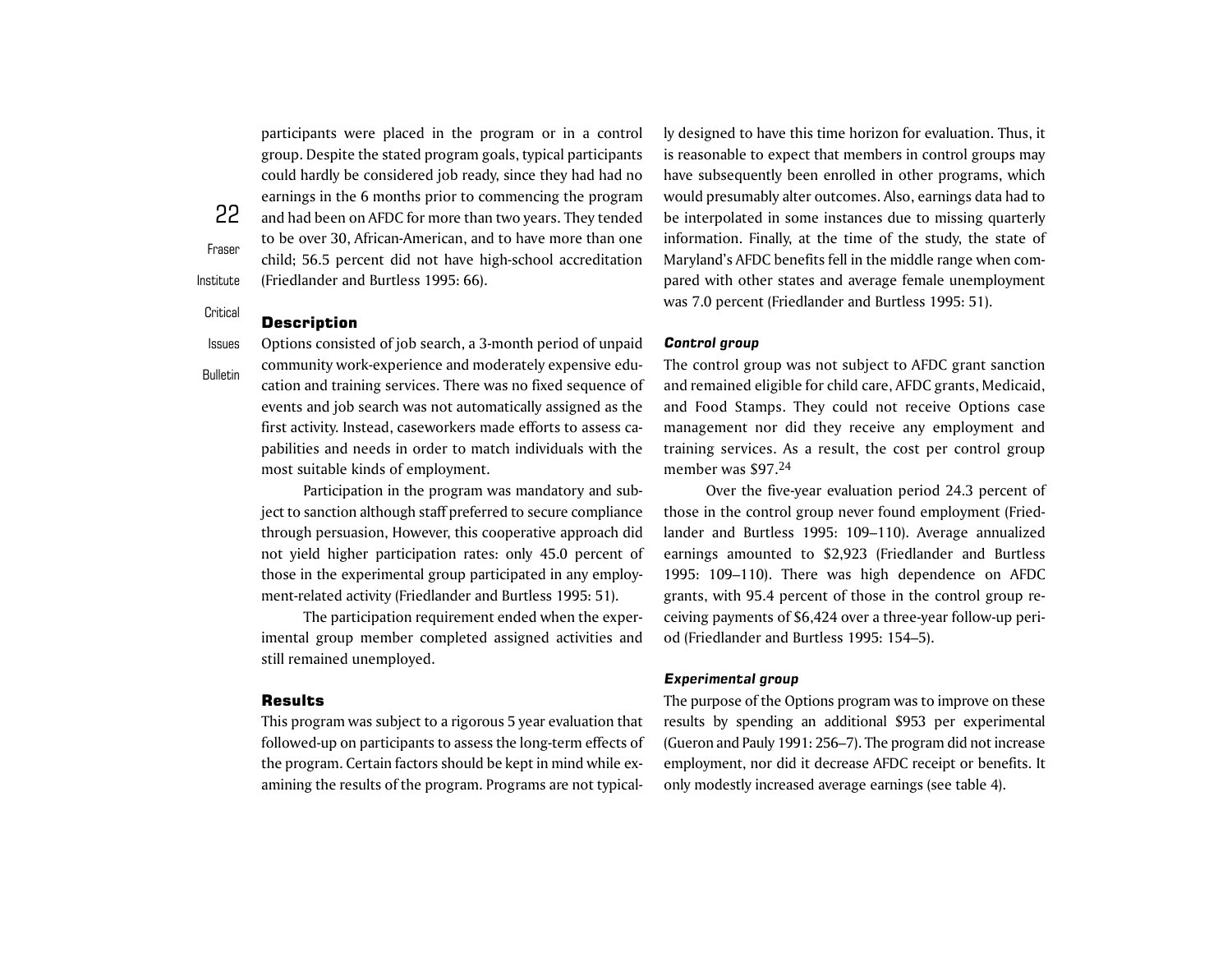participants were placed in the program or in a control group. Despite the stated program goals, typical participants could hardly be considered job ready, since they had had no earnings in the 6 months prior to commencing the program and had been on AFDC for more than two years. They tended to be over 30, African-American, and to have more than one child; 56.5 percent did not have high-school accreditation (Friedlander and Burtless 1995: 66).

### Description

Options consisted of job search, a 3-month period of unpaid community work-experience and moderately expensive education and training services. There was no fixed sequence of events and job search was not automatically assigned as the first activity. Instead, caseworkers made efforts to assess capabilities and needs in order to match individuals with the most suitable kinds of employment.

Participation in the program was mandatory and subject to sanction although staff preferred to secure compliance through persuasion, However, this cooperative approach did not yield higher participation rates: only 45.0 percent of those in the experimental group participated in any employment-related activity (Friedlander and Burtless 1995: 51).

The participation requirement ended when the experimental group member completed assigned activities and still remained unemployed.

### Results

This program was subject to a rigorous 5 year evaluation that followed-up on participants to assess the long-term effects of the program. Certain factors should be kept in mind while examining the results of the program. Programs are not typically designed to have this time horizon for evaluation. Thus, it is reasonable to expect that members in control groups may have subsequently been enrolled in other programs, which would presumably alter outcomes. Also, earnings data had to be interpolated in some instances due to missing quarterly information. Finally, at the time of the study, the state of Maryland's AFDC benefits fell in the middle range when compared with other states and average female unemployment was 7.0 percent (Friedlander and Burtless 1995: 51).

#### *Control group*

The control group was not subject to AFDC grant sanction and remained eligible for child care, AFDC grants, Medicaid, and Food Stamps. They could not receive Options case management nor did they receive any employment and training services. As a result, the cost per control group member was $97.[24]

Over the five-year evaluation period 24.3 percent of those in the control group never found employment (Friedlander and Burtless 1995: 109–110). Average annualized earnings amounted to $2,923 (Friedlander and Burtless 1995: 109–110). There was high dependence on AFDC grants, with 95.4 percent of those in the control group receiving payments of $6,424 over a three-year follow-up period (Friedlander and Burtless 1995: 154–5).

#### *Experimental group*

The purpose of the Options program was to improve on these results by spending an additional $953 per experimental (Gueron and Pauly 1991: 256–7). The program did not increase employment, nor did it decrease AFDC receipt or benefits. It only modestly increased average earnings (see table 4).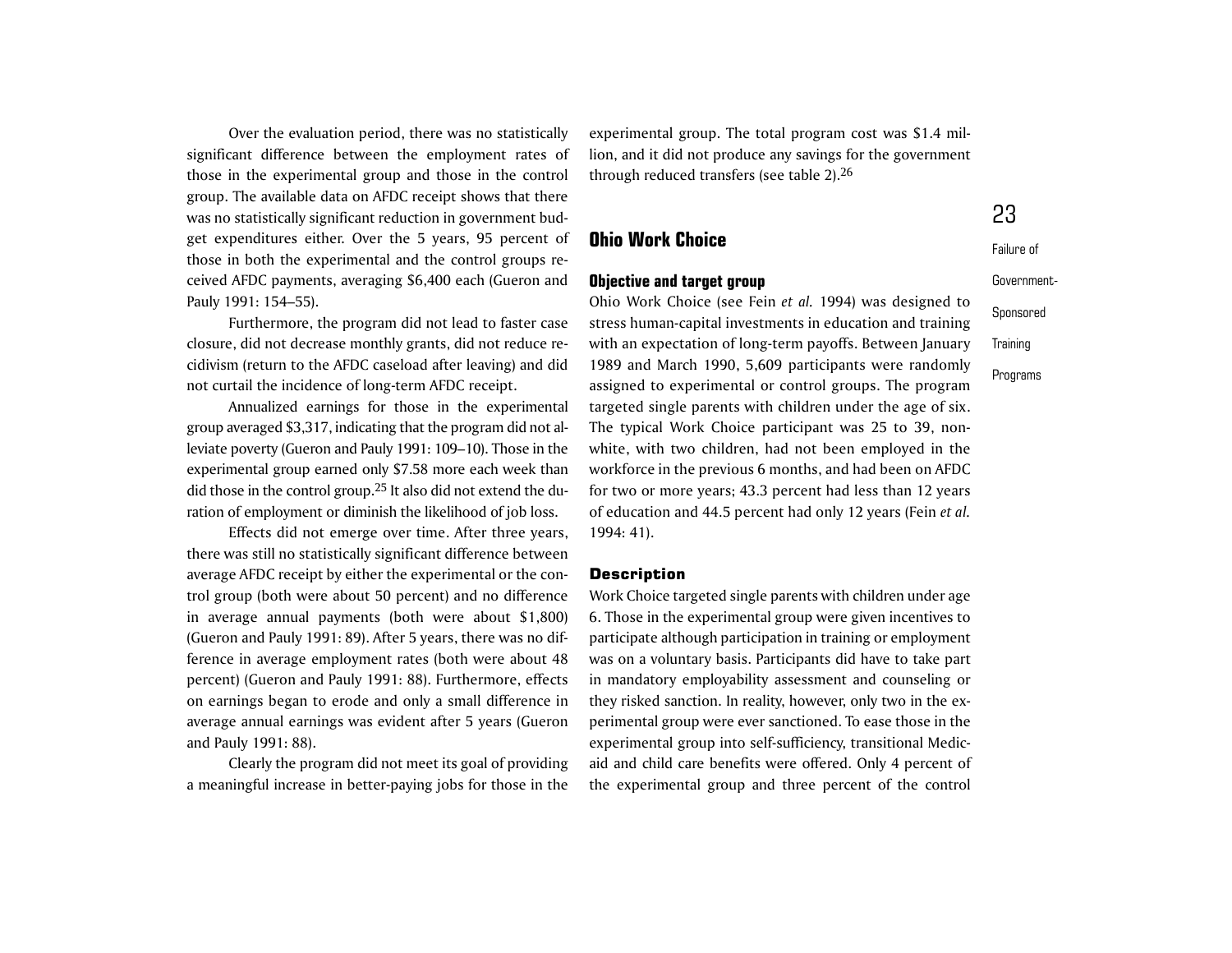Over the evaluation period, there was no statistically significant difference between the employment rates of those in the experimental group and those in the control group. The available data on AFDC receipt shows that there was no statistically significant reduction in government budget expenditures either. Over the 5 years, 95 percent of those in both the experimental and the control groups received AFDC payments, averaging $6,400 each (Gueron and Pauly 1991: 154–55).

Furthermore, the program did not lead to faster case closure, did not decrease monthly grants, did not reduce recidivism (return to the AFDC caseload after leaving) and did not curtail the incidence of long-term AFDC receipt.

Annualized earnings for those in the experimental group averaged $3,317, indicating that the program did not alleviate poverty (Gueron and Pauly 1991: 109–10). Those in the experimental group earned only $7.58 more each week than did those in the control group.[25] It also did not extend the duration of employment or diminish the likelihood of job loss.

Effects did not emerge over time. After three years, there was still no statistically significant difference between average AFDC receipt by either the experimental or the control group (both were about 50 percent) and no difference in average annual payments (both were about $1,800) (Gueron and Pauly 1991: 89). After 5 years, there was no difference in average employment rates (both were about 48 percent) (Gueron and Pauly 1991: 88). Furthermore, effects on earnings began to erode and only a small difference in average annual earnings was evident after 5 years (Gueron and Pauly 1991: 88).

Clearly the program did not meet its goal of providing a meaningful increase in better-paying jobs for those in the experimental group. The total program cost was $1.4 million, and it did not produce any savings for the government through reduced transfers (see table 2).[26]

## Ohio Work Choice

### Objective and target group

Ohio Work Choice (see Fein *et al.* 1994) was designed to stress human-capital investments in education and training with an expectation of long-term payoffs. Between January 1989 and March 1990, 5,609 participants were randomly assigned to experimental or control groups. The program targeted single parents with children under the age of six. The typical Work Choice participant was 25 to 39, nonwhite, with two children, had not been employed in the workforce in the previous 6 months, and had been on AFDC for two or more years; 43.3 percent had less than 12 years of education and 44.5 percent had only 12 years (Fein *et al.* 1994: 41).

### Description

Work Choice targeted single parents with children under age 6. Those in the experimental group were given incentives to participate although participation in training or employment was on a voluntary basis. Participants did have to take part in mandatory employability assessment and counseling or they risked sanction. In reality, however, only two in the experimental group were ever sanctioned. To ease those in the experimental group into self-sufficiency, transitional Medicaid and child care benefits were offered. Only 4 percent of the experimental group and three percent of the control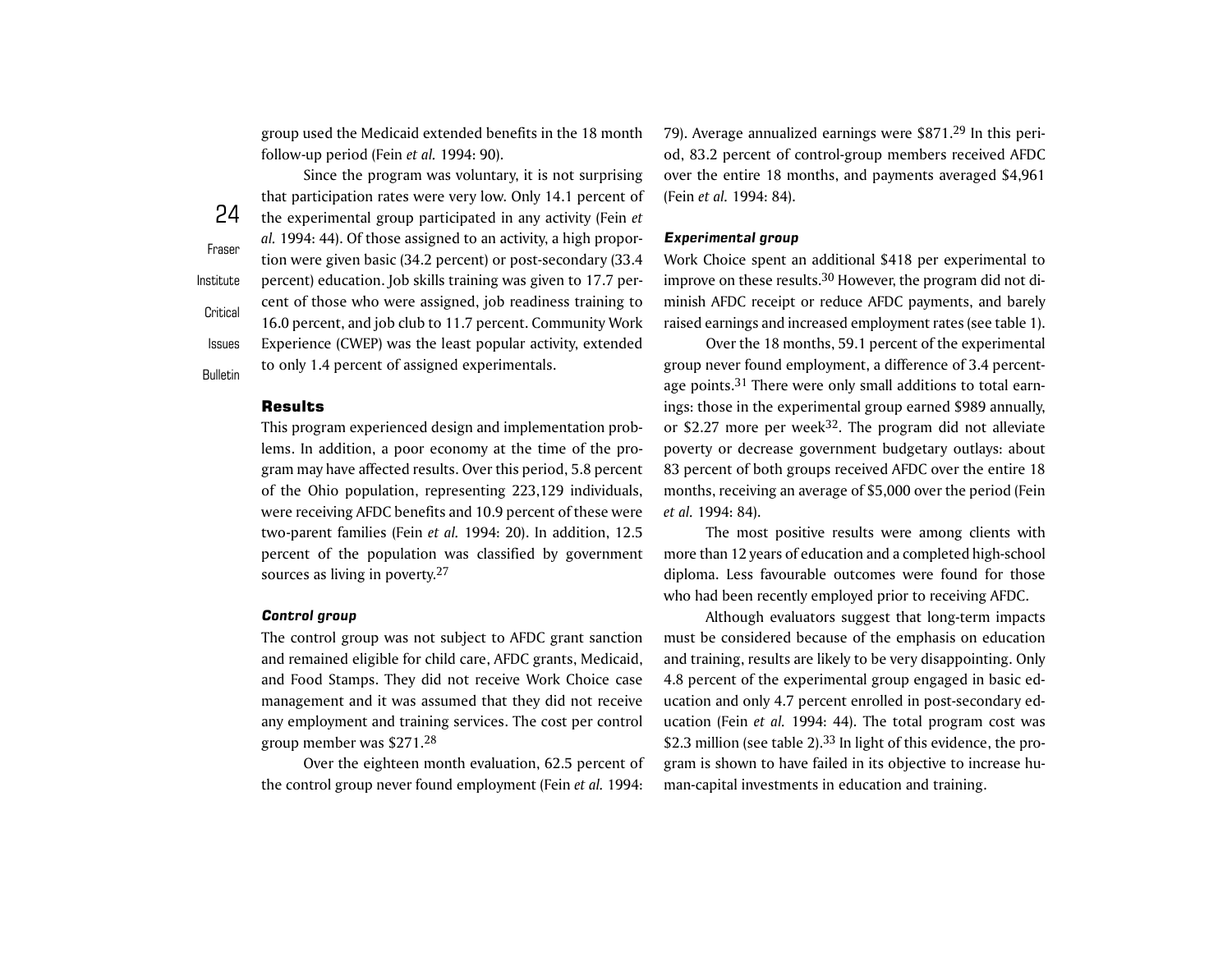group used the Medicaid extended benefits in the 18 month follow-up period (Fein *et al.* 1994: 90).

Since the program was voluntary, it is not surprising that participation rates were very low. Only 14.1 percent of the experimental group participated in any activity (Fein *et al.* 1994: 44). Of those assigned to an activity, a high proportion were given basic (34.2 percent) or post-secondary (33.4 percent) education. Job skills training was given to 17.7 percent of those who were assigned, job readiness training to 16.0 percent, and job club to 11.7 percent. Community Work Experience (CWEP) was the least popular activity, extended to only 1.4 percent of assigned experimentals.

## Results

This program experienced design and implementation problems. In addition, a poor economy at the time of the program may have affected results. Over this period, 5.8 percent of the Ohio population, representing 223,129 individuals, were receiving AFDC benefits and 10.9 percent of these were two-parent families (Fein *et al.* 1994: 20). In addition, 12.5 percent of the population was classified by government sources as living in poverty.[27]

### *Control group*

The control group was not subject to AFDC grant sanction and remained eligible for child care, AFDC grants, Medicaid, and Food Stamps. They did not receive Work Choice case management and it was assumed that they did not receive any employment and training services. The cost per control group member was $271.[28]

Over the eighteen month evaluation, 62.5 percent of the control group never found employment (Fein *et al.* 1994: 79). Average annualized earnings were $871.[29] In this period, 83.2 percent of control-group members received AFDC over the entire 18 months, and payments averaged $4,961 (Fein *et al.* 1994: 84).

### *Experimental group*

Work Choice spent an additional $418 per experimental to improve on these results.[30] However, the program did not diminish AFDC receipt or reduce AFDC payments, and barely raised earnings and increased employment rates (see table 1).

Over the 18 months, 59.1 percent of the experimental group never found employment, a difference of 3.4 percentage points.[31] There were only small additions to total earnings: those in the experimental group earned $989 annually, or $2.27 more per week[32]. The program did not alleviate poverty or decrease government budgetary outlays: about 83 percent of both groups received AFDC over the entire 18 months, receiving an average of $5,000 over the period (Fein *et al.* 1994: 84).

The most positive results were among clients with more than 12 years of education and a completed high-school diploma. Less favourable outcomes were found for those who had been recently employed prior to receiving AFDC.

Although evaluators suggest that long-term impacts must be considered because of the emphasis on education and training, results are likely to be very disappointing. Only 4.8 percent of the experimental group engaged in basic education and only 4.7 percent enrolled in post-secondary education (Fein *et al.* 1994: 44). The total program cost was $2.3 million (see table 2).[33] In light of this evidence, the program is shown to have failed in its objective to increase human-capital investments in education and training.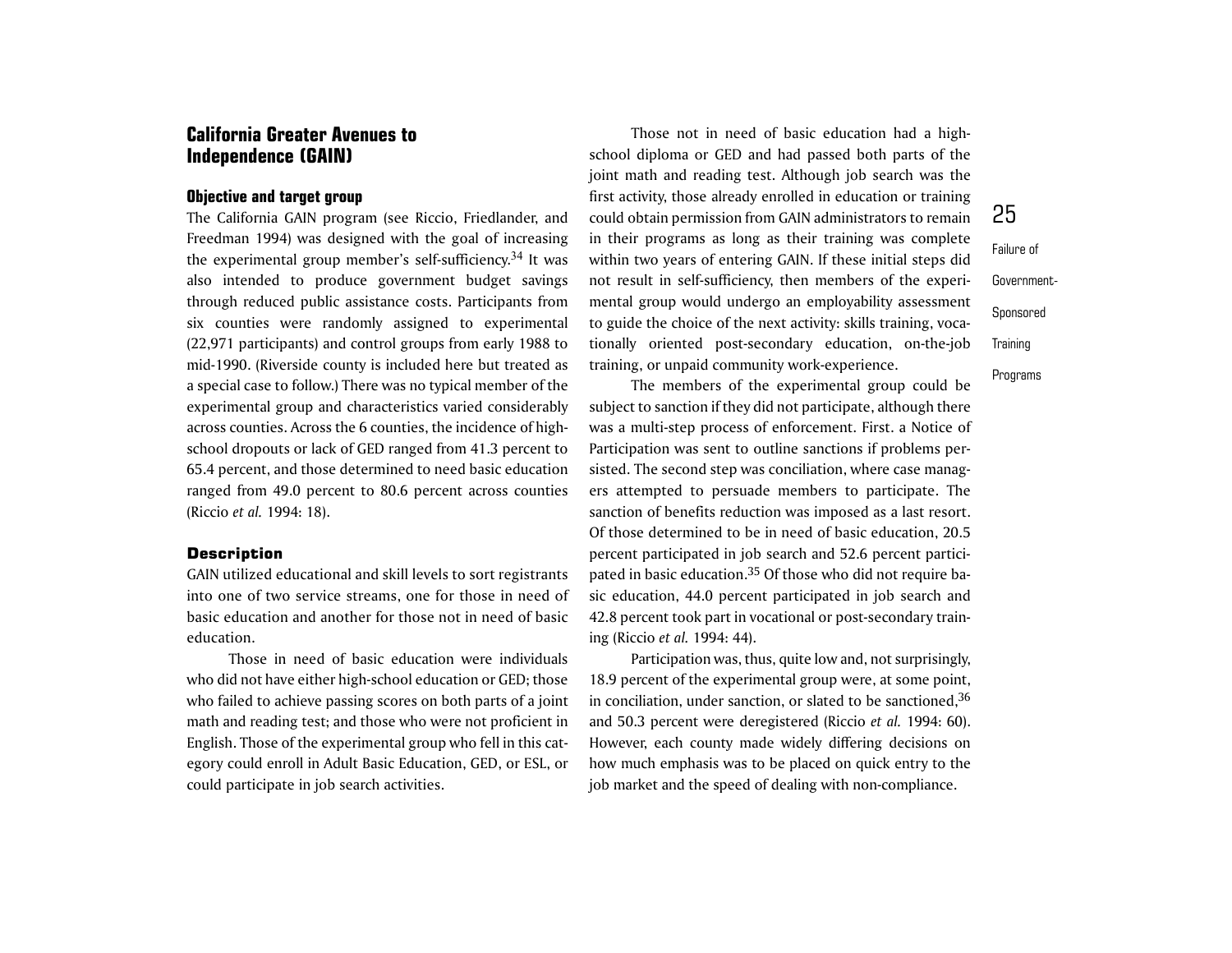## California Greater Avenues to Independence (GAIN)

### Objective and target group

The California GAIN program (see Riccio, Friedlander, and Freedman 1994) was designed with the goal of increasing the experimental group member's self-sufficiency.[34] It was also intended to produce government budget savings through reduced public assistance costs. Participants from six counties were randomly assigned to experimental (22,971 participants) and control groups from early 1988 to mid-1990. (Riverside county is included here but treated as a special case to follow.) There was no typical member of the experimental group and characteristics varied considerably across counties. Across the 6 counties, the incidence of high-school dropouts or lack of GED ranged from 41.3 percent to 65.4 percent, and those determined to need basic education ranged from 49.0 percent to 80.6 percent across counties (Riccio *et al.* 1994: 18).

### Description

GAIN utilized educational and skill levels to sort registrants into one of two service streams, one for those in need of basic education and another for those not in need of basic education.

Those in need of basic education were individuals who did not have either high-school education or GED; those who failed to achieve passing scores on both parts of a joint math and reading test; and those who were not proficient in English. Those of the experimental group who fell in this category could enroll in Adult Basic Education, GED, or ESL, or could participate in job search activities.

Those not in need of basic education had a high-school diploma or GED and had passed both parts of the joint math and reading test. Although job search was the first activity, those already enrolled in education or training could obtain permission from GAIN administrators to remain in their programs as long as their training was complete within two years of entering GAIN. If these initial steps did not result in self-sufficiency, then members of the experimental group would undergo an employability assessment to guide the choice of the next activity: skills training, vocationally oriented post-secondary education, on-the-job training, or unpaid community work-experience.

The members of the experimental group could be subject to sanction if they did not participate, although there was a multi-step process of enforcement. First. a Notice of Participation was sent to outline sanctions if problems persisted. The second step was conciliation, where case managers attempted to persuade members to participate. The sanction of benefits reduction was imposed as a last resort. Of those determined to be in need of basic education, 20.5 percent participated in job search and 52.6 percent participated in basic education.[35] Of those who did not require basic education, 44.0 percent participated in job search and 42.8 percent took part in vocational or post-secondary training (Riccio *et al.* 1994: 44).

Participation was, thus, quite low and, not surprisingly, 18.9 percent of the experimental group were, at some point, in conciliation, under sanction, or slated to be sanctioned,[36] and 50.3 percent were deregistered (Riccio *et al.* 1994: 60). However, each county made widely differing decisions on how much emphasis was to be placed on quick entry to the job market and the speed of dealing with non-compliance.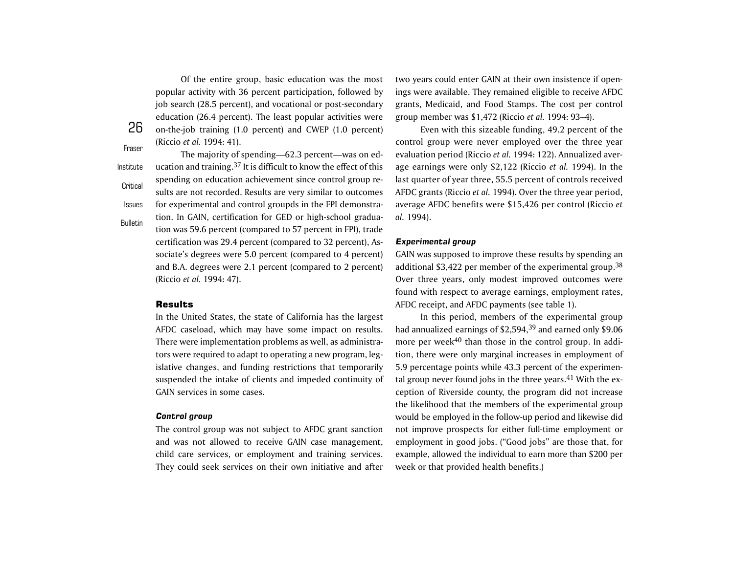Of the entire group, basic education was the most popular activity with 36 percent participation, followed by job search (28.5 percent), and vocational or post-secondary education (26.4 percent). The least popular activities were on-the-job training (1.0 percent) and CWEP (1.0 percent) (Riccio *et al.* 1994: 41).

The majority of spending—62.3 percent—was on education and training.[37] It is difficult to know the effect of this spending on education achievement since control group results are not recorded. Results are very similar to outcomes for experimental and control groupds in the FPI demonstration. In GAIN, certification for GED or high-school graduation was 59.6 percent (compared to 57 percent in FPI), trade certification was 29.4 percent (compared to 32 percent), Associate's degrees were 5.0 percent (compared to 4 percent) and B.A. degrees were 2.1 percent (compared to 2 percent) (Riccio *et al.* 1994: 47).

## Results

In the United States, the state of California has the largest AFDC caseload, which may have some impact on results. There were implementation problems as well, as administrators were required to adapt to operating a new program, legislative changes, and funding restrictions that temporarily suspended the intake of clients and impeded continuity of GAIN services in some cases.

### *Control group*

The control group was not subject to AFDC grant sanction and was not allowed to receive GAIN case management, child care services, or employment and training services. They could seek services on their own initiative and after two years could enter GAIN at their own insistence if openings were available. They remained eligible to receive AFDC grants, Medicaid, and Food Stamps. The cost per control group member was $1,472 (Riccio *et al.* 1994: 93–4).

Even with this sizeable funding, 49.2 percent of the control group were never employed over the three year evaluation period (Riccio *et al.* 1994: 122). Annualized average earnings were only $2,122 (Riccio *et al.* 1994). In the last quarter of year three, 55.5 percent of controls received AFDC grants (Riccio *et al.* 1994). Over the three year period, average AFDC benefits were $15,426 per control (Riccio *et al.* 1994).

### *Experimental group*

GAIN was supposed to improve these results by spending an additional $3,422 per member of the experimental group.[38] Over three years, only modest improved outcomes were found with respect to average earnings, employment rates, AFDC receipt, and AFDC payments (see table 1).

In this period, members of the experimental group had annualized earnings of $2,594,[39] and earned only $9.06 more per week[40] than those in the control group. In addition, there were only marginal increases in employment of 5.9 percentage points while 43.3 percent of the experimental group never found jobs in the three years.[41] With the exception of Riverside county, the program did not increase the likelihood that the members of the experimental group would be employed in the follow-up period and likewise did not improve prospects for either full-time employment or employment in good jobs. ("Good jobs" are those that, for example, allowed the individual to earn more than $200 per week or that provided health benefits.)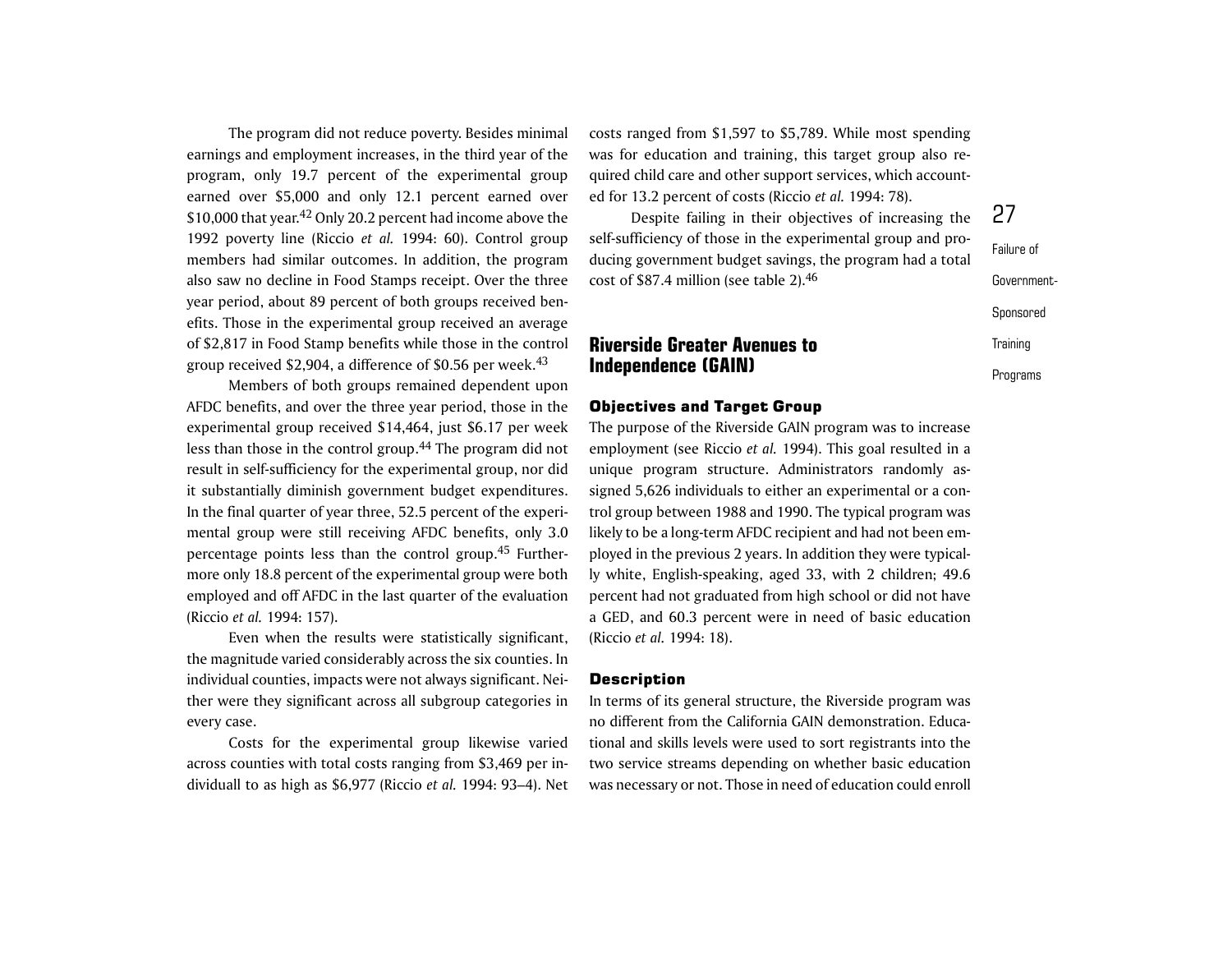The program did not reduce poverty. Besides minimal earnings and employment increases, in the third year of the program, only 19.7 percent of the experimental group earned over $5,000 and only 12.1 percent earned over $10,000 that year.[42] Only 20.2 percent had income above the 1992 poverty line (Riccio *et al.* 1994: 60). Control group members had similar outcomes. In addition, the program also saw no decline in Food Stamps receipt. Over the three year period, about 89 percent of both groups received benefits. Those in the experimental group received an average of $2,817 in Food Stamp benefits while those in the control group received $2,904, a difference of $0.56 per week.[43]

Members of both groups remained dependent upon AFDC benefits, and over the three year period, those in the experimental group received $14,464, just $6.17 per week less than those in the control group.[44] The program did not result in self-sufficiency for the experimental group, nor did it substantially diminish government budget expenditures. In the final quarter of year three, 52.5 percent of the experimental group were still receiving AFDC benefits, only 3.0 percentage points less than the control group.[45] Furthermore only 18.8 percent of the experimental group were both employed and off AFDC in the last quarter of the evaluation (Riccio *et al.* 1994: 157).

Even when the results were statistically significant, the magnitude varied considerably across the six counties. In individual counties, impacts were not always significant. Neither were they significant across all subgroup categories in every case.

Costs for the experimental group likewise varied across counties with total costs ranging from $3,469 per individuall to as high as $6,977 (Riccio *et al.* 1994: 93–4). Net costs ranged from $1,597 to $5,789. While most spending was for education and training, this target group also required child care and other support services, which accounted for 13.2 percent of costs (Riccio *et al.* 1994: 78).

Despite failing in their objectives of increasing the self-sufficiency of those in the experimental group and producing government budget savings, the program had a total cost of $87.4 million (see table 2).[46]

## Riverside Greater Avenues to Independence (GAIN)

### Objectives and Target Group

The purpose of the Riverside GAIN program was to increase employment (see Riccio *et al.* 1994). This goal resulted in a unique program structure. Administrators randomly assigned 5,626 individuals to either an experimental or a control group between 1988 and 1990. The typical program was likely to be a long-term AFDC recipient and had not been employed in the previous 2 years. In addition they were typically white, English-speaking, aged 33, with 2 children; 49.6 percent had not graduated from high school or did not have a GED, and 60.3 percent were in need of basic education (Riccio *et al.* 1994: 18).

### Description

In terms of its general structure, the Riverside program was no different from the California GAIN demonstration. Educational and skills levels were used to sort registrants into the two service streams depending on whether basic education was necessary or not. Those in need of education could enroll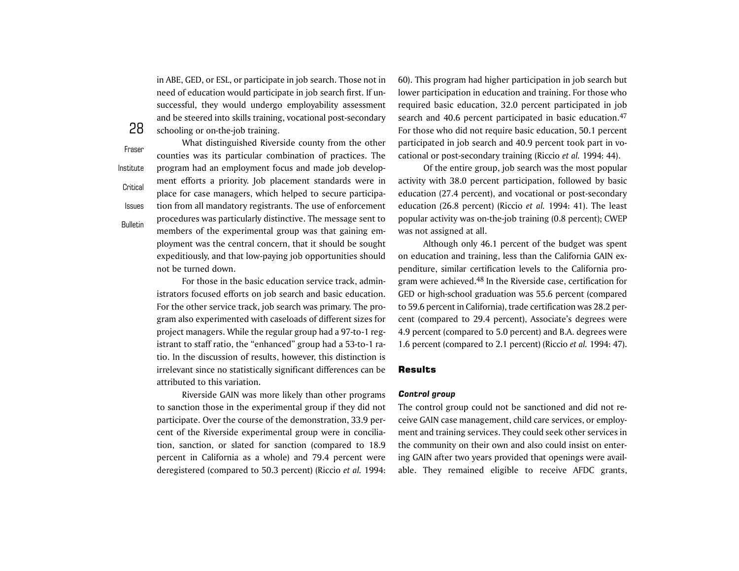in ABE, GED, or ESL, or participate in job search. Those not in need of education would participate in job search first. If unsuccessful, they would undergo employability assessment and be steered into skills training, vocational post-secondary schooling or on-the-job training.

What distinguished Riverside county from the other counties was its particular combination of practices. The program had an employment focus and made job development efforts a priority. Job placement standards were in place for case managers, which helped to secure participation from all mandatory registrants. The use of enforcement procedures was particularly distinctive. The message sent to members of the experimental group was that gaining employment was the central concern, that it should be sought expeditiously, and that low-paying job opportunities should not be turned down.

For those in the basic education service track, administrators focused efforts on job search and basic education. For the other service track, job search was primary. The program also experimented with caseloads of different sizes for project managers. While the regular group had a 97-to-1 registrant to staff ratio, the "enhanced" group had a 53-to-1 ratio. In the discussion of results, however, this distinction is irrelevant since no statistically significant differences can be attributed to this variation.

Riverside GAIN was more likely than other programs to sanction those in the experimental group if they did not participate. Over the course of the demonstration, 33.9 percent of the Riverside experimental group were in conciliation, sanction, or slated for sanction (compared to 18.9 percent in California as a whole) and 79.4 percent were deregistered (compared to 50.3 percent) (Riccio *et al.* 1994: 60). This program had higher participation in job search but lower participation in education and training. For those who required basic education, 32.0 percent participated in job search and 40.6 percent participated in basic education.[47] For those who did not require basic education, 50.1 percent participated in job search and 40.9 percent took part in vocational or post-secondary training (Riccio *et al.* 1994: 44).

Of the entire group, job search was the most popular activity with 38.0 percent participation, followed by basic education (27.4 percent), and vocational or post-secondary education (26.8 percent) (Riccio *et al.* 1994: 41). The least popular activity was on-the-job training (0.8 percent); CWEP was not assigned at all.

Although only 46.1 percent of the budget was spent on education and training, less than the California GAIN expenditure, similar certification levels to the California program were achieved.[48] In the Riverside case, certification for GED or high-school graduation was 55.6 percent (compared to 59.6 percent in California), trade certification was 28.2 percent (compared to 29.4 percent), Associate's degrees were 4.9 percent (compared to 5.0 percent) and B.A. degrees were 1.6 percent (compared to 2.1 percent) (Riccio *et al.* 1994: 47).

## Results

### *Control group*

The control group could not be sanctioned and did not receive GAIN case management, child care services, or employment and training services. They could seek other services in the community on their own and also could insist on entering GAIN after two years provided that openings were available. They remained eligible to receive AFDC grants,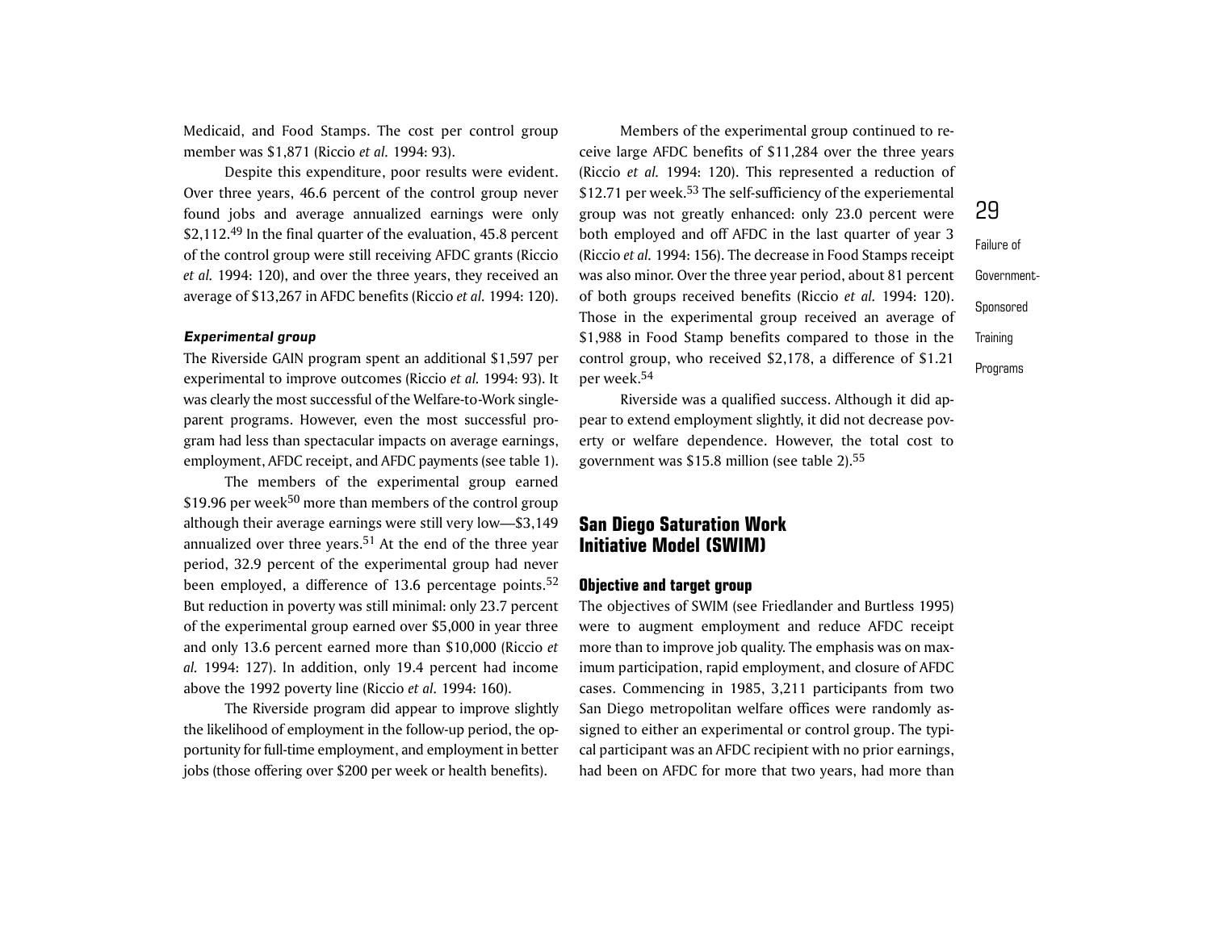Medicaid, and Food Stamps. The cost per control group member was $1,871 (Riccio *et al.* 1994: 93).

Despite this expenditure, poor results were evident. Over three years, 46.6 percent of the control group never found jobs and average annualized earnings were only $2,112.[49] In the final quarter of the evaluation, 45.8 percent of the control group were still receiving AFDC grants (Riccio *et al.* 1994: 120), and over the three years, they received an average of $13,267 in AFDC benefits (Riccio *et al.* 1994: 120).

#### *Experimental group*

The Riverside GAIN program spent an additional $1,597 per experimental to improve outcomes (Riccio *et al.* 1994: 93). It was clearly the most successful of the Welfare-to-Work single-parent programs. However, even the most successful program had less than spectacular impacts on average earnings, employment, AFDC receipt, and AFDC payments (see table 1).

The members of the experimental group earned $19.96 per week[50] more than members of the control group although their average earnings were still very low—$3,149 annualized over three years.[51] At the end of the three year period, 32.9 percent of the experimental group had never been employed, a difference of 13.6 percentage points.[52] But reduction in poverty was still minimal: only 23.7 percent of the experimental group earned over $5,000 in year three and only 13.6 percent earned more than $10,000 (Riccio *et al.* 1994: 127). In addition, only 19.4 percent had income above the 1992 poverty line (Riccio *et al.* 1994: 160).

The Riverside program did appear to improve slightly the likelihood of employment in the follow-up period, the opportunity for full-time employment, and employment in better jobs (those offering over $200 per week or health benefits).

Members of the experimental group continued to receive large AFDC benefits of $11,284 over the three years (Riccio *et al.* 1994: 120). This represented a reduction of $12.71 per week.[53] The self-sufficiency of the experiemental group was not greatly enhanced: only 23.0 percent were both employed and off AFDC in the last quarter of year 3 (Riccio *et al.* 1994: 156). The decrease in Food Stamps receipt was also minor. Over the three year period, about 81 percent of both groups received benefits (Riccio *et al.* 1994: 120). Those in the experimental group received an average of $1,988 in Food Stamp benefits compared to those in the control group, who received $2,178, a difference of $1.21 per week.[54]

Riverside was a qualified success. Although it did appear to extend employment slightly, it did not decrease poverty or welfare dependence. However, the total cost to government was $15.8 million (see table 2).[55]

## San Diego Saturation Work Initiative Model (SWIM)

### Objective and target group

The objectives of SWIM (see Friedlander and Burtless 1995) were to augment employment and reduce AFDC receipt more than to improve job quality. The emphasis was on maximum participation, rapid employment, and closure of AFDC cases. Commencing in 1985, 3,211 participants from two San Diego metropolitan welfare offices were randomly assigned to either an experimental or control group. The typical participant was an AFDC recipient with no prior earnings, had been on AFDC for more that two years, had more than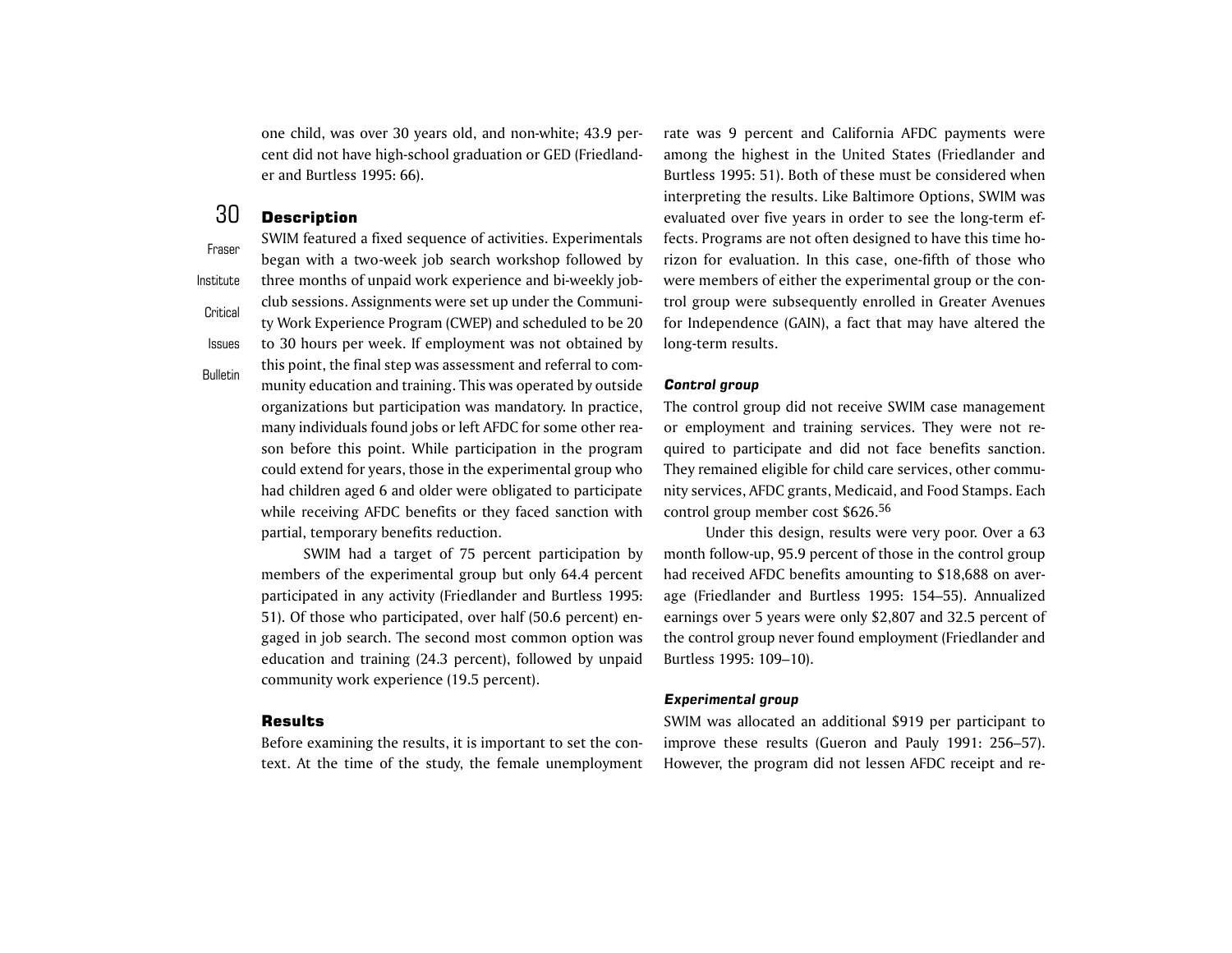one child, was over 30 years old, and non-white; 43.9 percent did not have high-school graduation or GED (Friedlander and Burtless 1995: 66).

### Description

SWIM featured a fixed sequence of activities. Experimentals began with a two-week job search workshop followed by three months of unpaid work experience and bi-weekly job-club sessions. Assignments were set up under the Community Work Experience Program (CWEP) and scheduled to be 20 to 30 hours per week. If employment was not obtained by this point, the final step was assessment and referral to community education and training. This was operated by outside organizations but participation was mandatory. In practice, many individuals found jobs or left AFDC for some other reason before this point. While participation in the program could extend for years, those in the experimental group who had children aged 6 and older were obligated to participate while receiving AFDC benefits or they faced sanction with partial, temporary benefits reduction.

SWIM had a target of 75 percent participation by members of the experimental group but only 64.4 percent participated in any activity (Friedlander and Burtless 1995: 51). Of those who participated, over half (50.6 percent) engaged in job search. The second most common option was education and training (24.3 percent), followed by unpaid community work experience (19.5 percent).

### Results

Before examining the results, it is important to set the context. At the time of the study, the female unemployment rate was 9 percent and California AFDC payments were among the highest in the United States (Friedlander and Burtless 1995: 51). Both of these must be considered when interpreting the results. Like Baltimore Options, SWIM was evaluated over five years in order to see the long-term effects. Programs are not often designed to have this time horizon for evaluation. In this case, one-fifth of those who were members of either the experimental group or the control group were subsequently enrolled in Greater Avenues for Independence (GAIN), a fact that may have altered the long-term results.

#### *Control group*

The control group did not receive SWIM case management or employment and training services. They were not required to participate and did not face benefits sanction. They remained eligible for child care services, other community services, AFDC grants, Medicaid, and Food Stamps. Each control group member cost $626.[56]

Under this design, results were very poor. Over a 63 month follow-up, 95.9 percent of those in the control group had received AFDC benefits amounting to $18,688 on average (Friedlander and Burtless 1995: 154–55). Annualized earnings over 5 years were only $2,807 and 32.5 percent of the control group never found employment (Friedlander and Burtless 1995: 109–10).

#### *Experimental group*

SWIM was allocated an additional $919 per participant to improve these results (Gueron and Pauly 1991: 256–57). However, the program did not lessen AFDC receipt and re-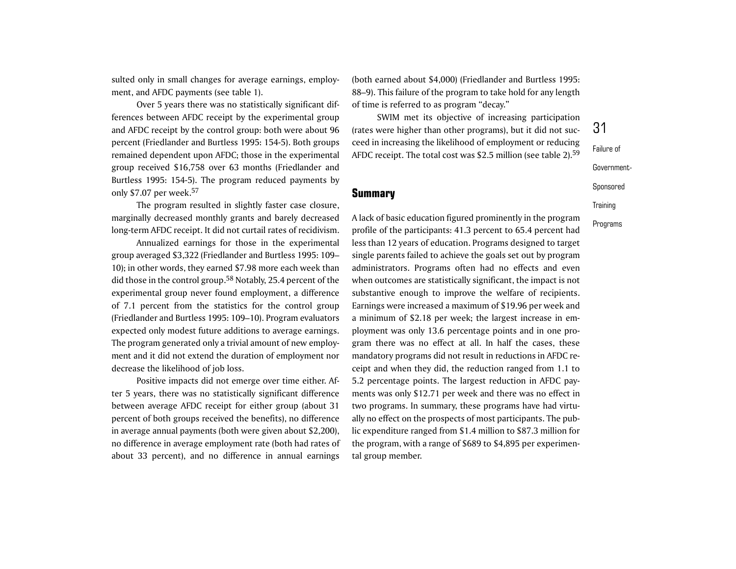sulted only in small changes for average earnings, employment, and AFDC payments (see table 1).

Over 5 years there was no statistically significant differences between AFDC receipt by the experimental group and AFDC receipt by the control group: both were about 96 percent (Friedlander and Burtless 1995: 154-5). Both groups remained dependent upon AFDC; those in the experimental group received $16,758 over 63 months (Friedlander and Burtless 1995: 154-5). The program reduced payments by only $7.07 per week.[57]

The program resulted in slightly faster case closure, marginally decreased monthly grants and barely decreased long-term AFDC receipt. It did not curtail rates of recidivism.

Annualized earnings for those in the experimental group averaged $3,322 (Friedlander and Burtless 1995: 109–10); in other words, they earned $7.98 more each week than did those in the control group.[58] Notably, 25.4 percent of the experimental group never found employment, a difference of 7.1 percent from the statistics for the control group (Friedlander and Burtless 1995: 109–10). Program evaluators expected only modest future additions to average earnings. The program generated only a trivial amount of new employment and it did not extend the duration of employment nor decrease the likelihood of job loss.

Positive impacts did not emerge over time either. After 5 years, there was no statistically significant difference between average AFDC receipt for either group (about 31 percent of both groups received the benefits), no difference in average annual payments (both were given about $2,200), no difference in average employment rate (both had rates of about 33 percent), and no difference in annual earnings (both earned about $4,000) (Friedlander and Burtless 1995: 88–9). This failure of the program to take hold for any length of time is referred to as program "decay."

SWIM met its objective of increasing participation (rates were higher than other programs), but it did not succeed in increasing the likelihood of employment or reducing AFDC receipt. The total cost was $2.5 million (see table 2).[59]

## Summary

A lack of basic education figured prominently in the program profile of the participants: 41.3 percent to 65.4 percent had less than 12 years of education. Programs designed to target single parents failed to achieve the goals set out by program administrators. Programs often had no effects and even when outcomes are statistically significant, the impact is not substantive enough to improve the welfare of recipients. Earnings were increased a maximum of $19.96 per week and a minimum of $2.18 per week; the largest increase in employment was only 13.6 percentage points and in one program there was no effect at all. In half the cases, these mandatory programs did not result in reductions in AFDC receipt and when they did, the reduction ranged from 1.1 to 5.2 percentage points. The largest reduction in AFDC payments was only $12.71 per week and there was no effect in two programs. In summary, these programs have had virtually no effect on the prospects of most participants. The public expenditure ranged from $1.4 million to $87.3 million for the program, with a range of $689 to $4,895 per experimental group member.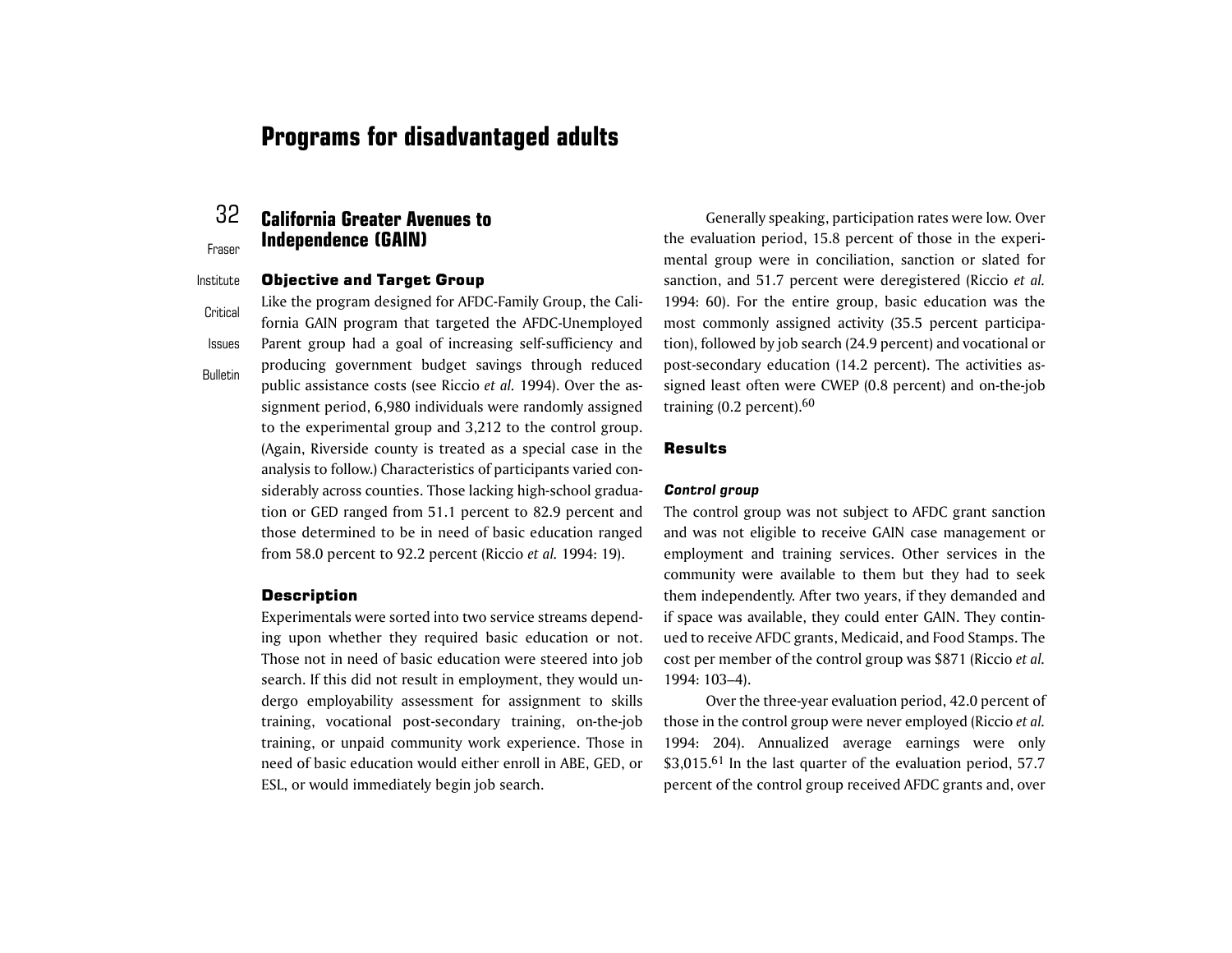# Programs for disadvantaged adults

## California Greater Avenues to Independence (GAIN)

### Objective and Target Group

Like the program designed for AFDC-Family Group, the California GAIN program that targeted the AFDC-Unemployed Parent group had a goal of increasing self-sufficiency and producing government budget savings through reduced public assistance costs (see Riccio *et al.* 1994). Over the assignment period, 6,980 individuals were randomly assigned to the experimental group and 3,212 to the control group. (Again, Riverside county is treated as a special case in the analysis to follow.) Characteristics of participants varied considerably across counties. Those lacking high-school graduation or GED ranged from 51.1 percent to 82.9 percent and those determined to be in need of basic education ranged from 58.0 percent to 92.2 percent (Riccio *et al.* 1994: 19).

### Description

Experimentals were sorted into two service streams depending upon whether they required basic education or not. Those not in need of basic education were steered into job search. If this did not result in employment, they would undergo employability assessment for assignment to skills training, vocational post-secondary training, on-the-job training, or unpaid community work experience. Those in need of basic education would either enroll in ABE, GED, or ESL, or would immediately begin job search.

Generally speaking, participation rates were low. Over the evaluation period, 15.8 percent of those in the experimental group were in conciliation, sanction or slated for sanction, and 51.7 percent were deregistered (Riccio *et al.* 1994: 60). For the entire group, basic education was the most commonly assigned activity (35.5 percent participation), followed by job search (24.9 percent) and vocational or post-secondary education (14.2 percent). The activities assigned least often were CWEP (0.8 percent) and on-the-job training (0.2 percent).[60]

### Results

#### *Control group*

The control group was not subject to AFDC grant sanction and was not eligible to receive GAIN case management or employment and training services. Other services in the community were available to them but they had to seek them independently. After two years, if they demanded and if space was available, they could enter GAIN. They continued to receive AFDC grants, Medicaid, and Food Stamps. The cost per member of the control group was $871 (Riccio *et al.* 1994: 103–4).

Over the three-year evaluation period, 42.0 percent of those in the control group were never employed (Riccio *et al.* 1994: 204). Annualized average earnings were only $3,015.[61] In the last quarter of the evaluation period, 57.7 percent of the control group received AFDC grants and, over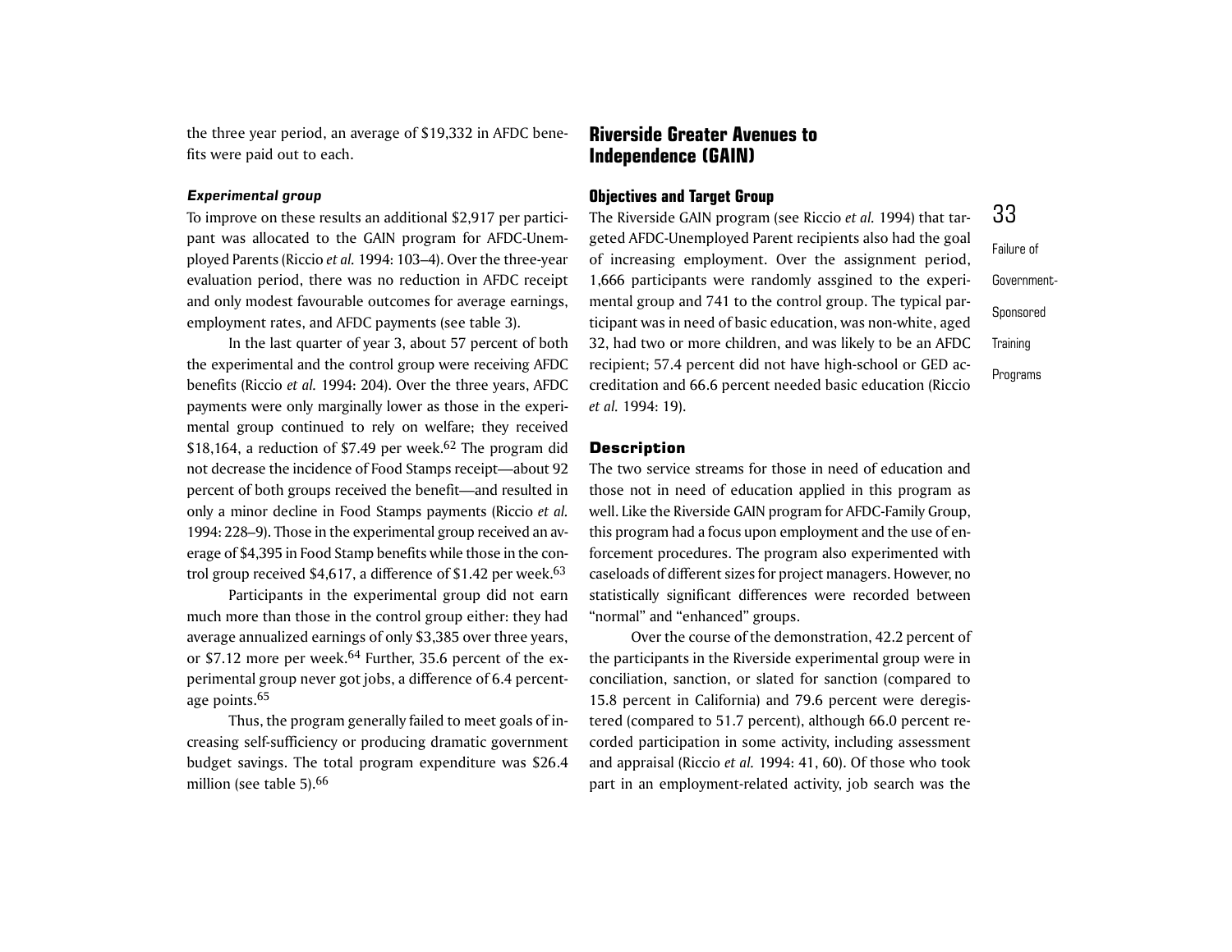the three year period, an average of $19,332 in AFDC benefits were paid out to each.

#### *Experimental group*

To improve on these results an additional $2,917 per participant was allocated to the GAIN program for AFDC-Unemployed Parents (Riccio *et al.* 1994: 103–4). Over the three-year evaluation period, there was no reduction in AFDC receipt and only modest favourable outcomes for average earnings, employment rates, and AFDC payments (see table 3).

In the last quarter of year 3, about 57 percent of both the experimental and the control group were receiving AFDC benefits (Riccio *et al.* 1994: 204). Over the three years, AFDC payments were only marginally lower as those in the experimental group continued to rely on welfare; they received $18,164, a reduction of $7.49 per week.[62] The program did not decrease the incidence of Food Stamps receipt—about 92 percent of both groups received the benefit—and resulted in only a minor decline in Food Stamps payments (Riccio *et al.* 1994: 228–9). Those in the experimental group received an average of $4,395 in Food Stamp benefits while those in the control group received $4,617, a difference of $1.42 per week.[63]

Participants in the experimental group did not earn much more than those in the control group either: they had average annualized earnings of only $3,385 over three years, or $7.12 more per week.[64] Further, 35.6 percent of the experimental group never got jobs, a difference of 6.4 percentage points.[65]

Thus, the program generally failed to meet goals of increasing self-sufficiency or producing dramatic government budget savings. The total program expenditure was $26.4 million (see table 5).[66]

## Riverside Greater Avenues to Independence (GAIN)

### Objectives and Target Group

The Riverside GAIN program (see Riccio *et al.* 1994) that targeted AFDC-Unemployed Parent recipients also had the goal of increasing employment. Over the assignment period, 1,666 participants were randomly assgined to the experimental group and 741 to the control group. The typical participant was in need of basic education, was non-white, aged 32, had two or more children, and was likely to be an AFDC recipient; 57.4 percent did not have high-school or GED accreditation and 66.6 percent needed basic education (Riccio *et al.* 1994: 19).

### Description

The two service streams for those in need of education and those not in need of education applied in this program as well. Like the Riverside GAIN program for AFDC-Family Group, this program had a focus upon employment and the use of enforcement procedures. The program also experimented with caseloads of different sizes for project managers. However, no statistically significant differences were recorded between "normal" and "enhanced" groups.

Over the course of the demonstration, 42.2 percent of the participants in the Riverside experimental group were in conciliation, sanction, or slated for sanction (compared to 15.8 percent in California) and 79.6 percent were deregistered (compared to 51.7 percent), although 66.0 percent recorded participation in some activity, including assessment and appraisal (Riccio *et al.* 1994: 41, 60). Of those who took part in an employment-related activity, job search was the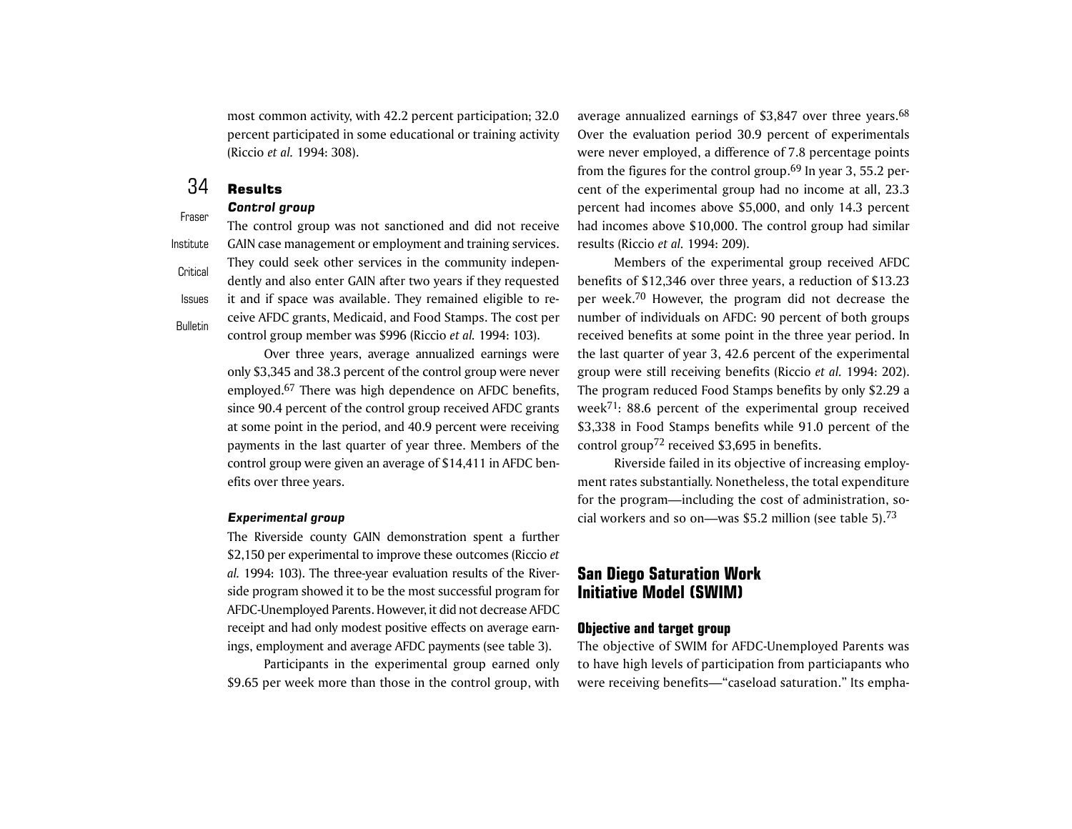most common activity, with 42.2 percent participation; 32.0 percent participated in some educational or training activity (Riccio *et al.* 1994: 308).

## Results

### *Control group*

The control group was not sanctioned and did not receive GAIN case management or employment and training services. They could seek other services in the community independently and also enter GAIN after two years if they requested it and if space was available. They remained eligible to receive AFDC grants, Medicaid, and Food Stamps. The cost per control group member was $996 (Riccio *et al.* 1994: 103).

Over three years, average annualized earnings were only $3,345 and 38.3 percent of the control group were never employed.[67] There was high dependence on AFDC benefits, since 90.4 percent of the control group received AFDC grants at some point in the period, and 40.9 percent were receiving payments in the last quarter of year three. Members of the control group were given an average of $14,411 in AFDC benefits over three years.

### *Experimental group*

The Riverside county GAIN demonstration spent a further $2,150 per experimental to improve these outcomes (Riccio *et al.* 1994: 103). The three-year evaluation results of the Riverside program showed it to be the most successful program for AFDC-Unemployed Parents. However, it did not decrease AFDC receipt and had only modest positive effects on average earnings, employment and average AFDC payments (see table 3).

Participants in the experimental group earned only $9.65 per week more than those in the control group, with average annualized earnings of $3,847 over three years.[68] Over the evaluation period 30.9 percent of experimentals were never employed, a difference of 7.8 percentage points from the figures for the control group.[69] In year 3, 55.2 percent of the experimental group had no income at all, 23.3 percent had incomes above $5,000, and only 14.3 percent had incomes above $10,000. The control group had similar results (Riccio *et al.* 1994: 209).

Members of the experimental group received AFDC benefits of $12,346 over three years, a reduction of $13.23 per week.[70] However, the program did not decrease the number of individuals on AFDC: 90 percent of both groups received benefits at some point in the three year period. In the last quarter of year 3, 42.6 percent of the experimental group were still receiving benefits (Riccio *et al.* 1994: 202). The program reduced Food Stamps benefits by only $2.29 a week[71]: 88.6 percent of the experimental group received $3,338 in Food Stamps benefits while 91.0 percent of the control group[72] received $3,695 in benefits.

Riverside failed in its objective of increasing employment rates substantially. Nonetheless, the total expenditure for the program—including the cost of administration, social workers and so on—was $5.2 million (see table 5).[73]

## San Diego Saturation Work Initiative Model (SWIM)

### Objective and target group

The objective of SWIM for AFDC-Unemployed Parents was to have high levels of participation from particiapants who were receiving benefits—"caseload saturation." Its empha-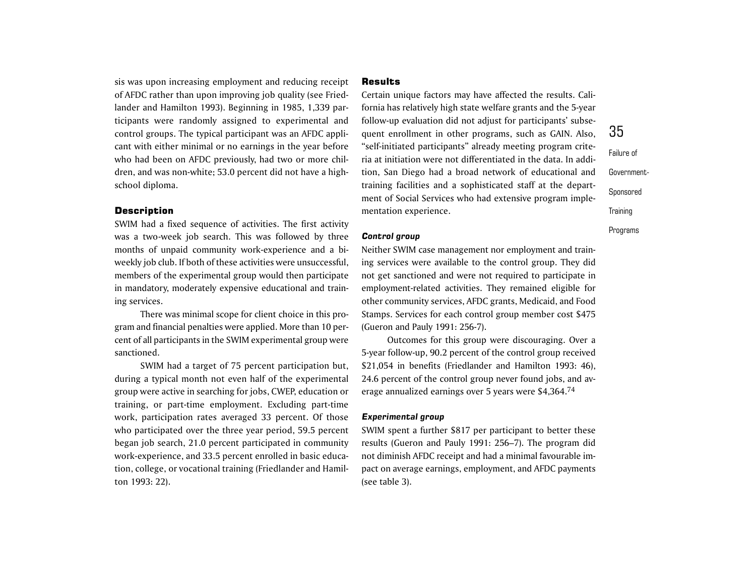sis was upon increasing employment and reducing receipt of AFDC rather than upon improving job quality (see Friedlander and Hamilton 1993). Beginning in 1985, 1,339 participants were randomly assigned to experimental and control groups. The typical participant was an AFDC applicant with either minimal or no earnings in the year before who had been on AFDC previously, had two or more children, and was non-white; 53.0 percent did not have a high-school diploma.

## Description

SWIM had a fixed sequence of activities. The first activity was a two-week job search. This was followed by three months of unpaid community work-experience and a bi-weekly job club. If both of these activities were unsuccessful, members of the experimental group would then participate in mandatory, moderately expensive educational and training services.

There was minimal scope for client choice in this program and financial penalties were applied. More than 10 percent of all participants in the SWIM experimental group were sanctioned.

SWIM had a target of 75 percent participation but, during a typical month not even half of the experimental group were active in searching for jobs, CWEP, education or training, or part-time employment. Excluding part-time work, participation rates averaged 33 percent. Of those who participated over the three year period, 59.5 percent began job search, 21.0 percent participated in community work-experience, and 33.5 percent enrolled in basic education, college, or vocational training (Friedlander and Hamilton 1993: 22).

## Results

Certain unique factors may have affected the results. California has relatively high state welfare grants and the 5-year follow-up evaluation did not adjust for participants' subsequent enrollment in other programs, such as GAIN. Also, "self-initiated participants" already meeting program criteria at initiation were not differentiated in the data. In addition, San Diego had a broad network of educational and training facilities and a sophisticated staff at the department of Social Services who had extensive program implementation experience.

### *Control group*

Neither SWIM case management nor employment and training services were available to the control group. They did not get sanctioned and were not required to participate in employment-related activities. They remained eligible for other community services, AFDC grants, Medicaid, and Food Stamps. Services for each control group member cost $475 (Gueron and Pauly 1991: 256-7).

Outcomes for this group were discouraging. Over a 5-year follow-up, 90.2 percent of the control group received $21,054 in benefits (Friedlander and Hamilton 1993: 46), 24.6 percent of the control group never found jobs, and average annualized earnings over 5 years were $4,364.[74]

### *Experimental group*

SWIM spent a further $817 per participant to better these results (Gueron and Pauly 1991: 256–7). The program did not diminish AFDC receipt and had a minimal favourable impact on average earnings, employment, and AFDC payments (see table 3).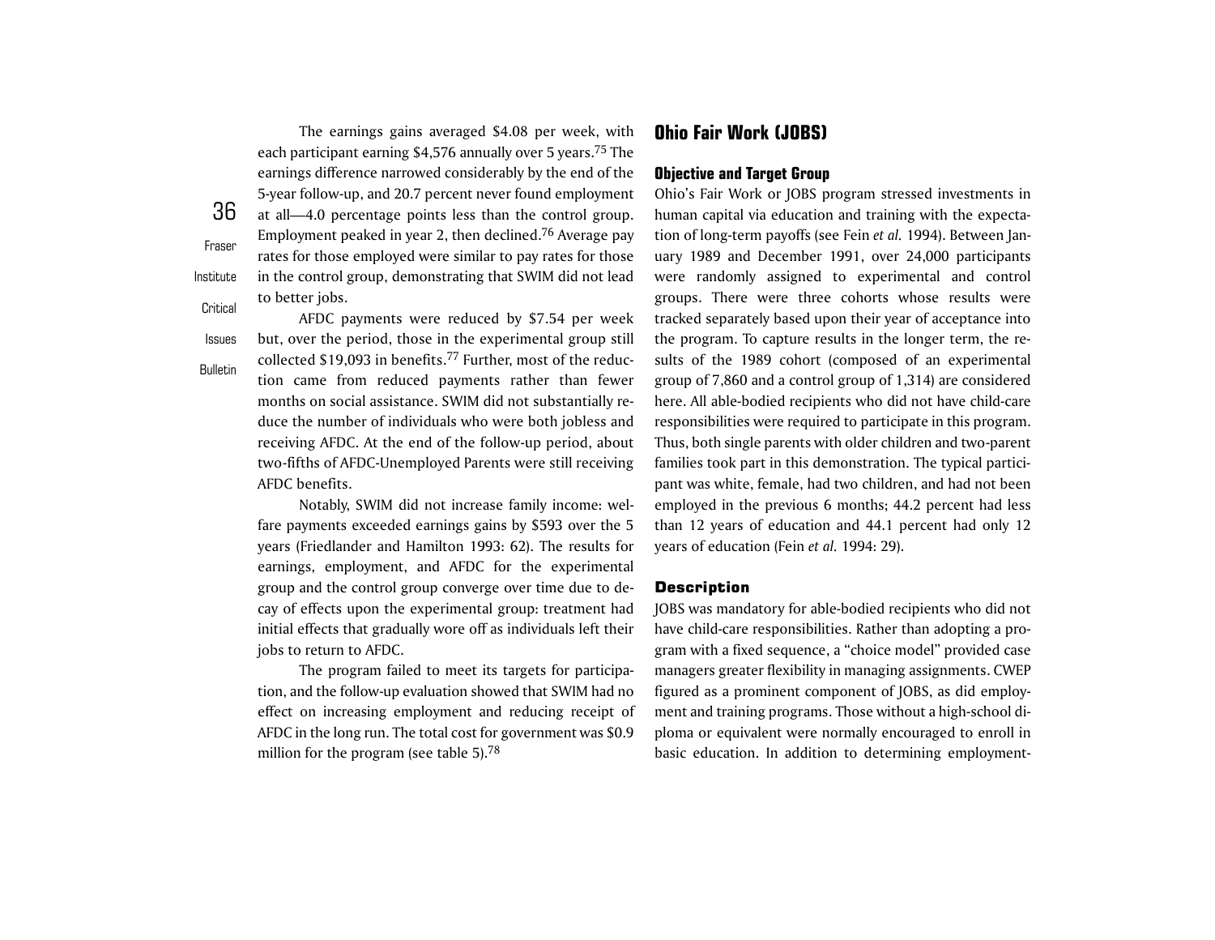The earnings gains averaged $4.08 per week, with each participant earning $4,576 annually over 5 years.[75] The earnings difference narrowed considerably by the end of the 5-year follow-up, and 20.7 percent never found employment at all—4.0 percentage points less than the control group. Employment peaked in year 2, then declined.[76] Average pay rates for those employed were similar to pay rates for those in the control group, demonstrating that SWIM did not lead to better jobs.

AFDC payments were reduced by $7.54 per week but, over the period, those in the experimental group still collected $19,093 in benefits.[77] Further, most of the reduction came from reduced payments rather than fewer months on social assistance. SWIM did not substantially reduce the number of individuals who were both jobless and receiving AFDC. At the end of the follow-up period, about two-fifths of AFDC-Unemployed Parents were still receiving AFDC benefits.

Notably, SWIM did not increase family income: welfare payments exceeded earnings gains by $593 over the 5 years (Friedlander and Hamilton 1993: 62). The results for earnings, employment, and AFDC for the experimental group and the control group converge over time due to decay of effects upon the experimental group: treatment had initial effects that gradually wore off as individuals left their jobs to return to AFDC.

The program failed to meet its targets for participation, and the follow-up evaluation showed that SWIM had no effect on increasing employment and reducing receipt of AFDC in the long run. The total cost for government was $0.9 million for the program (see table 5).[78]

## Ohio Fair Work (JOBS)

### Objective and Target Group

Ohio's Fair Work or JOBS program stressed investments in human capital via education and training with the expectation of long-term payoffs (see Fein *et al.* 1994). Between January 1989 and December 1991, over 24,000 participants were randomly assigned to experimental and control groups. There were three cohorts whose results were tracked separately based upon their year of acceptance into the program. To capture results in the longer term, the results of the 1989 cohort (composed of an experimental group of 7,860 and a control group of 1,314) are considered here. All able-bodied recipients who did not have child-care responsibilities were required to participate in this program. Thus, both single parents with older children and two-parent families took part in this demonstration. The typical participant was white, female, had two children, and had not been employed in the previous 6 months; 44.2 percent had less than 12 years of education and 44.1 percent had only 12 years of education (Fein *et al.* 1994: 29).

### Description

JOBS was mandatory for able-bodied recipients who did not have child-care responsibilities. Rather than adopting a program with a fixed sequence, a "choice model" provided case managers greater flexibility in managing assignments. CWEP figured as a prominent component of JOBS, as did employment and training programs. Those without a high-school diploma or equivalent were normally encouraged to enroll in basic education. In addition to determining employment-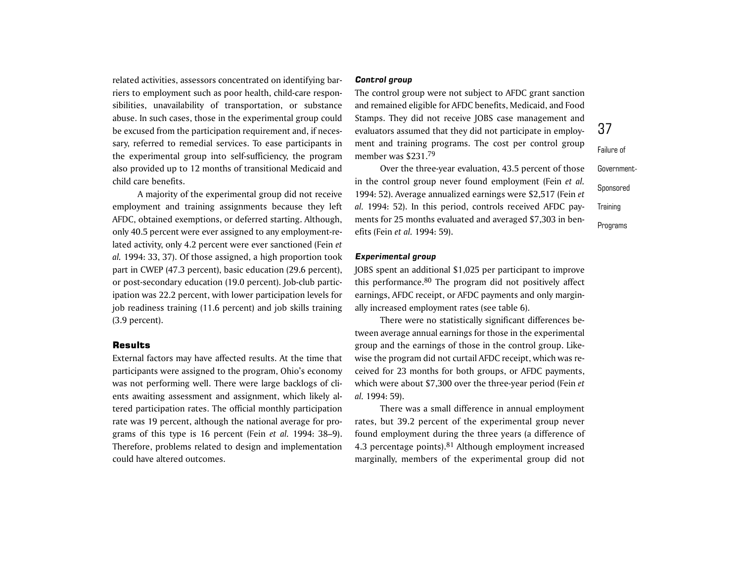related activities, assessors concentrated on identifying barriers to employment such as poor health, child-care responsibilities, unavailability of transportation, or substance abuse. In such cases, those in the experimental group could be excused from the participation requirement and, if necessary, referred to remedial services. To ease participants in the experimental group into self-sufficiency, the program also provided up to 12 months of transitional Medicaid and child care benefits.

A majority of the experimental group did not receive employment and training assignments because they left AFDC, obtained exemptions, or deferred starting. Although, only 40.5 percent were ever assigned to any employment-related activity, only 4.2 percent were ever sanctioned (Fein *et al.* 1994: 33, 37). Of those assigned, a high proportion took part in CWEP (47.3 percent), basic education (29.6 percent), or post-secondary education (19.0 percent). Job-club participation was 22.2 percent, with lower participation levels for job readiness training (11.6 percent) and job skills training (3.9 percent).

### Results

External factors may have affected results. At the time that participants were assigned to the program, Ohio's economy was not performing well. There were large backlogs of clients awaiting assessment and assignment, which likely altered participation rates. The official monthly participation rate was 19 percent, although the national average for programs of this type is 16 percent (Fein *et al.* 1994: 38–9). Therefore, problems related to design and implementation could have altered outcomes.

#### *Control group*

The control group were not subject to AFDC grant sanction and remained eligible for AFDC benefits, Medicaid, and Food Stamps. They did not receive JOBS case management and evaluators assumed that they did not participate in employment and training programs. The cost per control group member was $231.[79]

Over the three-year evaluation, 43.5 percent of those in the control group never found employment (Fein *et al.* 1994: 52). Average annualized earnings were $2,517 (Fein *et al.* 1994: 52). In this period, controls received AFDC payments for 25 months evaluated and averaged $7,303 in benefits (Fein *et al.* 1994: 59).

#### *Experimental group*

JOBS spent an additional $1,025 per participant to improve this performance.[80] The program did not positively affect earnings, AFDC receipt, or AFDC payments and only marginally increased employment rates (see table 6).

There were no statistically significant differences between average annual earnings for those in the experimental group and the earnings of those in the control group. Likewise the program did not curtail AFDC receipt, which was received for 23 months for both groups, or AFDC payments, which were about $7,300 over the three-year period (Fein *et al.* 1994: 59).

There was a small difference in annual employment rates, but 39.2 percent of the experimental group never found employment during the three years (a difference of 4.3 percentage points).[81] Although employment increased marginally, members of the experimental group did not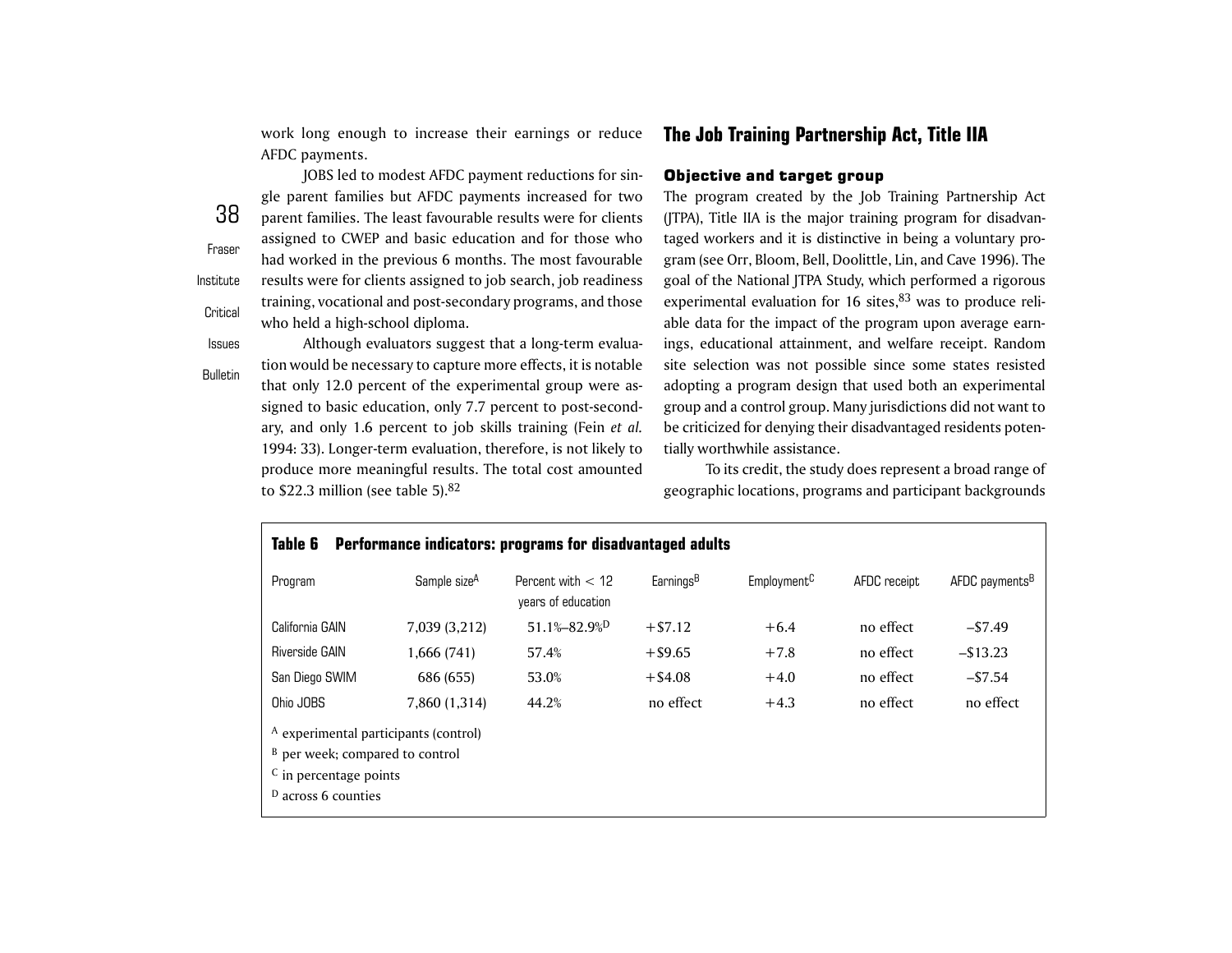work long enough to increase their earnings or reduce AFDC payments.

JOBS led to modest AFDC payment reductions for single parent families but AFDC payments increased for two parent families. The least favourable results were for clients assigned to CWEP and basic education and for those who had worked in the previous 6 months. The most favourable results were for clients assigned to job search, job readiness training, vocational and post-secondary programs, and those who held a high-school diploma.

Although evaluators suggest that a long-term evaluation would be necessary to capture more effects, it is notable that only 12.0 percent of the experimental group were assigned to basic education, only 7.7 percent to post-secondary, and only 1.6 percent to job skills training (Fein *et al.* 1994: 33). Longer-term evaluation, therefore, is not likely to produce more meaningful results. The total cost amounted to $22.3 million (see table 5).[82]

## The Job Training Partnership Act, Title IIA

### Objective and target group

The program created by the Job Training Partnership Act (JTPA), Title IIA is the major training program for disadvantaged workers and it is distinctive in being a voluntary program (see Orr, Bloom, Bell, Doolittle, Lin, and Cave 1996). The goal of the National JTPA Study, which performed a rigorous experimental evaluation for 16 sites,[83] was to produce reliable data for the impact of the program upon average earnings, educational attainment, and welfare receipt. Random site selection was not possible since some states resisted adopting a program design that used both an experimental group and a control group. Many jurisdictions did not want to be criticized for denying their disadvantaged residents potentially worthwhile assistance.

To its credit, the study does represent a broad range of geographic locations, programs and participant backgrounds

**Table 6 Performance indicators: programs for disadvantaged adults**

| Program | Sample size[A] | Percent with < 12 years of education | Earnings[B] | Employment[C] | AFDC receipt | AFDC payments[B] |
|---|---|---|---|---|---|---|
| California GAIN | 7,039 (3,212) | 51.1%–82.9%[D] | +$7.12 | +6.4 | no effect | –$7.49 |
| Riverside GAIN | 1,666 (741) | 57.4% | +$9.65 | +7.8 | no effect | –$13.23 |
| San Diego SWIM | 686 (655) | 53.0% | +$4.08 | +4.0 | no effect | –$7.54 |
| Ohio JOBS | 7,860 (1,314) | 44.2% | no effect | +4.3 | no effect | no effect |

[A] experimental participants (control)
[B] per week; compared to control
[C] in percentage points
[D] across 6 counties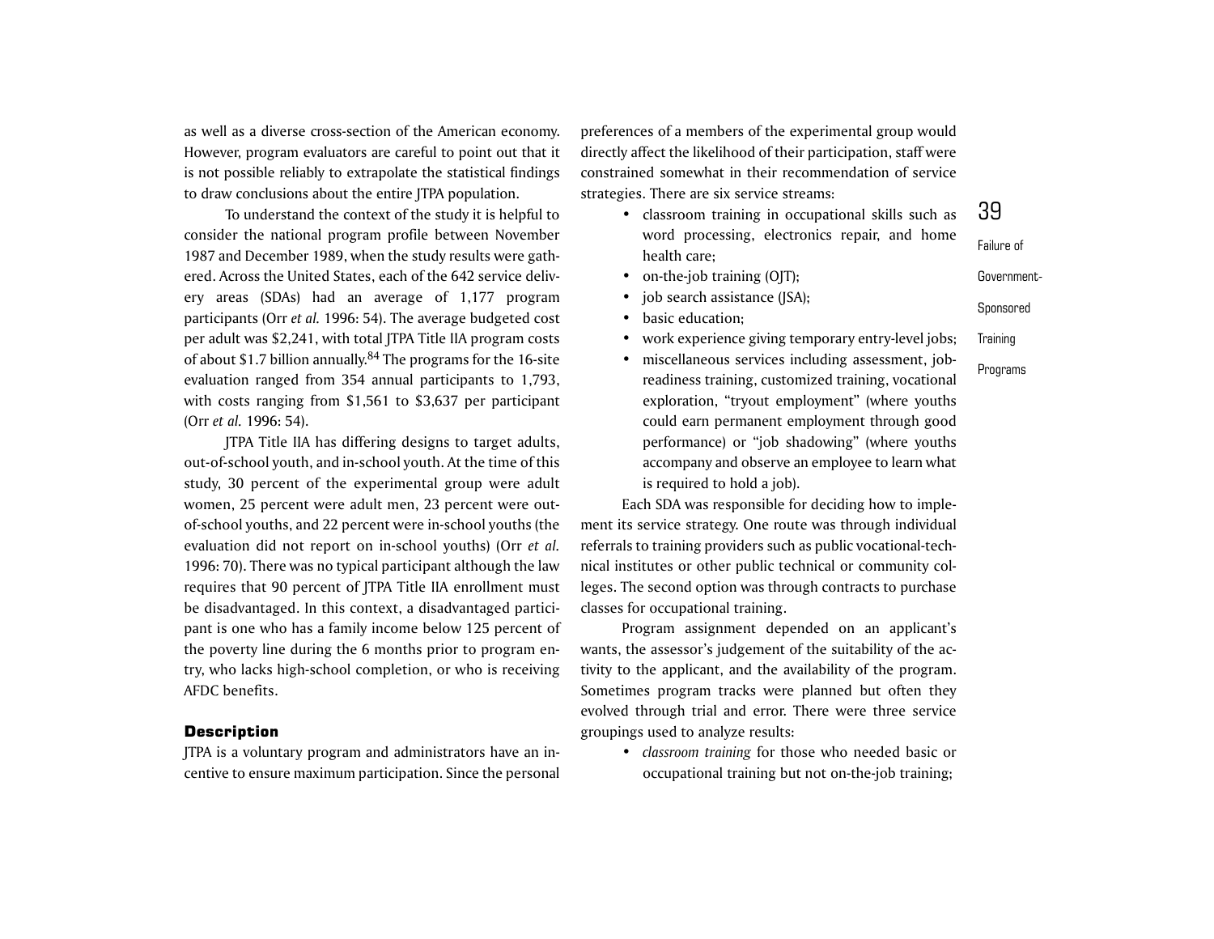as well as a diverse cross-section of the American economy. However, program evaluators are careful to point out that it is not possible reliably to extrapolate the statistical findings to draw conclusions about the entire JTPA population.

To understand the context of the study it is helpful to consider the national program profile between November 1987 and December 1989, when the study results were gathered. Across the United States, each of the 642 service delivery areas (SDAs) had an average of 1,177 program participants (Orr *et al.* 1996: 54). The average budgeted cost per adult was $2,241, with total JTPA Title IIA program costs of about $1.7 billion annually.[84] The programs for the 16-site evaluation ranged from 354 annual participants to 1,793, with costs ranging from $1,561 to $3,637 per participant (Orr *et al.* 1996: 54).

JTPA Title IIA has differing designs to target adults, out-of-school youth, and in-school youth. At the time of this study, 30 percent of the experimental group were adult women, 25 percent were adult men, 23 percent were out-of-school youths, and 22 percent were in-school youths (the evaluation did not report on in-school youths) (Orr *et al.* 1996: 70). There was no typical participant although the law requires that 90 percent of JTPA Title IIA enrollment must be disadvantaged. In this context, a disadvantaged participant is one who has a family income below 125 percent of the poverty line during the 6 months prior to program entry, who lacks high-school completion, or who is receiving AFDC benefits.

### Description

JTPA is a voluntary program and administrators have an incentive to ensure maximum participation. Since the personal preferences of a members of the experimental group would directly affect the likelihood of their participation, staff were constrained somewhat in their recommendation of service strategies. There are six service streams:

- classroom training in occupational skills such as word processing, electronics repair, and home health care;
- on-the-job training (OJT);
- job search assistance (JSA);
- basic education;
- work experience giving temporary entry-level jobs;
- miscellaneous services including assessment, job-readiness training, customized training, vocational exploration, "tryout employment" (where youths could earn permanent employment through good performance) or "job shadowing" (where youths accompany and observe an employee to learn what is required to hold a job).

Each SDA was responsible for deciding how to implement its service strategy. One route was through individual referrals to training providers such as public vocational-technical institutes or other public technical or community colleges. The second option was through contracts to purchase classes for occupational training.

Program assignment depended on an applicant's wants, the assessor's judgement of the suitability of the activity to the applicant, and the availability of the program. Sometimes program tracks were planned but often they evolved through trial and error. There were three service groupings used to analyze results:

- *classroom training* for those who needed basic or occupational training but not on-the-job training;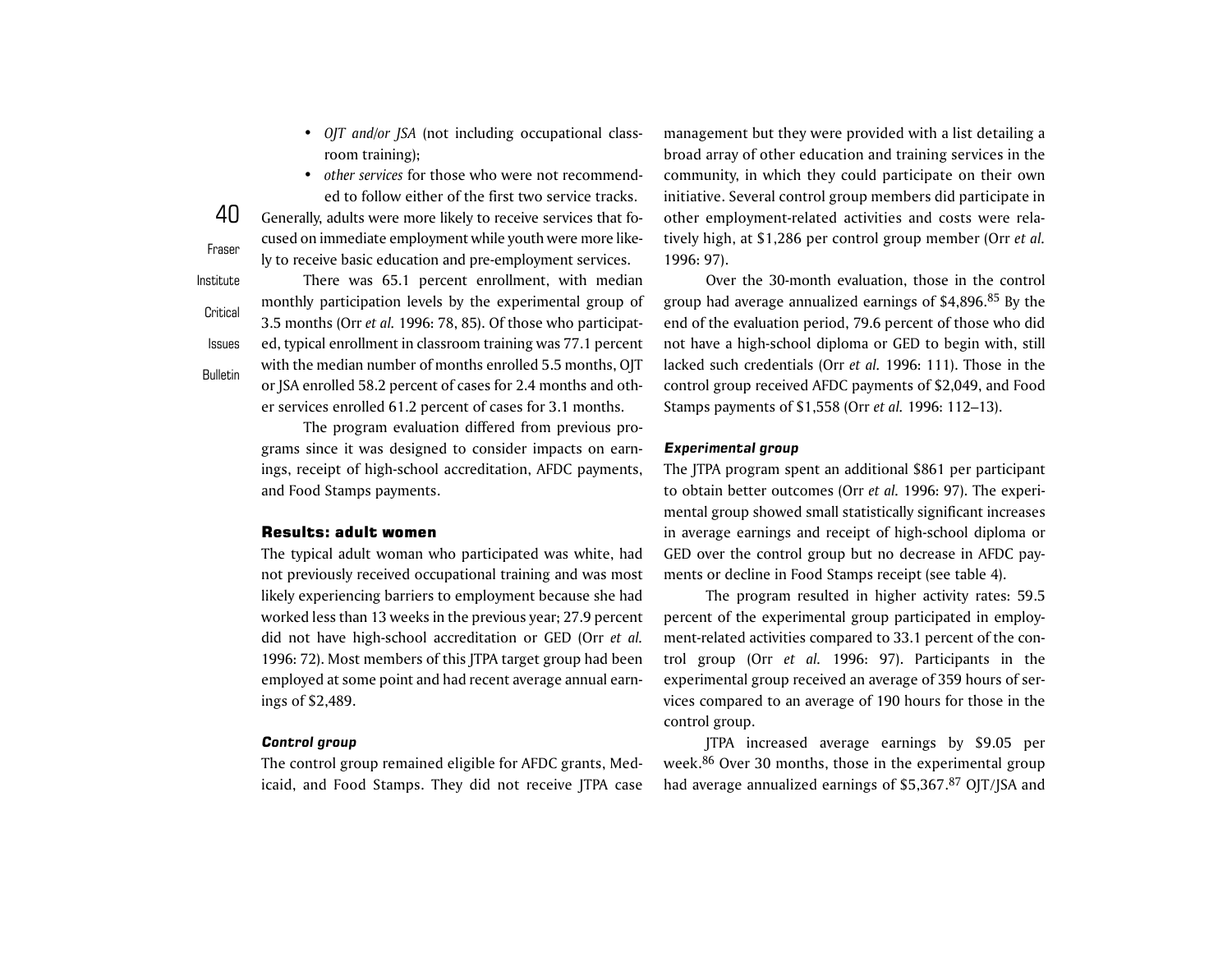- *OJT and/or JSA* (not including occupational classroom training);
- *other services* for those who were not recommended to follow either of the first two service tracks.

Generally, adults were more likely to receive services that focused on immediate employment while youth were more likely to receive basic education and pre-employment services.

There was 65.1 percent enrollment, with median monthly participation levels by the experimental group of 3.5 months (Orr *et al.* 1996: 78, 85). Of those who participated, typical enrollment in classroom training was 77.1 percent with the median number of months enrolled 5.5 months, OJT or JSA enrolled 58.2 percent of cases for 2.4 months and other services enrolled 61.2 percent of cases for 3.1 months.

The program evaluation differed from previous programs since it was designed to consider impacts on earnings, receipt of high-school accreditation, AFDC payments, and Food Stamps payments.

## Results: adult women

The typical adult woman who participated was white, had not previously received occupational training and was most likely experiencing barriers to employment because she had worked less than 13 weeks in the previous year; 27.9 percent did not have high-school accreditation or GED (Orr *et al.* 1996: 72). Most members of this JTPA target group had been employed at some point and had recent average annual earnings of $2,489.

### *Control group*

The control group remained eligible for AFDC grants, Medicaid, and Food Stamps. They did not receive JTPA case management but they were provided with a list detailing a broad array of other education and training services in the community, in which they could participate on their own initiative. Several control group members did participate in other employment-related activities and costs were relatively high, at $1,286 per control group member (Orr *et al.* 1996: 97).

Over the 30-month evaluation, those in the control group had average annualized earnings of $4,896.[85] By the end of the evaluation period, 79.6 percent of those who did not have a high-school diploma or GED to begin with, still lacked such credentials (Orr *et al.* 1996: 111). Those in the control group received AFDC payments of $2,049, and Food Stamps payments of $1,558 (Orr *et al.* 1996: 112–13).

### *Experimental group*

The JTPA program spent an additional $861 per participant to obtain better outcomes (Orr *et al.* 1996: 97). The experimental group showed small statistically significant increases in average earnings and receipt of high-school diploma or GED over the control group but no decrease in AFDC payments or decline in Food Stamps receipt (see table 4).

The program resulted in higher activity rates: 59.5 percent of the experimental group participated in employment-related activities compared to 33.1 percent of the control group (Orr *et al.* 1996: 97). Participants in the experimental group received an average of 359 hours of services compared to an average of 190 hours for those in the control group.

JTPA increased average earnings by $9.05 per week.[86] Over 30 months, those in the experimental group had average annualized earnings of $5,367.[87] OJT/JSA and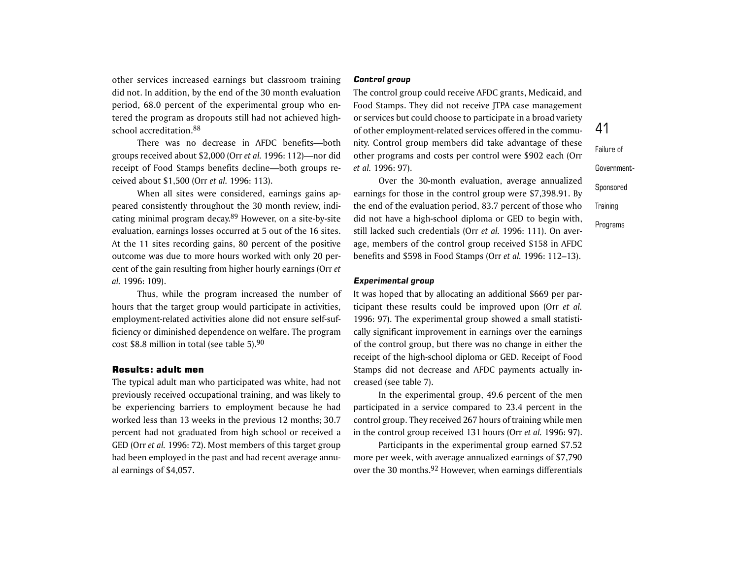other services increased earnings but classroom training did not. In addition, by the end of the 30 month evaluation period, 68.0 percent of the experimental group who entered the program as dropouts still had not achieved high-school accreditation.[88]

There was no decrease in AFDC benefits—both groups received about $2,000 (Orr *et al.* 1996: 112)—nor did receipt of Food Stamps benefits decline—both groups received about $1,500 (Orr *et al.* 1996: 113).

When all sites were considered, earnings gains appeared consistently throughout the 30 month review, indicating minimal program decay.[89] However, on a site-by-site evaluation, earnings losses occurred at 5 out of the 16 sites. At the 11 sites recording gains, 80 percent of the positive outcome was due to more hours worked with only 20 percent of the gain resulting from higher hourly earnings (Orr *et al.* 1996: 109).

Thus, while the program increased the number of hours that the target group would participate in activities, employment-related activities alone did not ensure self-sufficiency or diminished dependence on welfare. The program cost $8.8 million in total (see table 5).[90]

## Results: adult men

The typical adult man who participated was white, had not previously received occupational training, and was likely to be experiencing barriers to employment because he had worked less than 13 weeks in the previous 12 months; 30.7 percent had not graduated from high school or received a GED (Orr *et al.* 1996: 72). Most members of this target group had been employed in the past and had recent average annual earnings of $4,057.

### *Control group*

The control group could receive AFDC grants, Medicaid, and Food Stamps. They did not receive JTPA case management or services but could choose to participate in a broad variety of other employment-related services offered in the community. Control group members did take advantage of these other programs and costs per control were $902 each (Orr *et al.* 1996: 97).

Over the 30-month evaluation, average annualized earnings for those in the control group were $7,398.91. By the end of the evaluation period, 83.7 percent of those who did not have a high-school diploma or GED to begin with, still lacked such credentials (Orr *et al.* 1996: 111). On average, members of the control group received $158 in AFDC benefits and $598 in Food Stamps (Orr *et al.* 1996: 112–13).

### *Experimental group*

It was hoped that by allocating an additional $669 per participant these results could be improved upon (Orr *et al.* 1996: 97). The experimental group showed a small statistically significant improvement in earnings over the earnings of the control group, but there was no change in either the receipt of the high-school diploma or GED. Receipt of Food Stamps did not decrease and AFDC payments actually increased (see table 7).

In the experimental group, 49.6 percent of the men participated in a service compared to 23.4 percent in the control group. They received 267 hours of training while men in the control group received 131 hours (Orr *et al.* 1996: 97).

Participants in the experimental group earned $7.52 more per week, with average annualized earnings of $7,790 over the 30 months.[92] However, when earnings differentials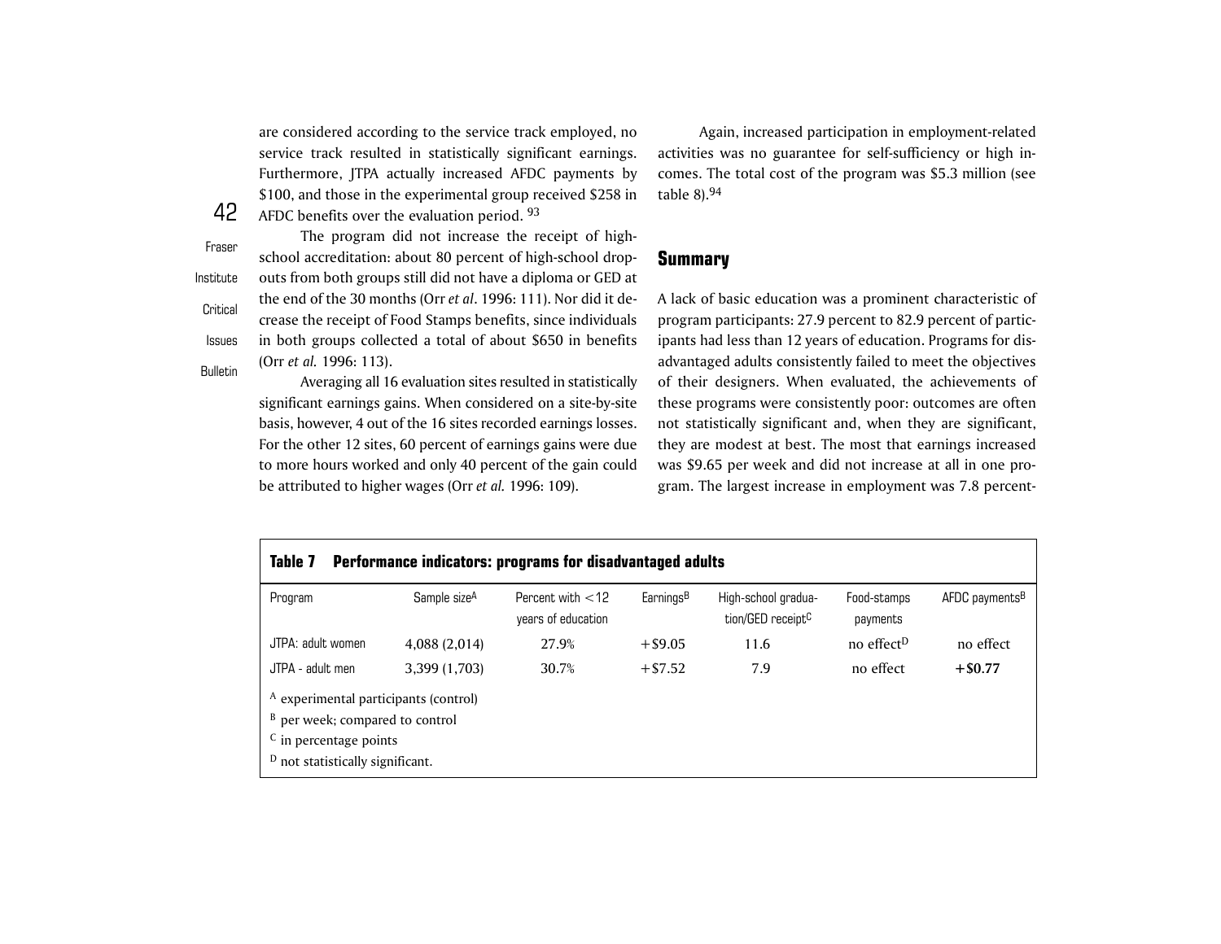are considered according to the service track employed, no service track resulted in statistically significant earnings. Furthermore, JTPA actually increased AFDC payments by $100, and those in the experimental group received $258 in AFDC benefits over the evaluation period. [93]

The program did not increase the receipt of high-school accreditation: about 80 percent of high-school drop-outs from both groups still did not have a diploma or GED at the end of the 30 months (Orr *et al*. 1996: 111). Nor did it decrease the receipt of Food Stamps benefits, since individuals in both groups collected a total of about $650 in benefits (Orr *et al.* 1996: 113).

Averaging all 16 evaluation sites resulted in statistically significant earnings gains. When considered on a site-by-site basis, however, 4 out of the 16 sites recorded earnings losses. For the other 12 sites, 60 percent of earnings gains were due to more hours worked and only 40 percent of the gain could be attributed to higher wages (Orr *et al.* 1996: 109).

Again, increased participation in employment-related activities was no guarantee for self-sufficiency or high incomes. The total cost of the program was $5.3 million (see table 8).[94]

## Summary

A lack of basic education was a prominent characteristic of program participants: 27.9 percent to 82.9 percent of participants had less than 12 years of education. Programs for disadvantaged adults consistently failed to meet the objectives of their designers. When evaluated, the achievements of these programs were consistently poor: outcomes are often not statistically significant and, when they are significant, they are modest at best. The most that earnings increased was $9.65 per week and did not increase at all in one program. The largest increase in employment was 7.8 percent-

**Table 7 Performance indicators: programs for disadvantaged adults**

| Program | Sample size[A] | Percent with <12 years of education | Earnings[B] | High-school graduation/GED receipt[C] | Food-stamps payments | AFDC payments[B] |
|---|---|---|---|---|---|---|
| JTPA: adult women | 4,088 (2,014) | 27.9% | +$9.05 | 11.6 | no effect[D] | no effect |
| JTPA - adult men | 3,399 (1,703) | 30.7% | +$7.52 | 7.9 | no effect | **+$0.77** |

[A] experimental participants (control)
[B] per week; compared to control
[C] in percentage points
[D] not statistically significant.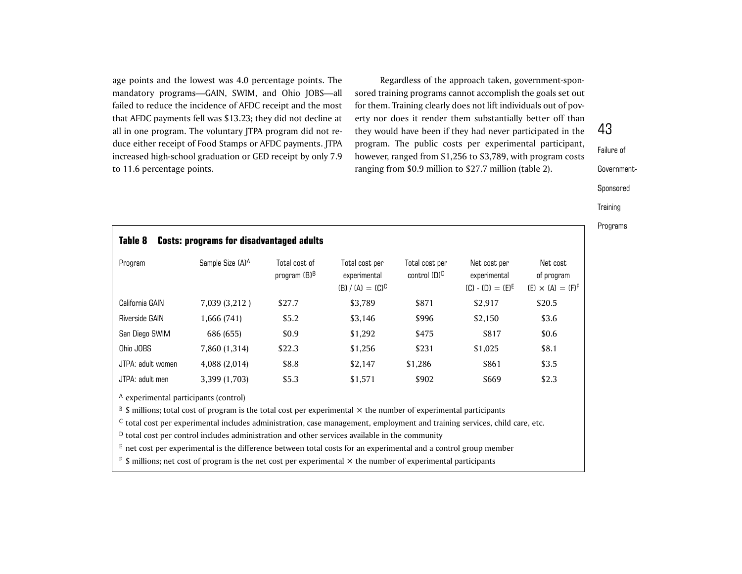age points and the lowest was 4.0 percentage points. The mandatory programs—GAIN, SWIM, and Ohio JOBS—all failed to reduce the incidence of AFDC receipt and the most that AFDC payments fell was $13.23; they did not decline at all in one program. The voluntary JTPA program did not reduce either receipt of Food Stamps or AFDC payments. JTPA increased high-school graduation or GED receipt by only 7.9 to 11.6 percentage points.

Regardless of the approach taken, government-sponsored training programs cannot accomplish the goals set out for them. Training clearly does not lift individuals out of poverty nor does it render them substantially better off than they would have been if they had never participated in the program. The public costs per experimental participant, however, ranged from $1,256 to $3,789, with program costs ranging from $0.9 million to $27.7 million (table 2).

**Table 8 Costs: programs for disadvantaged adults**

| Program | Sample Size (A)[A] | Total cost of program (B)[B] | Total cost per experimental (B) / (A) = (C)[C] | Total cost per control (D)[D] | Net cost per experimental (C) - (D) = (E)[E] | Net cost of program (E) × (A) = (F)[F] |
|---|---|---|---|---|---|---|
| California GAIN | 7,039 (3,212 ) | $27.7 | $3,789 | $871 | $2,917 | $20.5 |
| Riverside GAIN | 1,666 (741) | $5.2 | $3,146 | $996 | $2,150 | $3.6 |
| San Diego SWIM | 686 (655) | $0.9 | $1,292 | $475 | $817 | $0.6 |
| Ohio JOBS | 7,860 (1,314) | $22.3 | $1,256 | $231 | $1,025 | $8.1 |
| JTPA: adult women | 4,088 (2,014) | $8.8 | $2,147 | $1,286 | $861 | $3.5 |
| JTPA: adult men | 3,399 (1,703) | $5.3 | $1,571 | $902 | $669 | $2.3 |

[A] experimental participants (control)

[B] $ millions; total cost of program is the total cost per experimental × the number of experimental participants

[C] total cost per experimental includes administration, case management, employment and training services, child care, etc.

[D] total cost per control includes administration and other services available in the community

[E] net cost per experimental is the difference between total costs for an experimental and a control group member

[F] $ millions; net cost of program is the net cost per experimental × the number of experimental participants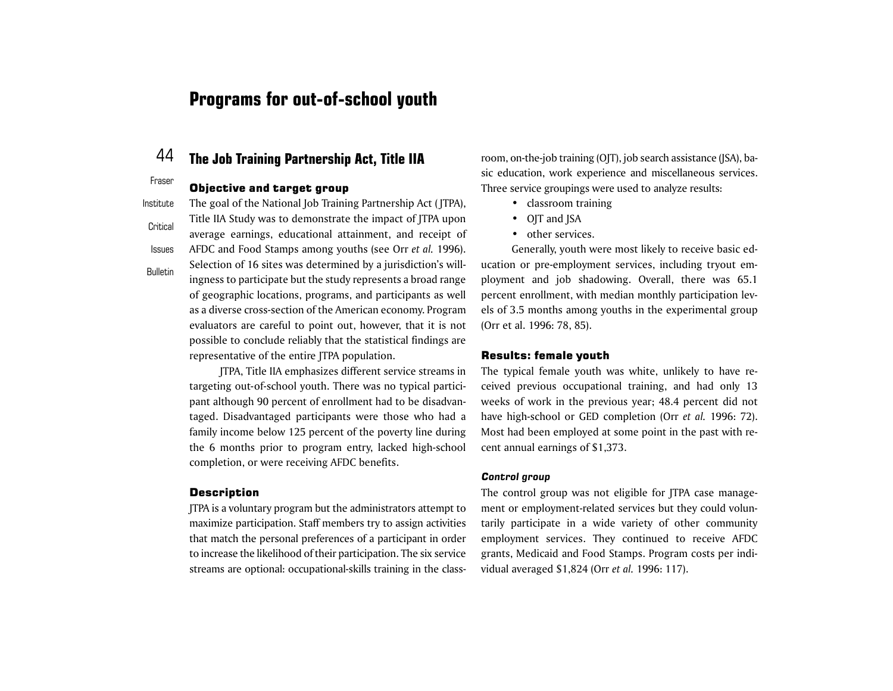# Programs for out-of-school youth

## The Job Training Partnership Act, Title IIA

### Objective and target group

The goal of the National Job Training Partnership Act ( JTPA), Title IIA Study was to demonstrate the impact of JTPA upon average earnings, educational attainment, and receipt of AFDC and Food Stamps among youths (see Orr *et al.* 1996). Selection of 16 sites was determined by a jurisdiction's willingness to participate but the study represents a broad range of geographic locations, programs, and participants as well as a diverse cross-section of the American economy. Program evaluators are careful to point out, however, that it is not possible to conclude reliably that the statistical findings are representative of the entire JTPA population.

JTPA, Title IIA emphasizes different service streams in targeting out-of-school youth. There was no typical participant although 90 percent of enrollment had to be disadvantaged. Disadvantaged participants were those who had a family income below 125 percent of the poverty line during the 6 months prior to program entry, lacked high-school completion, or were receiving AFDC benefits.

### Description

JTPA is a voluntary program but the administrators attempt to maximize participation. Staff members try to assign activities that match the personal preferences of a participant in order to increase the likelihood of their participation. The six service streams are optional: occupational-skills training in the classroom, on-the-job training (OJT), job search assistance (JSA), basic education, work experience and miscellaneous services. Three service groupings were used to analyze results:

- classroom training
- OJT and JSA
- other services.

Generally, youth were most likely to receive basic education or pre-employment services, including tryout employment and job shadowing. Overall, there was 65.1 percent enrollment, with median monthly participation levels of 3.5 months among youths in the experimental group (Orr et al. 1996: 78, 85).

### Results: female youth

The typical female youth was white, unlikely to have received previous occupational training, and had only 13 weeks of work in the previous year; 48.4 percent did not have high-school or GED completion (Orr *et al.* 1996: 72). Most had been employed at some point in the past with recent annual earnings of $1,373.

#### *Control group*

The control group was not eligible for JTPA case management or employment-related services but they could voluntarily participate in a wide variety of other community employment services. They continued to receive AFDC grants, Medicaid and Food Stamps. Program costs per individual averaged $1,824 (Orr *et al.* 1996: 117).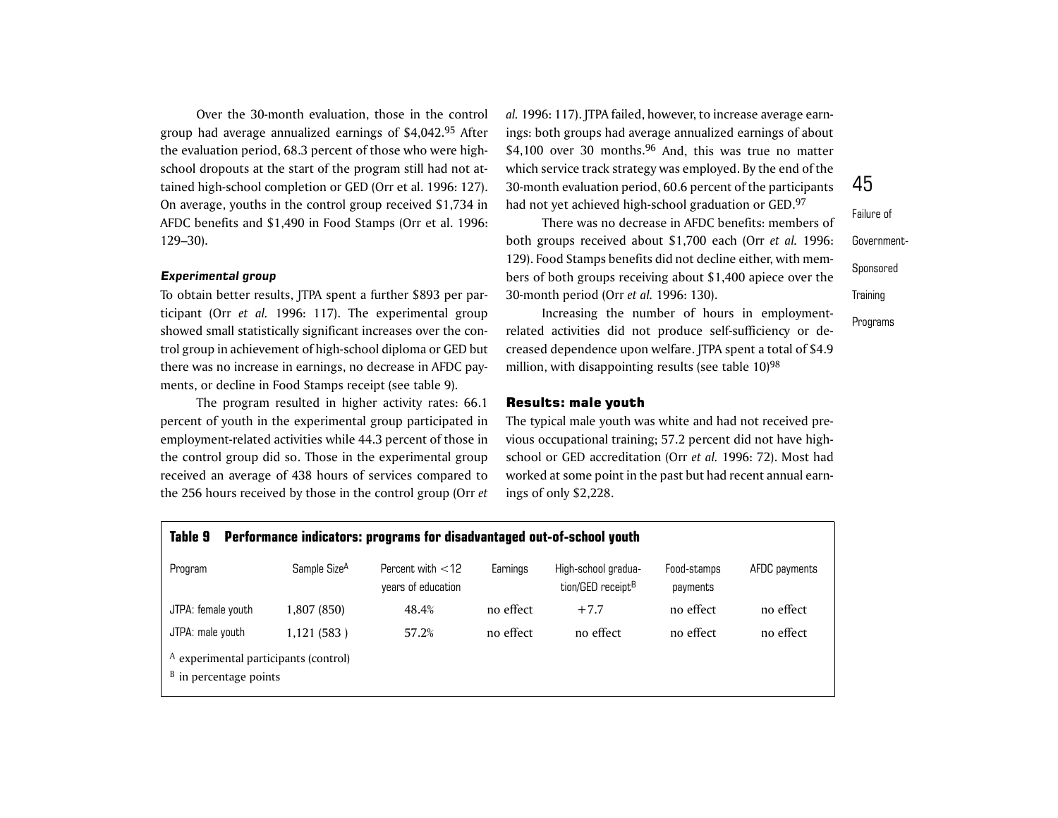Over the 30-month evaluation, those in the control group had average annualized earnings of $4,042.[95] After the evaluation period, 68.3 percent of those who were high-school dropouts at the start of the program still had not attained high-school completion or GED (Orr et al. 1996: 127). On average, youths in the control group received $1,734 in AFDC benefits and $1,490 in Food Stamps (Orr et al. 1996: 129–30).

#### *Experimental group*

To obtain better results, JTPA spent a further $893 per participant (Orr *et al.* 1996: 117). The experimental group showed small statistically significant increases over the control group in achievement of high-school diploma or GED but there was no increase in earnings, no decrease in AFDC payments, or decline in Food Stamps receipt (see table 9).

The program resulted in higher activity rates: 66.1 percent of youth in the experimental group participated in employment-related activities while 44.3 percent of those in the control group did so. Those in the experimental group received an average of 438 hours of services compared to the 256 hours received by those in the control group (Orr *et al.* 1996: 117). JTPA failed, however, to increase average earnings: both groups had average annualized earnings of about $4,100 over 30 months.[96] And, this was true no matter which service track strategy was employed. By the end of the 30-month evaluation period, 60.6 percent of the participants had not yet achieved high-school graduation or GED.[97]

There was no decrease in AFDC benefits: members of both groups received about $1,700 each (Orr *et al.* 1996: 129). Food Stamps benefits did not decline either, with members of both groups receiving about $1,400 apiece over the 30-month period (Orr *et al.* 1996: 130).

Increasing the number of hours in employment-related activities did not produce self-sufficiency or decreased dependence upon welfare. JTPA spent a total of $4.9 million, with disappointing results (see table 10)[98]

### Results: male youth

The typical male youth was white and had not received previous occupational training; 57.2 percent did not have high-school or GED accreditation (Orr *et al.* 1996: 72). Most had worked at some point in the past but had recent annual earnings of only $2,228.

**Table 9 Performance indicators: programs for disadvantaged out-of-school youth**

| Program | Sample Size[A] | Percent with <12 years of education | Earnings | High-school graduation/GED receipt[B] | Food-stamps payments | AFDC payments |
|---|---|---|---|---|---|---|
| JTPA: female youth | 1,807 (850) | 48.4% | no effect | +7.7 | no effect | no effect |
| JTPA: male youth | 1,121 (583 ) | 57.2% | no effect | no effect | no effect | no effect |

[A] experimental participants (control)
[B] in percentage points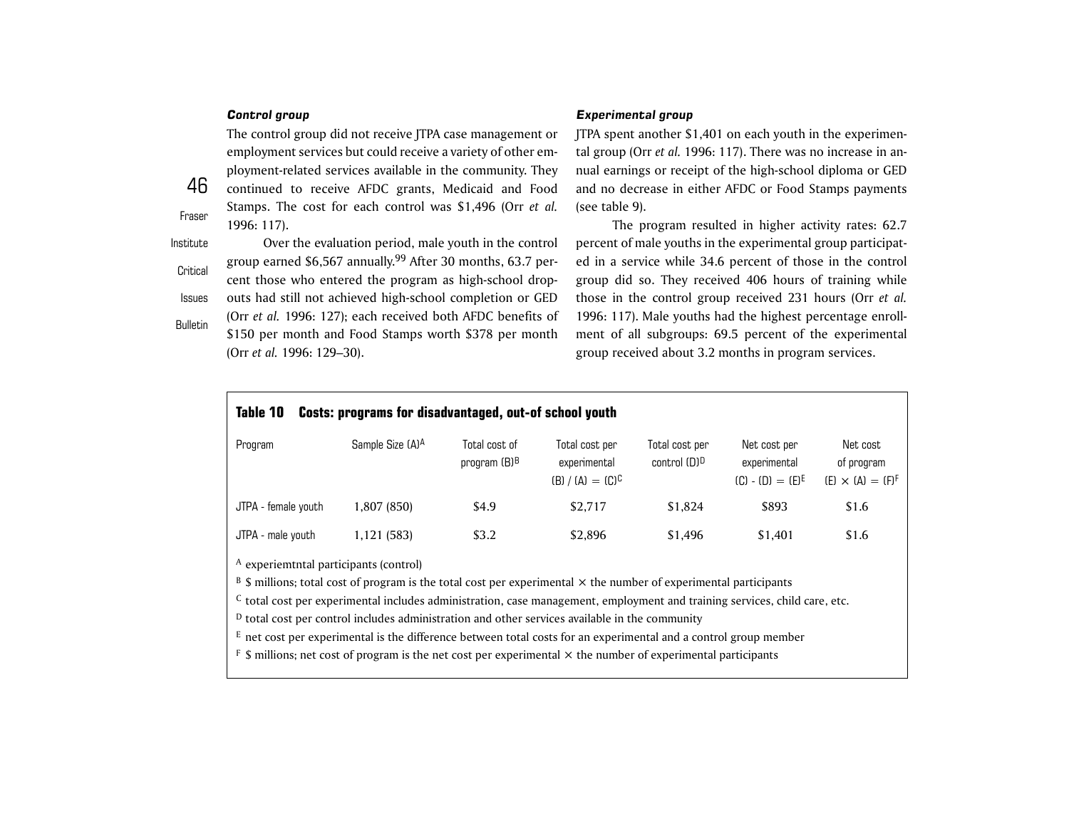### *Control group*

The control group did not receive JTPA case management or employment services but could receive a variety of other employment-related services available in the community. They continued to receive AFDC grants, Medicaid and Food Stamps. The cost for each control was $1,496 (Orr *et al.* 1996: 117).

Over the evaluation period, male youth in the control group earned $6,567 annually.[99] After 30 months, 63.7 percent those who entered the program as high-school dropouts had still not achieved high-school completion or GED (Orr *et al.* 1996: 127); each received both AFDC benefits of $150 per month and Food Stamps worth $378 per month (Orr *et al.* 1996: 129–30).

### *Experimental group*

JTPA spent another $1,401 on each youth in the experimental group (Orr *et al.* 1996: 117). There was no increase in annual earnings or receipt of the high-school diploma or GED and no decrease in either AFDC or Food Stamps payments (see table 9).

The program resulted in higher activity rates: 62.7 percent of male youths in the experimental group participated in a service while 34.6 percent of those in the control group did so. They received 406 hours of training while those in the control group received 231 hours (Orr *et al.* 1996: 117). Male youths had the highest percentage enrollment of all subgroups: 69.5 percent of the experimental group received about 3.2 months in program services.

**Table 10 Costs: programs for disadvantaged, out-of school youth**

| Program | Sample Size (A)[A] | Total cost of program (B)[B] | Total cost per experimental (B) / (A) = (C)[C] | Total cost per control (D)[D] | Net cost per experimental (C) - (D) = (E)[E] | Net cost of program (E) × (A) = (F)[F] |
|---|---|---|---|---|---|---|
| JTPA - female youth | 1,807 (850) | $4.9 | $2,717 | $1,824 | $893 | $1.6 |
| JTPA - male youth | 1,121 (583) | $3.2 | $2,896 | $1,496 | $1,401 | $1.6 |

[A] experiemtntal participants (control)

[B] $ millions; total cost of program is the total cost per experimental × the number of experimental participants

[C] total cost per experimental includes administration, case management, employment and training services, child care, etc.

[D] total cost per control includes administration and other services available in the community

[E] net cost per experimental is the difference between total costs for an experimental and a control group member

[F] $ millions; net cost of program is the net cost per experimental × the number of experimental participants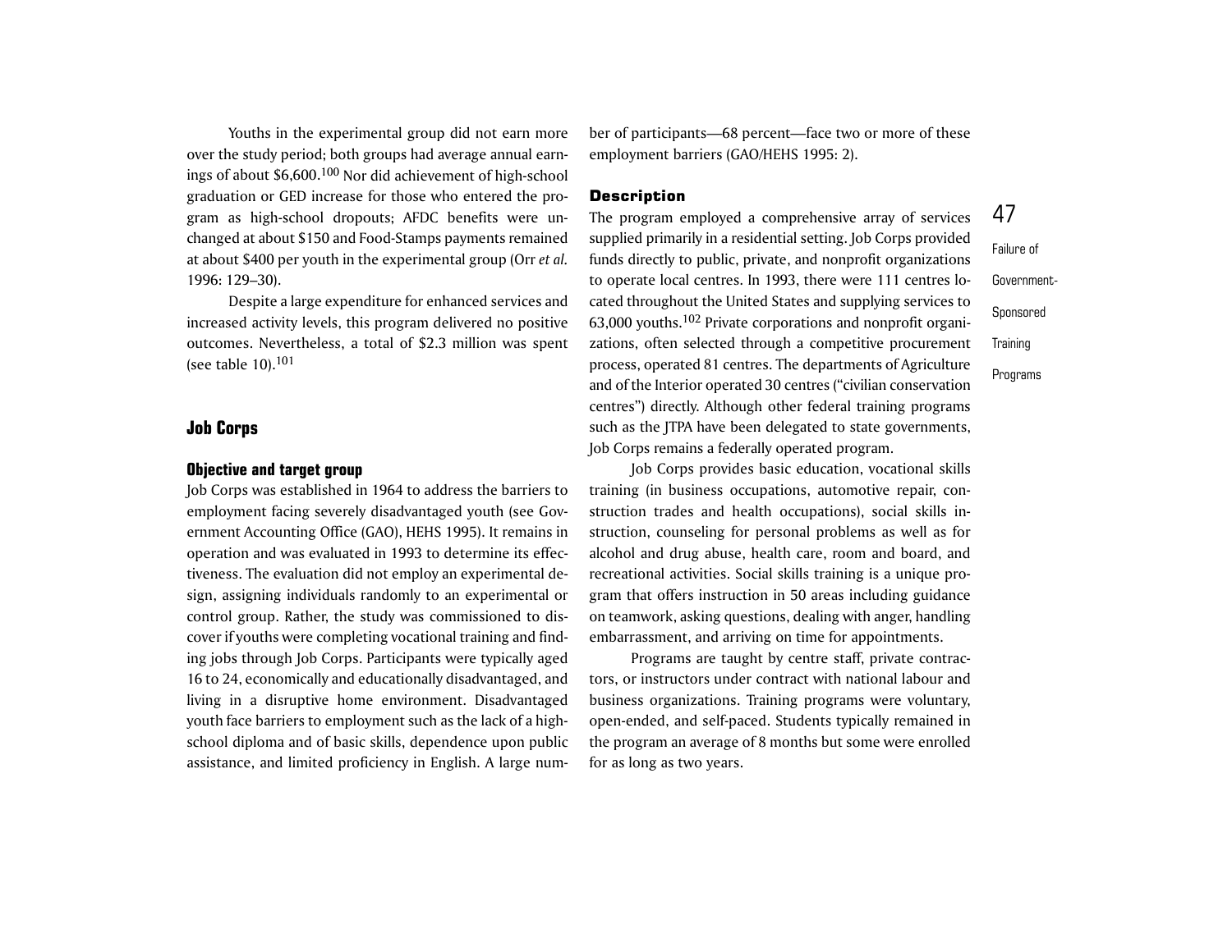Youths in the experimental group did not earn more over the study period; both groups had average annual earnings of about $6,600.[100] Nor did achievement of high-school graduation or GED increase for those who entered the program as high-school dropouts; AFDC benefits were unchanged at about $150 and Food-Stamps payments remained at about $400 per youth in the experimental group (Orr *et al.* 1996: 129–30).

Despite a large expenditure for enhanced services and increased activity levels, this program delivered no positive outcomes. Nevertheless, a total of $2.3 million was spent (see table 10).[101]

## Job Corps

### Objective and target group

Job Corps was established in 1964 to address the barriers to employment facing severely disadvantaged youth (see Government Accounting Office (GAO), HEHS 1995). It remains in operation and was evaluated in 1993 to determine its effectiveness. The evaluation did not employ an experimental design, assigning individuals randomly to an experimental or control group. Rather, the study was commissioned to discover if youths were completing vocational training and finding jobs through Job Corps. Participants were typically aged 16 to 24, economically and educationally disadvantaged, and living in a disruptive home environment. Disadvantaged youth face barriers to employment such as the lack of a high-school diploma and of basic skills, dependence upon public assistance, and limited proficiency in English. A large number of participants—68 percent—face two or more of these employment barriers (GAO/HEHS 1995: 2).

### Description

The program employed a comprehensive array of services supplied primarily in a residential setting. Job Corps provided funds directly to public, private, and nonprofit organizations to operate local centres. In 1993, there were 111 centres located throughout the United States and supplying services to 63,000 youths.[102] Private corporations and nonprofit organizations, often selected through a competitive procurement process, operated 81 centres. The departments of Agriculture and of the Interior operated 30 centres ("civilian conservation centres") directly. Although other federal training programs such as the JTPA have been delegated to state governments, Job Corps remains a federally operated program.

Job Corps provides basic education, vocational skills training (in business occupations, automotive repair, construction trades and health occupations), social skills instruction, counseling for personal problems as well as for alcohol and drug abuse, health care, room and board, and recreational activities. Social skills training is a unique program that offers instruction in 50 areas including guidance on teamwork, asking questions, dealing with anger, handling embarrassment, and arriving on time for appointments.

Programs are taught by centre staff, private contractors, or instructors under contract with national labour and business organizations. Training programs were voluntary, open-ended, and self-paced. Students typically remained in the program an average of 8 months but some were enrolled for as long as two years.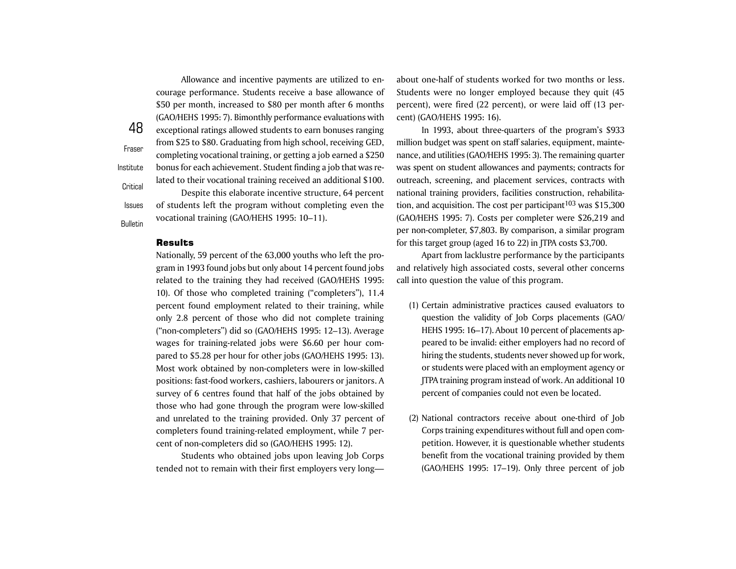Allowance and incentive payments are utilized to encourage performance. Students receive a base allowance of $50 per month, increased to $80 per month after 6 months (GAO/HEHS 1995: 7). Bimonthly performance evaluations with exceptional ratings allowed students to earn bonuses ranging from $25 to $80. Graduating from high school, receiving GED, completing vocational training, or getting a job earned a $250 bonus for each achievement. Student finding a job that was related to their vocational training received an additional $100.

Despite this elaborate incentive structure, 64 percent of students left the program without completing even the vocational training (GAO/HEHS 1995: 10–11).

### Results

Nationally, 59 percent of the 63,000 youths who left the program in 1993 found jobs but only about 14 percent found jobs related to the training they had received (GAO/HEHS 1995: 10). Of those who completed training ("completers"), 11.4 percent found employment related to their training, while only 2.8 percent of those who did not complete training ("non-completers") did so (GAO/HEHS 1995: 12–13). Average wages for training-related jobs were $6.60 per hour compared to $5.28 per hour for other jobs (GAO/HEHS 1995: 13). Most work obtained by non-completers were in low-skilled positions: fast-food workers, cashiers, labourers or janitors. A survey of 6 centres found that half of the jobs obtained by those who had gone through the program were low-skilled and unrelated to the training provided. Only 37 percent of completers found training-related employment, while 7 percent of non-completers did so (GAO/HEHS 1995: 12).

Students who obtained jobs upon leaving Job Corps tended not to remain with their first employers very long—about one-half of students worked for two months or less. Students were no longer employed because they quit (45 percent), were fired (22 percent), or were laid off (13 percent) (GAO/HEHS 1995: 16).

In 1993, about three-quarters of the program's $933 million budget was spent on staff salaries, equipment, maintenance, and utilities (GAO/HEHS 1995: 3). The remaining quarter was spent on student allowances and payments; contracts for outreach, screening, and placement services, contracts with national training providers, facilities construction, rehabilitation, and acquisition. The cost per participant[103] was $15,300 (GAO/HEHS 1995: 7). Costs per completer were $26,219 and per non-completer, $7,803. By comparison, a similar program for this target group (aged 16 to 22) in JTPA costs $3,700.

Apart from lacklustre performance by the participants and relatively high associated costs, several other concerns call into question the value of this program.

(1) Certain administrative practices caused evaluators to question the validity of Job Corps placements (GAO/HEHS 1995: 16–17). About 10 percent of placements appeared to be invalid: either employers had no record of hiring the students, students never showed up for work, or students were placed with an employment agency or JTPA training program instead of work. An additional 10 percent of companies could not even be located.

(2) National contractors receive about one-third of Job Corps training expenditures without full and open competition. However, it is questionable whether students benefit from the vocational training provided by them (GAO/HEHS 1995: 17–19). Only three percent of job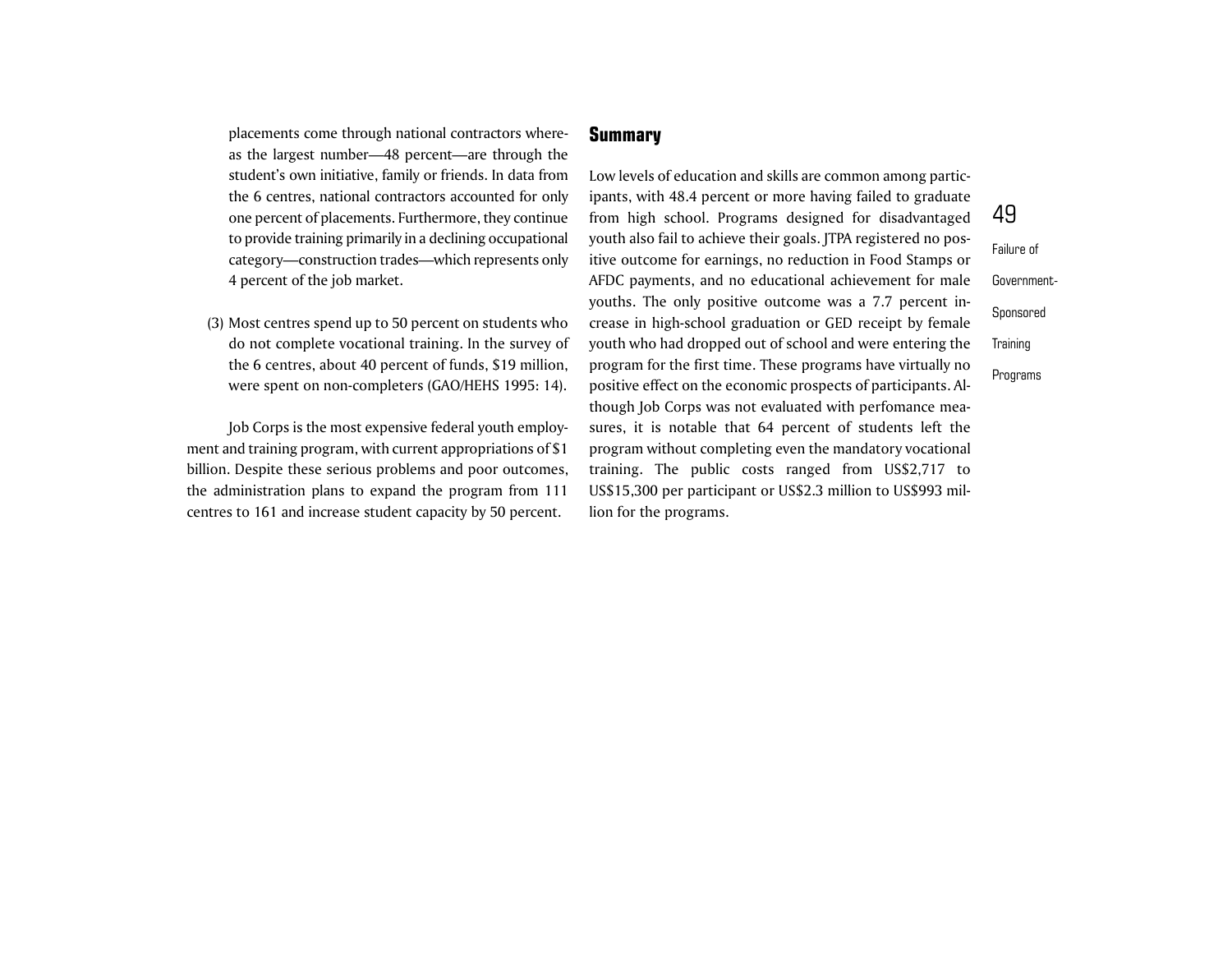placements come through national contractors whereas the largest number—48 percent—are through the student's own initiative, family or friends. In data from the 6 centres, national contractors accounted for only one percent of placements. Furthermore, they continue to provide training primarily in a declining occupational category—construction trades—which represents only 4 percent of the job market.

(3) Most centres spend up to 50 percent on students who do not complete vocational training. In the survey of the 6 centres, about 40 percent of funds, $19 million, were spent on non-completers (GAO/HEHS 1995: 14).

Job Corps is the most expensive federal youth employment and training program, with current appropriations of $1 billion. Despite these serious problems and poor outcomes, the administration plans to expand the program from 111 centres to 161 and increase student capacity by 50 percent.

## Summary

Low levels of education and skills are common among participants, with 48.4 percent or more having failed to graduate from high school. Programs designed for disadvantaged youth also fail to achieve their goals. JTPA registered no positive outcome for earnings, no reduction in Food Stamps or AFDC payments, and no educational achievement for male youths. The only positive outcome was a 7.7 percent increase in high-school graduation or GED receipt by female youth who had dropped out of school and were entering the program for the first time. These programs have virtually no positive effect on the economic prospects of participants. Although Job Corps was not evaluated with perfomance measures, it is notable that 64 percent of students left the program without completing even the mandatory vocational training. The public costs ranged from US$2,717 to US$15,300 per participant or US$2.3 million to US$993 million for the programs.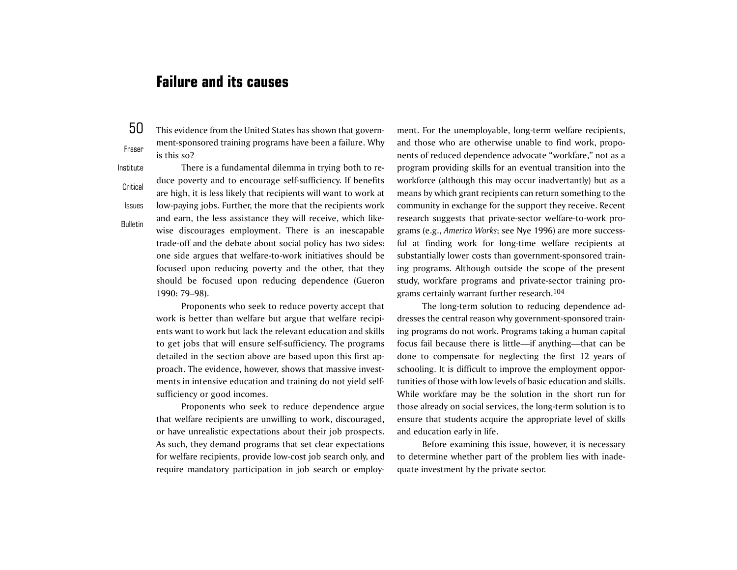# Failure and its causes

This evidence from the United States has shown that government-sponsored training programs have been a failure. Why is this so?

There is a fundamental dilemma in trying both to reduce poverty and to encourage self-sufficiency. If benefits are high, it is less likely that recipients will want to work at low-paying jobs. Further, the more that the recipients work and earn, the less assistance they will receive, which likewise discourages employment. There is an inescapable trade-off and the debate about social policy has two sides: one side argues that welfare-to-work initiatives should be focused upon reducing poverty and the other, that they should be focused upon reducing dependence (Gueron 1990: 79–98).

Proponents who seek to reduce poverty accept that work is better than welfare but argue that welfare recipients want to work but lack the relevant education and skills to get jobs that will ensure self-sufficiency. The programs detailed in the section above are based upon this first approach. The evidence, however, shows that massive investments in intensive education and training do not yield self-sufficiency or good incomes.

Proponents who seek to reduce dependence argue that welfare recipients are unwilling to work, discouraged, or have unrealistic expectations about their job prospects. As such, they demand programs that set clear expectations for welfare recipients, provide low-cost job search only, and require mandatory participation in job search or employment. For the unemployable, long-term welfare recipients, and those who are otherwise unable to find work, proponents of reduced dependence advocate "workfare," not as a program providing skills for an eventual transition into the workforce (although this may occur inadvertantly) but as a means by which grant recipients can return something to the community in exchange for the support they receive. Recent research suggests that private-sector welfare-to-work programs (e.g., *America Works*; see Nye 1996) are more successful at finding work for long-time welfare recipients at substantially lower costs than government-sponsored training programs. Although outside the scope of the present study, workfare programs and private-sector training programs certainly warrant further research.[104]

The long-term solution to reducing dependence addresses the central reason why government-sponsored training programs do not work. Programs taking a human capital focus fail because there is little—if anything—that can be done to compensate for neglecting the first 12 years of schooling. It is difficult to improve the employment opportunities of those with low levels of basic education and skills. While workfare may be the solution in the short run for those already on social services, the long-term solution is to ensure that students acquire the appropriate level of skills and education early in life.

Before examining this issue, however, it is necessary to determine whether part of the problem lies with inadequate investment by the private sector.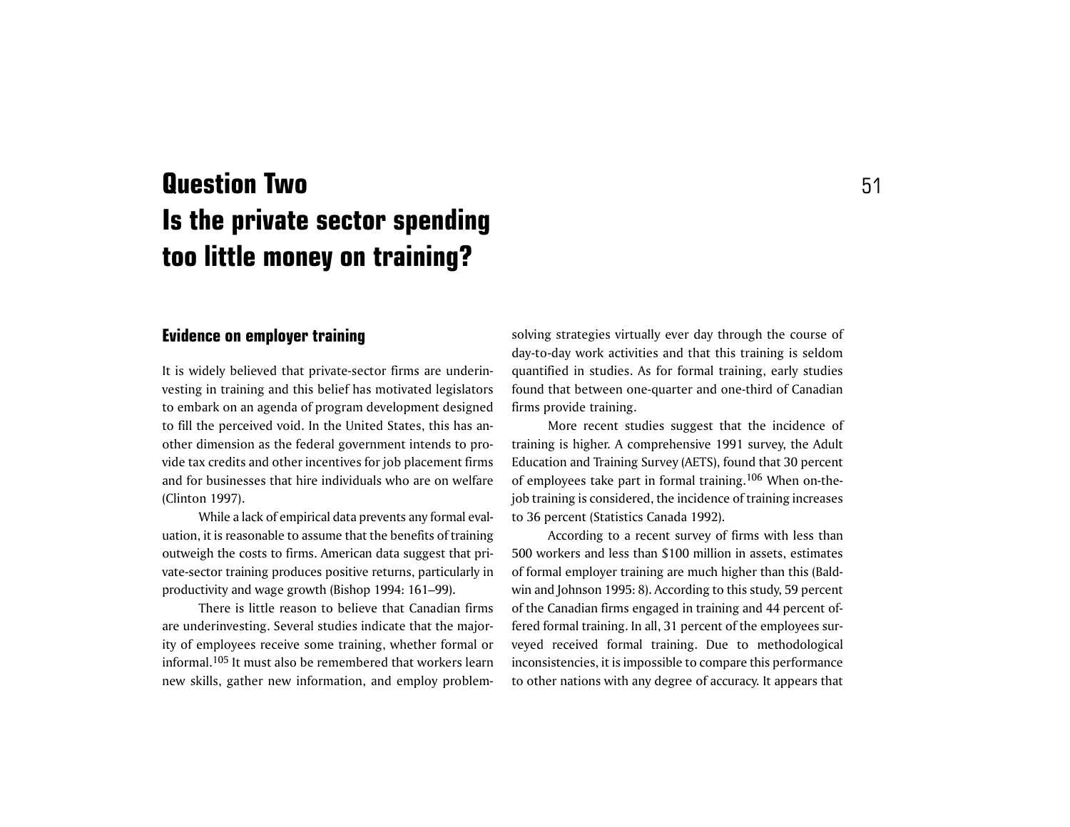# Question Two
# Is the private sector spending too little money on training?

## Evidence on employer training

It is widely believed that private-sector firms are underinvesting in training and this belief has motivated legislators to embark on an agenda of program development designed to fill the perceived void. In the United States, this has another dimension as the federal government intends to provide tax credits and other incentives for job placement firms and for businesses that hire individuals who are on welfare (Clinton 1997).

While a lack of empirical data prevents any formal evaluation, it is reasonable to assume that the benefits of training outweigh the costs to firms. American data suggest that private-sector training produces positive returns, particularly in productivity and wage growth (Bishop 1994: 161–99).

There is little reason to believe that Canadian firms are underinvesting. Several studies indicate that the majority of employees receive some training, whether formal or informal.[105] It must also be remembered that workers learn new skills, gather new information, and employ problem-solving strategies virtually ever day through the course of day-to-day work activities and that this training is seldom quantified in studies. As for formal training, early studies found that between one-quarter and one-third of Canadian firms provide training.

More recent studies suggest that the incidence of training is higher. A comprehensive 1991 survey, the Adult Education and Training Survey (AETS), found that 30 percent of employees take part in formal training.[106] When on-the-job training is considered, the incidence of training increases to 36 percent (Statistics Canada 1992).

According to a recent survey of firms with less than 500 workers and less than $100 million in assets, estimates of formal employer training are much higher than this (Baldwin and Johnson 1995: 8). According to this study, 59 percent of the Canadian firms engaged in training and 44 percent offered formal training. In all, 31 percent of the employees surveyed received formal training. Due to methodological inconsistencies, it is impossible to compare this performance to other nations with any degree of accuracy. It appears that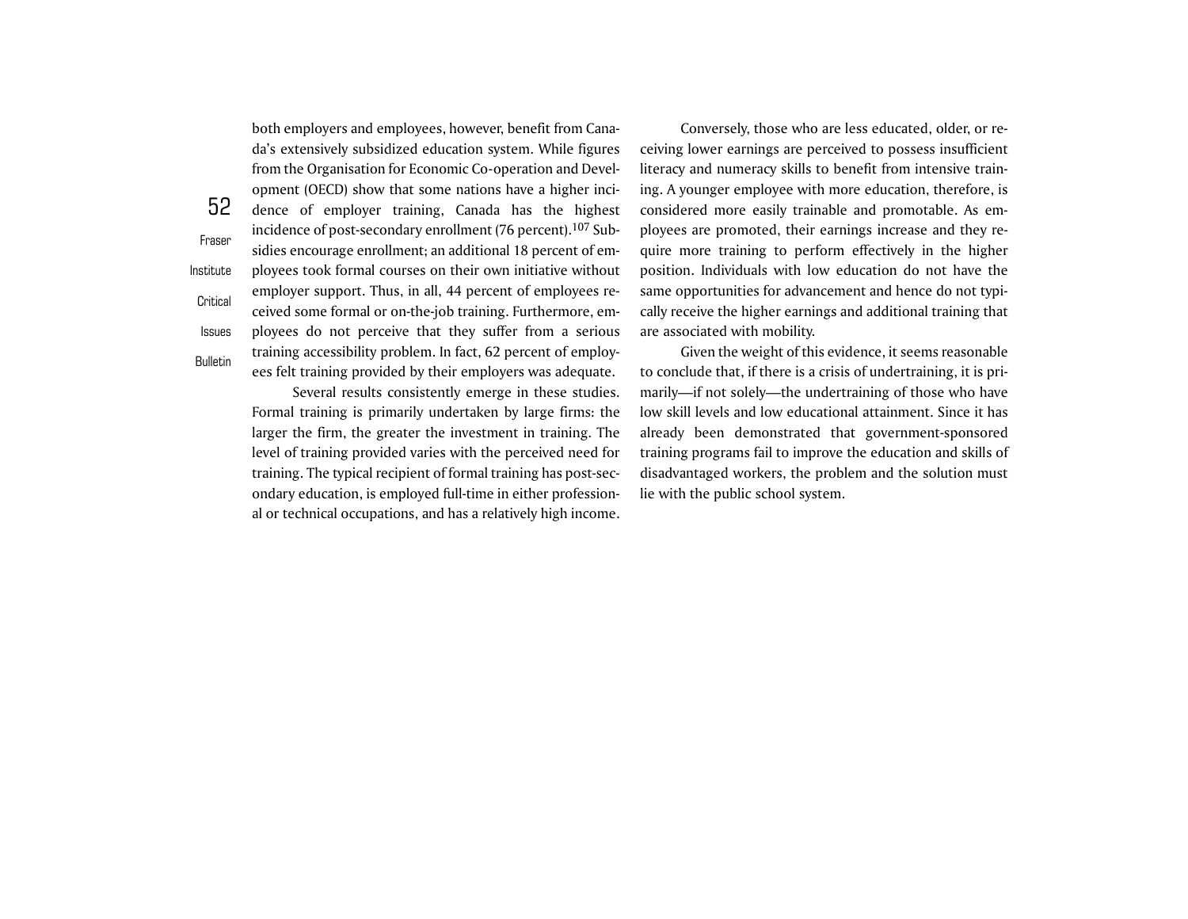both employers and employees, however, benefit from Canada's extensively subsidized education system. While figures from the Organisation for Economic Co-operation and Development (OECD) show that some nations have a higher incidence of employer training, Canada has the highest incidence of post-secondary enrollment (76 percent).[107] Subsidies encourage enrollment; an additional 18 percent of employees took formal courses on their own initiative without employer support. Thus, in all, 44 percent of employees received some formal or on-the-job training. Furthermore, employees do not perceive that they suffer from a serious training accessibility problem. In fact, 62 percent of employees felt training provided by their employers was adequate.

Several results consistently emerge in these studies. Formal training is primarily undertaken by large firms: the larger the firm, the greater the investment in training. The level of training provided varies with the perceived need for training. The typical recipient of formal training has post-secondary education, is employed full-time in either professional or technical occupations, and has a relatively high income.

Conversely, those who are less educated, older, or receiving lower earnings are perceived to possess insufficient literacy and numeracy skills to benefit from intensive training. A younger employee with more education, therefore, is considered more easily trainable and promotable. As employees are promoted, their earnings increase and they require more training to perform effectively in the higher position. Individuals with low education do not have the same opportunities for advancement and hence do not typically receive the higher earnings and additional training that are associated with mobility.

Given the weight of this evidence, it seems reasonable to conclude that, if there is a crisis of undertraining, it is primarily—if not solely—the undertraining of those who have low skill levels and low educational attainment. Since it has already been demonstrated that government-sponsored training programs fail to improve the education and skills of disadvantaged workers, the problem and the solution must lie with the public school system.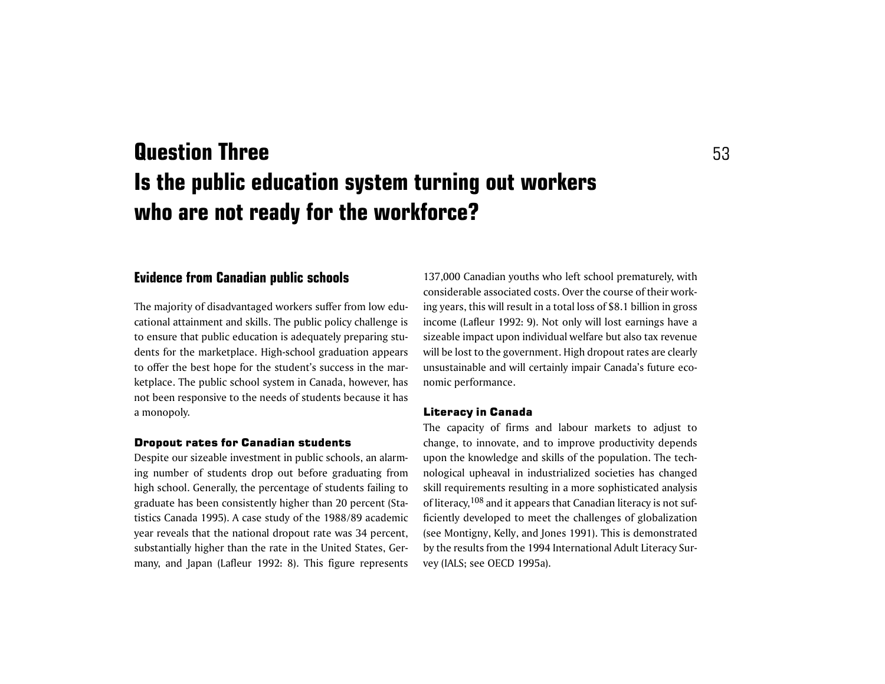# Question Three
# Is the public education system turning out workers who are not ready for the workforce?

## Evidence from Canadian public schools

The majority of disadvantaged workers suffer from low educational attainment and skills. The public policy challenge is to ensure that public education is adequately preparing students for the marketplace. High-school graduation appears to offer the best hope for the student's success in the marketplace. The public school system in Canada, however, has not been responsive to the needs of students because it has a monopoly.

### Dropout rates for Canadian students

Despite our sizeable investment in public schools, an alarming number of students drop out before graduating from high school. Generally, the percentage of students failing to graduate has been consistently higher than 20 percent (Statistics Canada 1995). A case study of the 1988/89 academic year reveals that the national dropout rate was 34 percent, substantially higher than the rate in the United States, Germany, and Japan (Lafleur 1992: 8). This figure represents 137,000 Canadian youths who left school prematurely, with considerable associated costs. Over the course of their working years, this will result in a total loss of $8.1 billion in gross income (Lafleur 1992: 9). Not only will lost earnings have a sizeable impact upon individual welfare but also tax revenue will be lost to the government. High dropout rates are clearly unsustainable and will certainly impair Canada's future economic performance.

### Literacy in Canada

The capacity of firms and labour markets to adjust to change, to innovate, and to improve productivity depends upon the knowledge and skills of the population. The technological upheaval in industrialized societies has changed skill requirements resulting in a more sophisticated analysis of literacy,[108] and it appears that Canadian literacy is not sufficiently developed to meet the challenges of globalization (see Montigny, Kelly, and Jones 1991). This is demonstrated by the results from the 1994 International Adult Literacy Survey (IALS; see OECD 1995a).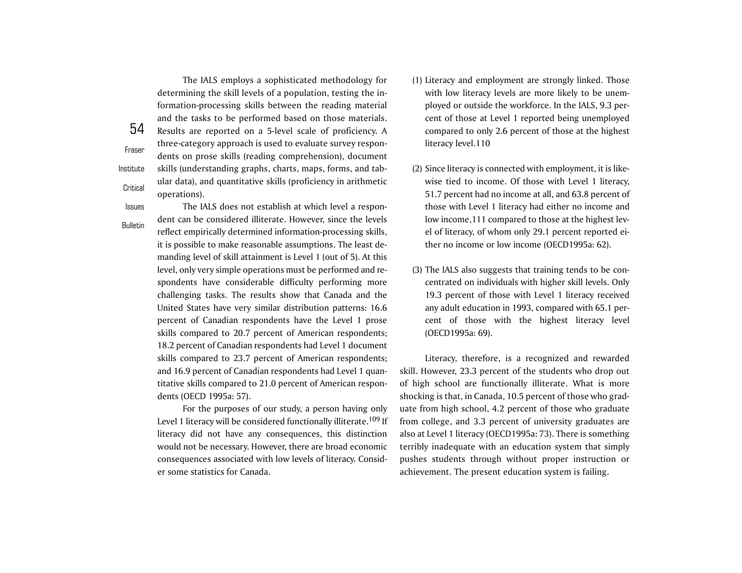The IALS employs a sophisticated methodology for determining the skill levels of a population, testing the information-processing skills between the reading material and the tasks to be performed based on those materials. Results are reported on a 5-level scale of proficiency. A three-category approach is used to evaluate survey respondents on prose skills (reading comprehension), document skills (understanding graphs, charts, maps, forms, and tabular data), and quantitative skills (proficiency in arithmetic operations).

The IALS does not establish at which level a respondent can be considered illiterate. However, since the levels reflect empirically determined information-processing skills, it is possible to make reasonable assumptions. The least demanding level of skill attainment is Level 1 (out of 5). At this level, only very simple operations must be performed and respondents have considerable difficulty performing more challenging tasks. The results show that Canada and the United States have very similar distribution patterns: 16.6 percent of Canadian respondents have the Level 1 prose skills compared to 20.7 percent of American respondents; 18.2 percent of Canadian respondents had Level 1 document skills compared to 23.7 percent of American respondents; and 16.9 percent of Canadian respondents had Level 1 quantitative skills compared to 21.0 percent of American respondents (OECD 1995a: 57).

For the purposes of our study, a person having only Level 1 literacy will be considered functionally illiterate.[109] If literacy did not have any consequences, this distinction would not be necessary. However, there are broad economic consequences associated with low levels of literacy. Consider some statistics for Canada.

(1) Literacy and employment are strongly linked. Those with low literacy levels are more likely to be unemployed or outside the workforce. In the IALS, 9.3 percent of those at Level 1 reported being unemployed compared to only 2.6 percent of those at the highest literacy level.110

(2) Since literacy is connected with employment, it is likewise tied to income. Of those with Level 1 literacy, 51.7 percent had no income at all, and 63.8 percent of those with Level 1 literacy had either no income and low income,111 compared to those at the highest level of literacy, of whom only 29.1 percent reported either no income or low income (OECD1995a: 62).

(3) The IALS also suggests that training tends to be concentrated on individuals with higher skill levels. Only 19.3 percent of those with Level 1 literacy received any adult education in 1993, compared with 65.1 percent of those with the highest literacy level (OECD1995a: 69).

Literacy, therefore, is a recognized and rewarded skill. However, 23.3 percent of the students who drop out of high school are functionally illiterate. What is more shocking is that, in Canada, 10.5 percent of those who graduate from high school, 4.2 percent of those who graduate from college, and 3.3 percent of university graduates are also at Level 1 literacy (OECD1995a: 73). There is something terribly inadequate with an education system that simply pushes students through without proper instruction or achievement. The present education system is failing.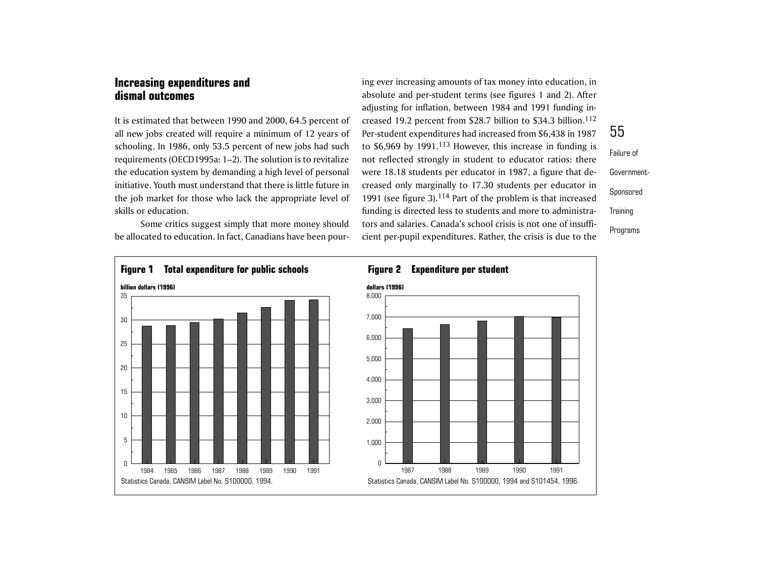## Increasing expenditures and dismal outcomes

It is estimated that between 1990 and 2000, 64.5 percent of all new jobs created will require a minimum of 12 years of schooling. In 1986, only 53.5 percent of new jobs had such requirements (OECD1995a: 1–2). The solution is to revitalize the education system by demanding a high level of personal initiative. Youth must understand that there is little future in the job market for those who lack the appropriate level of skills or education.

Some critics suggest simply that more money should be allocated to education. In fact, Canadians have been pouring ever increasing amounts of tax money into education, in absolute and per-student terms (see figures 1 and 2). After adjusting for inflation, between 1984 and 1991 funding increased 19.2 percent from $28.7 billion to $34.3 billion.[112] Per-student expenditures had increased from $6,438 in 1987 to $6,969 by 1991.[113] However, this increase in funding is not reflected strongly in student to educator ratios: there were 18.18 students per educator in 1987, a figure that decreased only marginally to 17.30 students per educator in 1991 (see figure 3).[114] Part of the problem is that increased funding is directed less to students and more to administrators and salaries. Canada's school crisis is not one of insufficient per-pupil expenditures. Rather, the crisis is due to the

**Figure 1 Total expenditure for public schools**

billion dollars (1996)

35
30
25
20
15
10
5
0

1984 1985 1986 1987 1988 1989 1990 1991

Statistics Canada, CANSIM Label No. S100000, 1994.

**Figure 2 Expenditure per student**

dollars (1996)

8,000
7,000
6,000
5,000
4,000
3,000
2,000
1,000
0

1987 1988 1989 1990 1991

Statistics Canada, CANSIM Label No. S100000, 1994 and S101454, 1996.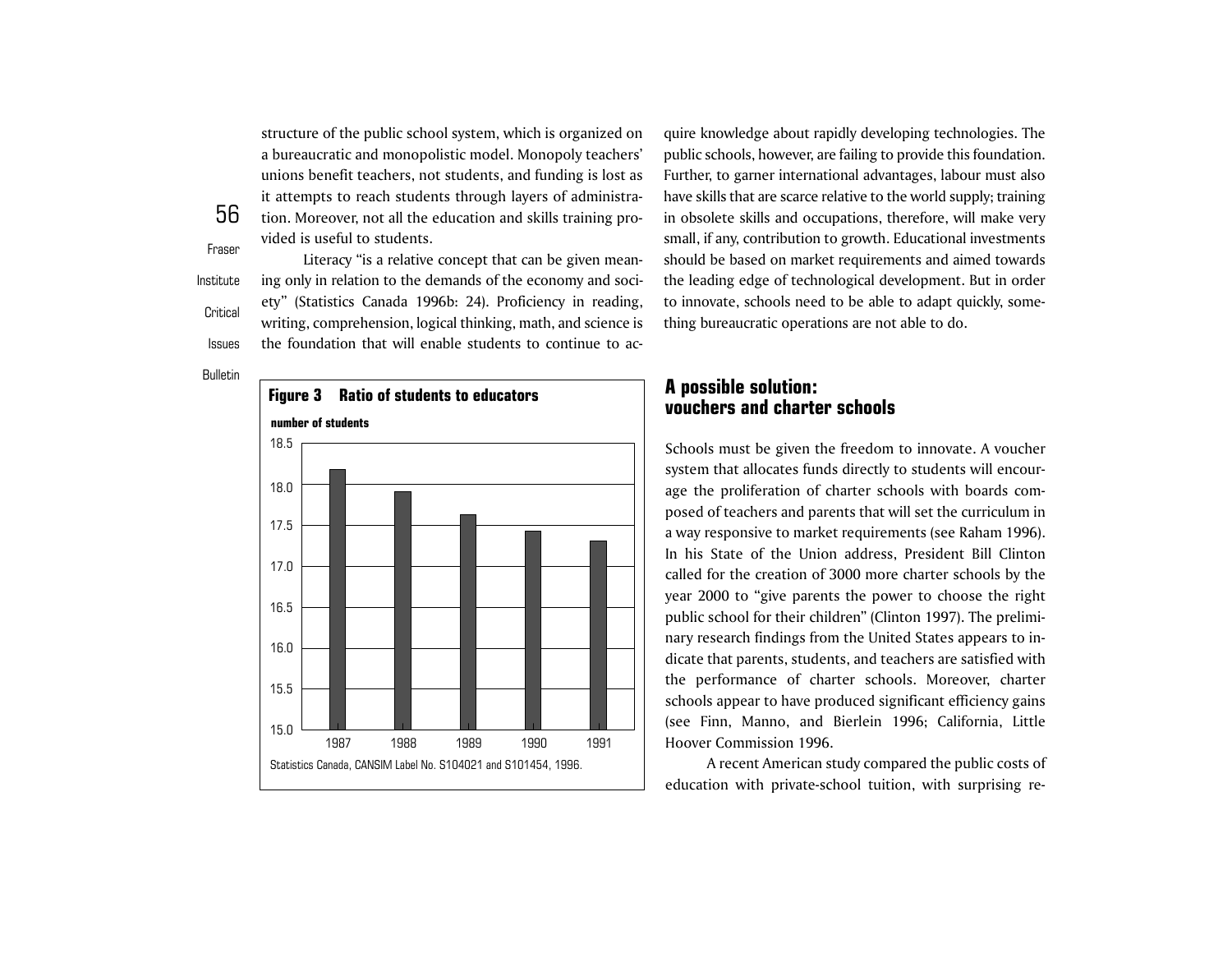structure of the public school system, which is organized on a bureaucratic and monopolistic model. Monopoly teachers' unions benefit teachers, not students, and funding is lost as it attempts to reach students through layers of administration. Moreover, not all the education and skills training provided is useful to students.

Literacy "is a relative concept that can be given meaning only in relation to the demands of the economy and society" (Statistics Canada 1996b: 24). Proficiency in reading, writing, comprehension, logical thinking, math, and science is the foundation that will enable students to continue to acquire knowledge about rapidly developing technologies. The public schools, however, are failing to provide this foundation. Further, to garner international advantages, labour must also have skills that are scarce relative to the world supply; training in obsolete skills and occupations, therefore, will make very small, if any, contribution to growth. Educational investments should be based on market requirements and aimed towards the leading edge of technological development. But in order to innovate, schools need to be able to adapt quickly, something bureaucratic operations are not able to do.

**Figure 3 Ratio of students to educators**

number of students

18.5
18.0
17.5
17.0
16.5
16.0
15.5
15.0

1987 1988 1989 1990 1991

Statistics Canada, CANSIM Label No. S104021 and S101454, 1996.

## A possible solution: vouchers and charter schools

Schools must be given the freedom to innovate. A voucher system that allocates funds directly to students will encourage the proliferation of charter schools with boards composed of teachers and parents that will set the curriculum in a way responsive to market requirements (see Raham 1996). In his State of the Union address, President Bill Clinton called for the creation of 3000 more charter schools by the year 2000 to "give parents the power to choose the right public school for their children" (Clinton 1997). The preliminary research findings from the United States appears to indicate that parents, students, and teachers are satisfied with the performance of charter schools. Moreover, charter schools appear to have produced significant efficiency gains (see Finn, Manno, and Bierlein 1996; California, Little Hoover Commission 1996.

A recent American study compared the public costs of education with private-school tuition, with surprising re-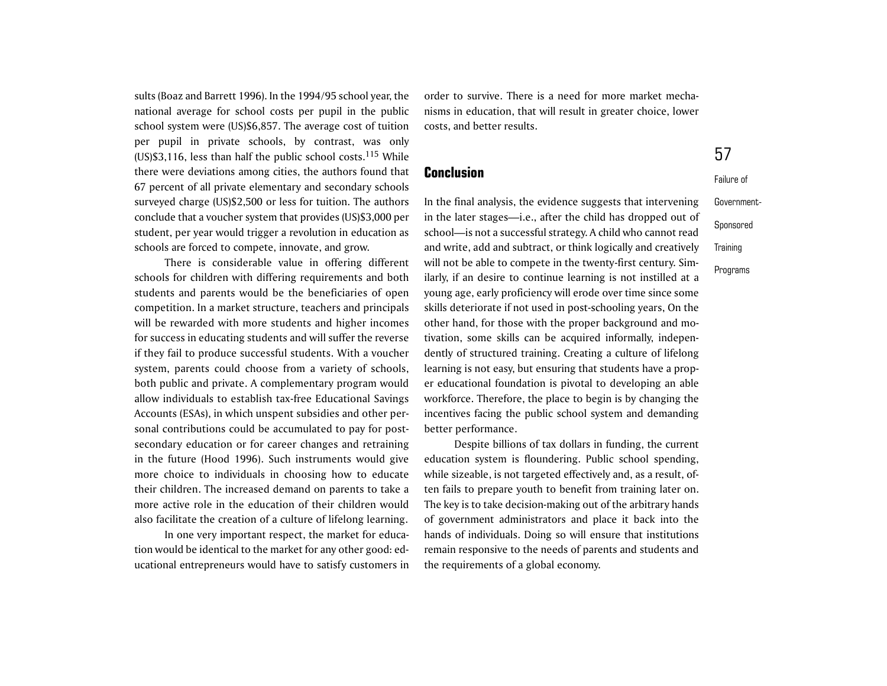sults (Boaz and Barrett 1996). In the 1994/95 school year, the national average for school costs per pupil in the public school system were (US)$6,857. The average cost of tuition per pupil in private schools, by contrast, was only (US)$3,116, less than half the public school costs.[115] While there were deviations among cities, the authors found that 67 percent of all private elementary and secondary schools surveyed charge (US)$2,500 or less for tuition. The authors conclude that a voucher system that provides (US)$3,000 per student, per year would trigger a revolution in education as schools are forced to compete, innovate, and grow.

There is considerable value in offering different schools for children with differing requirements and both students and parents would be the beneficiaries of open competition. In a market structure, teachers and principals will be rewarded with more students and higher incomes for success in educating students and will suffer the reverse if they fail to produce successful students. With a voucher system, parents could choose from a variety of schools, both public and private. A complementary program would allow individuals to establish tax-free Educational Savings Accounts (ESAs), in which unspent subsidies and other personal contributions could be accumulated to pay for post-secondary education or for career changes and retraining in the future (Hood 1996). Such instruments would give more choice to individuals in choosing how to educate their children. The increased demand on parents to take a more active role in the education of their children would also facilitate the creation of a culture of lifelong learning.

In one very important respect, the market for education would be identical to the market for any other good: educational entrepreneurs would have to satisfy customers in order to survive. There is a need for more market mechanisms in education, that will result in greater choice, lower costs, and better results.

## Conclusion

In the final analysis, the evidence suggests that intervening in the later stages—i.e., after the child has dropped out of school—is not a successful strategy. A child who cannot read and write, add and subtract, or think logically and creatively will not be able to compete in the twenty-first century. Similarly, if an desire to continue learning is not instilled at a young age, early proficiency will erode over time since some skills deteriorate if not used in post-schooling years, On the other hand, for those with the proper background and motivation, some skills can be acquired informally, independently of structured training. Creating a culture of lifelong learning is not easy, but ensuring that students have a proper educational foundation is pivotal to developing an able workforce. Therefore, the place to begin is by changing the incentives facing the public school system and demanding better performance.

Despite billions of tax dollars in funding, the current education system is floundering. Public school spending, while sizeable, is not targeted effectively and, as a result, often fails to prepare youth to benefit from training later on. The key is to take decision-making out of the arbitrary hands of government administrators and place it back into the hands of individuals. Doing so will ensure that institutions remain responsive to the needs of parents and students and the requirements of a global economy.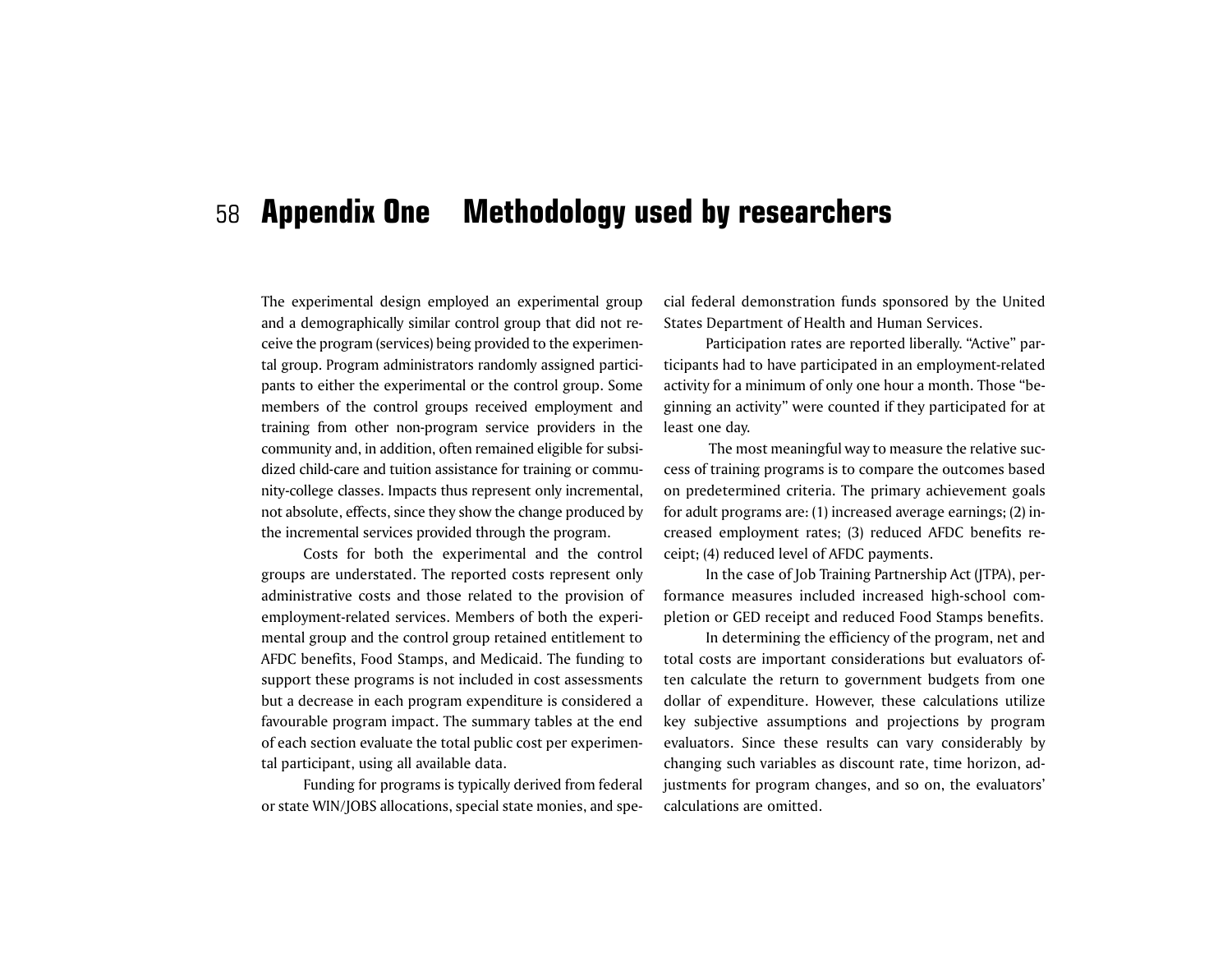# Appendix One Methodology used by researchers

The experimental design employed an experimental group and a demographically similar control group that did not receive the program (services) being provided to the experimental group. Program administrators randomly assigned participants to either the experimental or the control group. Some members of the control groups received employment and training from other non-program service providers in the community and, in addition, often remained eligible for subsidized child-care and tuition assistance for training or community-college classes. Impacts thus represent only incremental, not absolute, effects, since they show the change produced by the incremental services provided through the program.

Costs for both the experimental and the control groups are understated. The reported costs represent only administrative costs and those related to the provision of employment-related services. Members of both the experimental group and the control group retained entitlement to AFDC benefits, Food Stamps, and Medicaid. The funding to support these programs is not included in cost assessments but a decrease in each program expenditure is considered a favourable program impact. The summary tables at the end of each section evaluate the total public cost per experimental participant, using all available data.

Funding for programs is typically derived from federal or state WIN/JOBS allocations, special state monies, and special federal demonstration funds sponsored by the United States Department of Health and Human Services.

Participation rates are reported liberally. "Active" participants had to have participated in an employment-related activity for a minimum of only one hour a month. Those "beginning an activity" were counted if they participated for at least one day.

The most meaningful way to measure the relative success of training programs is to compare the outcomes based on predetermined criteria. The primary achievement goals for adult programs are: (1) increased average earnings; (2) increased employment rates; (3) reduced AFDC benefits receipt; (4) reduced level of AFDC payments.

In the case of Job Training Partnership Act (JTPA), performance measures included increased high-school completion or GED receipt and reduced Food Stamps benefits.

In determining the efficiency of the program, net and total costs are important considerations but evaluators often calculate the return to government budgets from one dollar of expenditure. However, these calculations utilize key subjective assumptions and projections by program evaluators. Since these results can vary considerably by changing such variables as discount rate, time horizon, adjustments for program changes, and so on, the evaluators' calculations are omitted.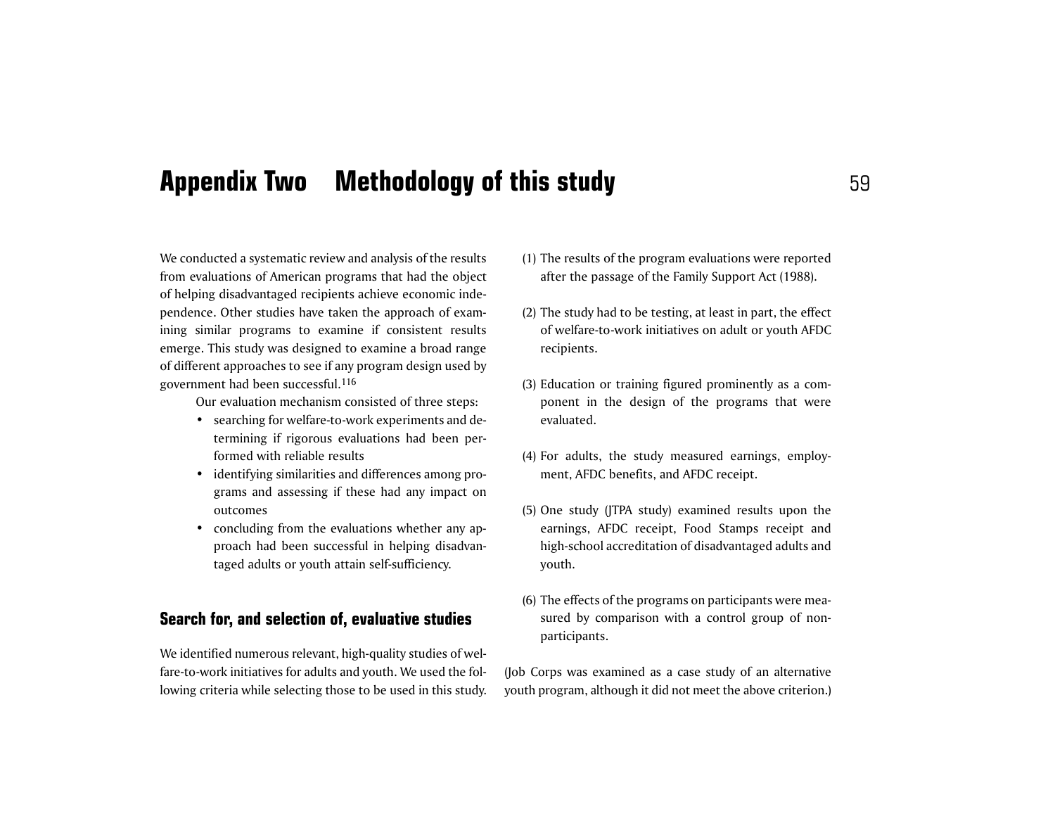# Appendix Two    Methodology of this study

We conducted a systematic review and analysis of the results from evaluations of American programs that had the object of helping disadvantaged recipients achieve economic independence. Other studies have taken the approach of examining similar programs to examine if consistent results emerge. This study was designed to examine a broad range of different approaches to see if any program design used by government had been successful.[116]

Our evaluation mechanism consisted of three steps:

- searching for welfare-to-work experiments and determining if rigorous evaluations had been performed with reliable results
- identifying similarities and differences among programs and assessing if these had any impact on outcomes
- concluding from the evaluations whether any approach had been successful in helping disadvantaged adults or youth attain self-sufficiency.

## Search for, and selection of, evaluative studies

We identified numerous relevant, high-quality studies of welfare-to-work initiatives for adults and youth. We used the following criteria while selecting those to be used in this study.

(1) The results of the program evaluations were reported after the passage of the Family Support Act (1988).

(2) The study had to be testing, at least in part, the effect of welfare-to-work initiatives on adult or youth AFDC recipients.

(3) Education or training figured prominently as a component in the design of the programs that were evaluated.

(4) For adults, the study measured earnings, employment, AFDC benefits, and AFDC receipt.

(5) One study (JTPA study) examined results upon the earnings, AFDC receipt, Food Stamps receipt and high-school accreditation of disadvantaged adults and youth.

(6) The effects of the programs on participants were measured by comparison with a control group of non-participants.

(Job Corps was examined as a case study of an alternative youth program, although it did not meet the above criterion.)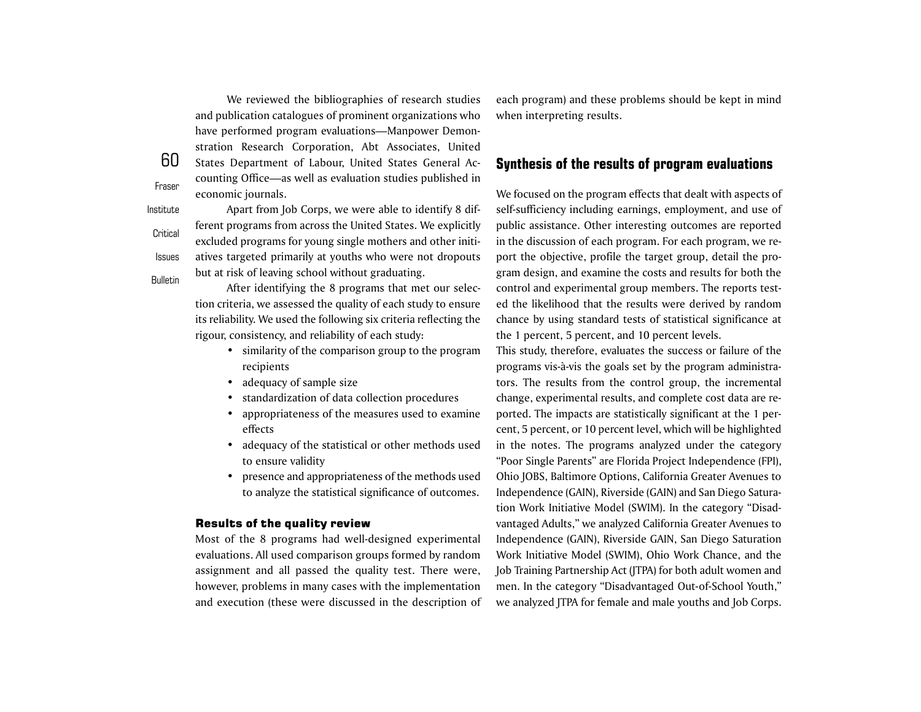We reviewed the bibliographies of research studies and publication catalogues of prominent organizations who have performed program evaluations—Manpower Demonstration Research Corporation, Abt Associates, United States Department of Labour, United States General Accounting Office—as well as evaluation studies published in economic journals.

Apart from Job Corps, we were able to identify 8 different programs from across the United States. We explicitly excluded programs for young single mothers and other initiatives targeted primarily at youths who were not dropouts but at risk of leaving school without graduating.

After identifying the 8 programs that met our selection criteria, we assessed the quality of each study to ensure its reliability. We used the following six criteria reflecting the rigour, consistency, and reliability of each study:

- similarity of the comparison group to the program recipients
- adequacy of sample size
- standardization of data collection procedures
- appropriateness of the measures used to examine effects
- adequacy of the statistical or other methods used to ensure validity
- presence and appropriateness of the methods used to analyze the statistical significance of outcomes.

### Results of the quality review

Most of the 8 programs had well-designed experimental evaluations. All used comparison groups formed by random assignment and all passed the quality test. There were, however, problems in many cases with the implementation and execution (these were discussed in the description of each program) and these problems should be kept in mind when interpreting results.

## Synthesis of the results of program evaluations

We focused on the program effects that dealt with aspects of self-sufficiency including earnings, employment, and use of public assistance. Other interesting outcomes are reported in the discussion of each program. For each program, we report the objective, profile the target group, detail the program design, and examine the costs and results for both the control and experimental group members. The reports tested the likelihood that the results were derived by random chance by using standard tests of statistical significance at the 1 percent, 5 percent, and 10 percent levels.

This study, therefore, evaluates the success or failure of the programs vis-à-vis the goals set by the program administrators. The results from the control group, the incremental change, experimental results, and complete cost data are reported. The impacts are statistically significant at the 1 percent, 5 percent, or 10 percent level, which will be highlighted in the notes. The programs analyzed under the category "Poor Single Parents" are Florida Project Independence (FPI), Ohio JOBS, Baltimore Options, California Greater Avenues to Independence (GAIN), Riverside (GAIN) and San Diego Saturation Work Initiative Model (SWIM). In the category "Disadvantaged Adults," we analyzed California Greater Avenues to Independence (GAIN), Riverside GAIN, San Diego Saturation Work Initiative Model (SWIM), Ohio Work Chance, and the Job Training Partnership Act (JTPA) for both adult women and men. In the category "Disadvantaged Out-of-School Youth," we analyzed JTPA for female and male youths and Job Corps.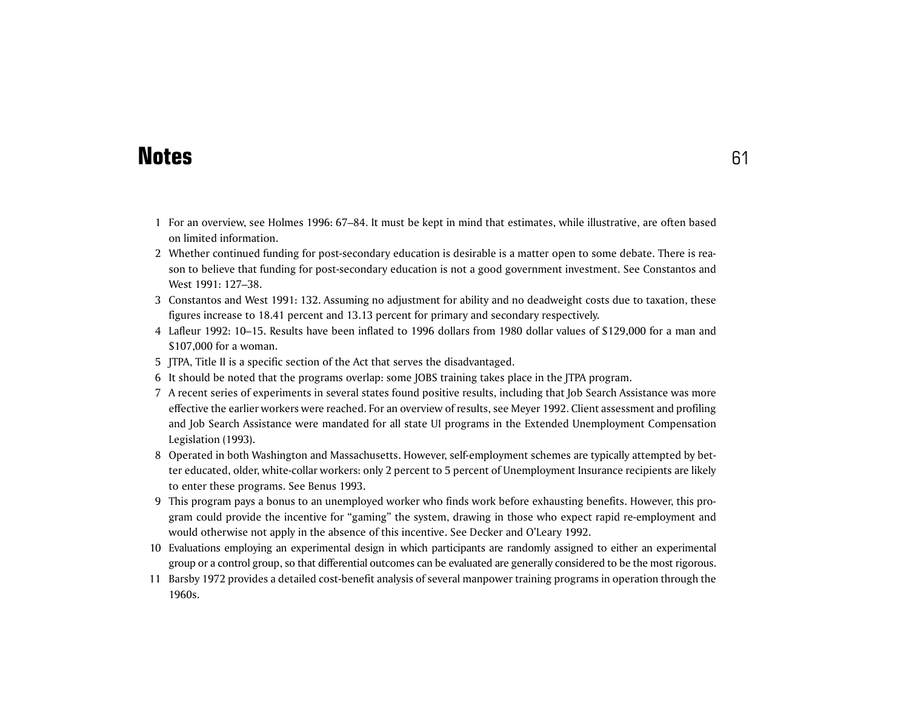# Notes

1. For an overview, see Holmes 1996: 67–84. It must be kept in mind that estimates, while illustrative, are often based on limited information.
2. Whether continued funding for post-secondary education is desirable is a matter open to some debate. There is reason to believe that funding for post-secondary education is not a good government investment. See Constantos and West 1991: 127–38.
3. Constantos and West 1991: 132. Assuming no adjustment for ability and no deadweight costs due to taxation, these figures increase to 18.41 percent and 13.13 percent for primary and secondary respectively.
4. Lafleur 1992: 10–15. Results have been inflated to 1996 dollars from 1980 dollar values of $129,000 for a man and $107,000 for a woman.
5. JTPA, Title II is a specific section of the Act that serves the disadvantaged.
6. It should be noted that the programs overlap: some JOBS training takes place in the JTPA program.
7. A recent series of experiments in several states found positive results, including that Job Search Assistance was more effective the earlier workers were reached. For an overview of results, see Meyer 1992. Client assessment and profiling and Job Search Assistance were mandated for all state UI programs in the Extended Unemployment Compensation Legislation (1993).
8. Operated in both Washington and Massachusetts. However, self-employment schemes are typically attempted by better educated, older, white-collar workers: only 2 percent to 5 percent of Unemployment Insurance recipients are likely to enter these programs. See Benus 1993.
9. This program pays a bonus to an unemployed worker who finds work before exhausting benefits. However, this program could provide the incentive for "gaming" the system, drawing in those who expect rapid re-employment and would otherwise not apply in the absence of this incentive. See Decker and O'Leary 1992.
10. Evaluations employing an experimental design in which participants are randomly assigned to either an experimental group or a control group, so that differential outcomes can be evaluated are generally considered to be the most rigorous.
11. Barsby 1972 provides a detailed cost-benefit analysis of several manpower training programs in operation through the 1960s.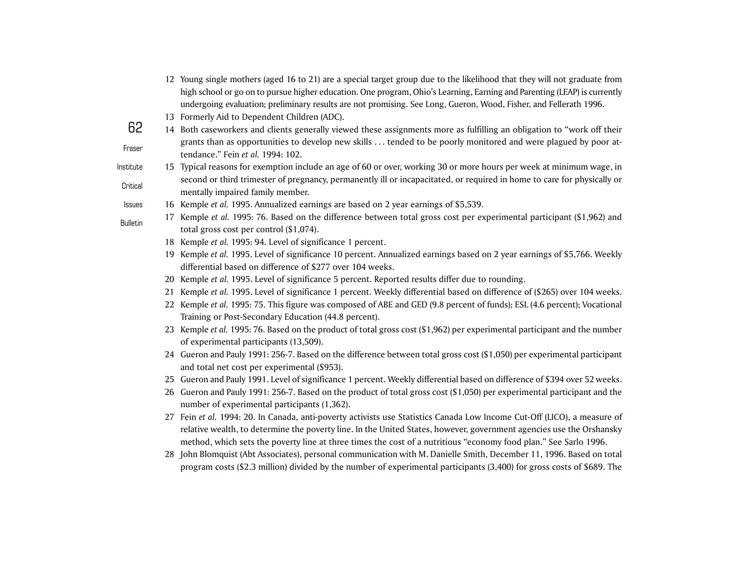12 Young single mothers (aged 16 to 21) are a special target group due to the likelihood that they will not graduate from high school or go on to pursue higher education. One program, Ohio's Learning, Earning and Parenting (LEAP) is currently undergoing evaluation; preliminary results are not promising. See Long, Gueron, Wood, Fisher, and Fellerath 1996.

13 Formerly Aid to Dependent Children (ADC).

14 Both caseworkers and clients generally viewed these assignments more as fulfilling an obligation to "work off their grants than as opportunities to develop new skills . . . tended to be poorly monitored and were plagued by poor attendance." Fein *et al.* 1994: 102.

15 Typical reasons for exemption include an age of 60 or over, working 30 or more hours per week at minimum wage, in second or third trimester of pregnancy, permanently ill or incapacitated, or required in home to care for physically or mentally impaired family member.

16 Kemple *et al.* 1995. Annualized earnings are based on 2 year earnings of $5,539.

17 Kemple *et al.* 1995: 76. Based on the difference between total gross cost per experimental participant ($1,962) and total gross cost per control ($1,074).

18 Kemple *et al.* 1995: 94. Level of significance 1 percent.

19 Kemple *et al.* 1995. Level of significance 10 percent. Annualized earnings based on 2 year earnings of $5,766. Weekly differential based on difference of $277 over 104 weeks.

20 Kemple *et al.* 1995. Level of significance 5 percent. Reported results differ due to rounding.

21 Kemple *et al.* 1995. Level of significance 1 percent. Weekly differential based on difference of ($265) over 104 weeks.

22 Kemple *et al.* 1995: 75. This figure was composed of ABE and GED (9.8 percent of funds); ESL (4.6 percent); Vocational Training or Post-Secondary Education (44.8 percent).

23 Kemple *et al.* 1995: 76. Based on the product of total gross cost ($1,962) per experimental participant and the number of experimental participants (13,509).

24 Gueron and Pauly 1991: 256-7. Based on the difference between total gross cost ($1,050) per experimental participant and total net cost per experimental ($953).

25 Gueron and Pauly 1991. Level of significance 1 percent. Weekly differential based on difference of $394 over 52 weeks.

26 Gueron and Pauly 1991: 256-7. Based on the product of total gross cost ($1,050) per experimental participant and the number of experimental participants (1,362).

27 Fein *et al.* 1994: 20. In Canada, anti-poverty activists use Statistics Canada Low Income Cut-Off (LICO), a measure of relative wealth, to determine the poverty line. In the United States, however, government agencies use the Orshansky method, which sets the poverty line at three times the cost of a nutritious "economy food plan." See Sarlo 1996.

28 John Blomquist (Abt Associates), personal communication with M. Danielle Smith, December 11, 1996. Based on total program costs ($2.3 million) divided by the number of experimental participants (3,400) for gross costs of $689. The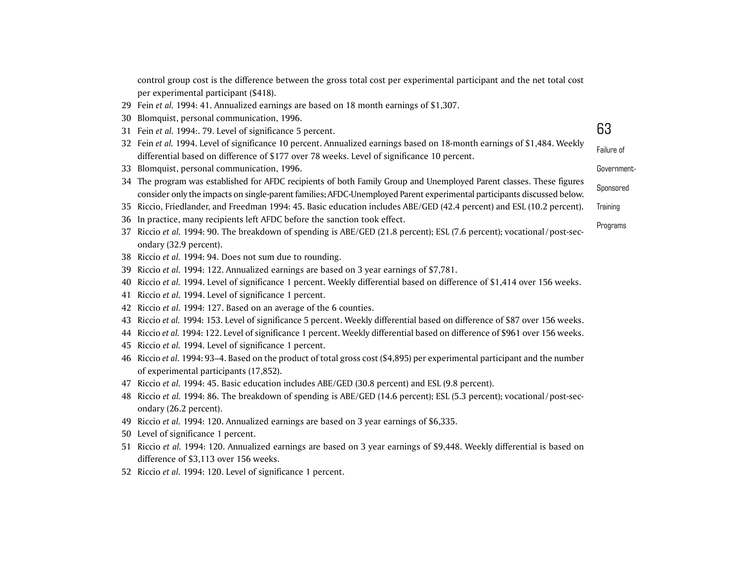control group cost is the difference between the gross total cost per experimental participant and the net total cost per experimental participant ($418).

29 Fein *et al.* 1994: 41. Annualized earnings are based on 18 month earnings of $1,307.

30 Blomquist, personal communication, 1996.

31 Fein *et al.* 1994:. 79. Level of significance 5 percent.

32 Fein *et al.* 1994. Level of significance 10 percent. Annualized earnings based on 18-month earnings of $1,484. Weekly differential based on difference of $177 over 78 weeks. Level of significance 10 percent.

33 Blomquist, personal communication, 1996.

34 The program was established for AFDC recipients of both Family Group and Unemployed Parent classes. These figures consider only the impacts on single-parent families; AFDC-Unemployed Parent experimental participants discussed below.

35 Riccio, Friedlander, and Freedman 1994: 45. Basic education includes ABE/GED (42.4 percent) and ESL (10.2 percent).

36 In practice, many recipients left AFDC before the sanction took effect.

37 Riccio *et al.* 1994: 90. The breakdown of spending is ABE/GED (21.8 percent); ESL (7.6 percent); vocational/post-secondary (32.9 percent).

38 Riccio *et al.* 1994: 94. Does not sum due to rounding.

39 Riccio *et al.* 1994: 122. Annualized earnings are based on 3 year earnings of $7,781.

40 Riccio *et al.* 1994. Level of significance 1 percent. Weekly differential based on difference of $1,414 over 156 weeks.

41 Riccio *et al.* 1994. Level of significance 1 percent.

42 Riccio *et al.* 1994: 127. Based on an average of the 6 counties.

43 Riccio *et al.* 1994: 153. Level of significance 5 percent. Weekly differential based on difference of $87 over 156 weeks.

44 Riccio *et al.* 1994: 122. Level of significance 1 percent. Weekly differential based on difference of $961 over 156 weeks.

45 Riccio *et al.* 1994. Level of significance 1 percent.

46 Riccio *et al.* 1994: 93–4. Based on the product of total gross cost ($4,895) per experimental participant and the number of experimental participants (17,852).

47 Riccio *et al.* 1994: 45. Basic education includes ABE/GED (30.8 percent) and ESL (9.8 percent).

48 Riccio *et al.* 1994: 86. The breakdown of spending is ABE/GED (14.6 percent); ESL (5.3 percent); vocational/post-secondary (26.2 percent).

49 Riccio *et al.* 1994: 120. Annualized earnings are based on 3 year earnings of $6,335.

50 Level of significance 1 percent.

51 Riccio *et al.* 1994: 120. Annualized earnings are based on 3 year earnings of $9,448. Weekly differential is based on difference of $3,113 over 156 weeks.

52 Riccio *et al.* 1994: 120. Level of significance 1 percent.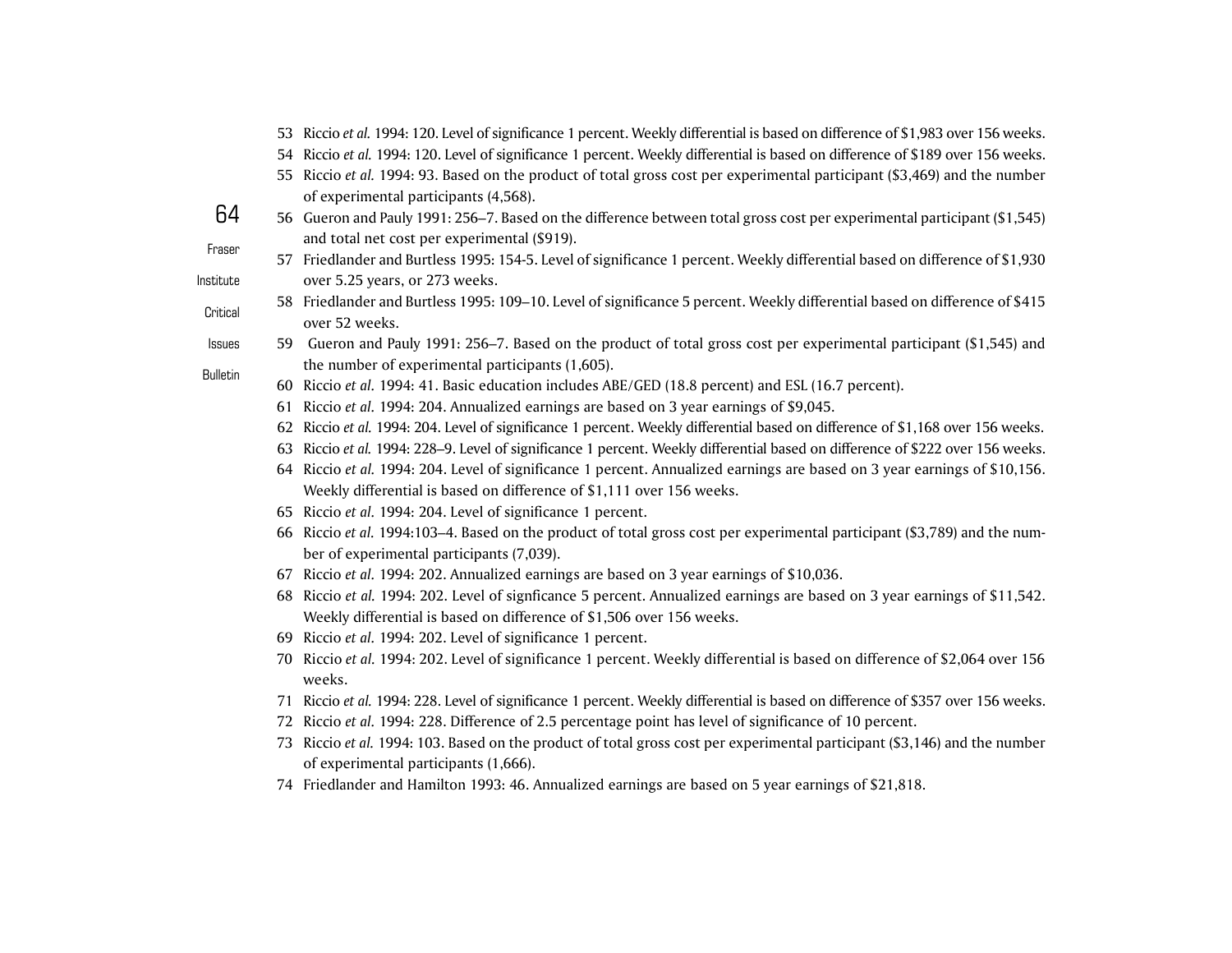53 Riccio *et al.* 1994: 120. Level of significance 1 percent. Weekly differential is based on difference of $1,983 over 156 weeks.

54 Riccio *et al.* 1994: 120. Level of significance 1 percent. Weekly differential is based on difference of $189 over 156 weeks.

55 Riccio *et al.* 1994: 93. Based on the product of total gross cost per experimental participant ($3,469) and the number of experimental participants (4,568).

56 Gueron and Pauly 1991: 256–7. Based on the difference between total gross cost per experimental participant ($1,545) and total net cost per experimental ($919).

57 Friedlander and Burtless 1995: 154-5. Level of significance 1 percent. Weekly differential based on difference of $1,930 over 5.25 years, or 273 weeks.

58 Friedlander and Burtless 1995: 109–10. Level of significance 5 percent. Weekly differential based on difference of $415 over 52 weeks.

59 Gueron and Pauly 1991: 256–7. Based on the product of total gross cost per experimental participant ($1,545) and the number of experimental participants (1,605).

60 Riccio *et al.* 1994: 41. Basic education includes ABE/GED (18.8 percent) and ESL (16.7 percent).

61 Riccio *et al.* 1994: 204. Annualized earnings are based on 3 year earnings of $9,045.

62 Riccio *et al.* 1994: 204. Level of significance 1 percent. Weekly differential based on difference of $1,168 over 156 weeks.

63 Riccio *et al.* 1994: 228–9. Level of significance 1 percent. Weekly differential based on difference of $222 over 156 weeks.

64 Riccio *et al.* 1994: 204. Level of significance 1 percent. Annualized earnings are based on 3 year earnings of $10,156. Weekly differential is based on difference of $1,111 over 156 weeks.

65 Riccio *et al.* 1994: 204. Level of significance 1 percent.

66 Riccio *et al.* 1994:103–4. Based on the product of total gross cost per experimental participant ($3,789) and the number of experimental participants (7,039).

67 Riccio *et al.* 1994: 202. Annualized earnings are based on 3 year earnings of $10,036.

68 Riccio *et al.* 1994: 202. Level of signficance 5 percent. Annualized earnings are based on 3 year earnings of $11,542. Weekly differential is based on difference of $1,506 over 156 weeks.

69 Riccio *et al.* 1994: 202. Level of significance 1 percent.

70 Riccio *et al.* 1994: 202. Level of significance 1 percent. Weekly differential is based on difference of $2,064 over 156 weeks.

71 Riccio *et al.* 1994: 228. Level of significance 1 percent. Weekly differential is based on difference of $357 over 156 weeks.

72 Riccio *et al.* 1994: 228. Difference of 2.5 percentage point has level of significance of 10 percent.

73 Riccio *et al.* 1994: 103. Based on the product of total gross cost per experimental participant ($3,146) and the number of experimental participants (1,666).

74 Friedlander and Hamilton 1993: 46. Annualized earnings are based on 5 year earnings of $21,818.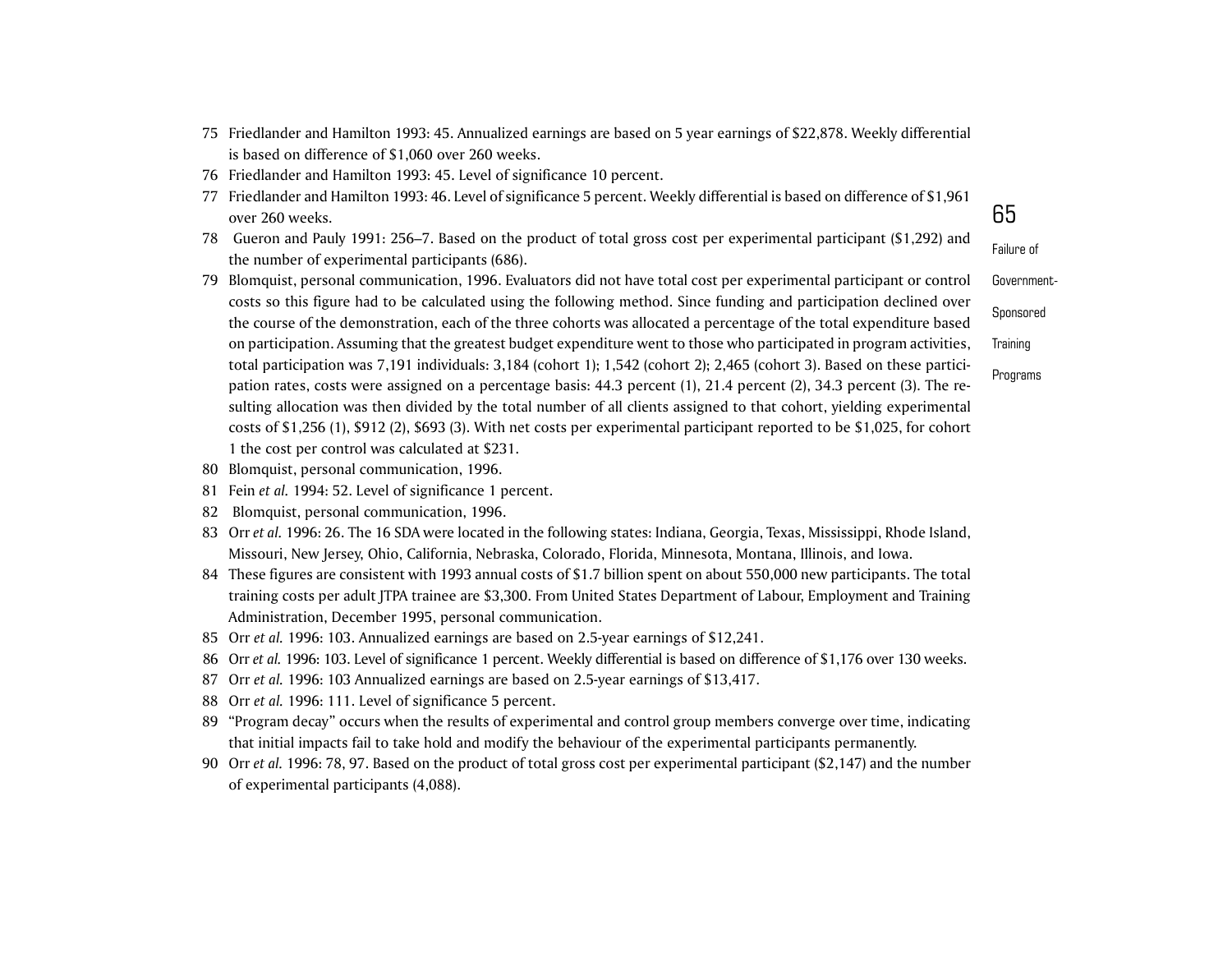75 Friedlander and Hamilton 1993: 45. Annualized earnings are based on 5 year earnings of $22,878. Weekly differential is based on difference of $1,060 over 260 weeks.

76 Friedlander and Hamilton 1993: 45. Level of significance 10 percent.

77 Friedlander and Hamilton 1993: 46. Level of significance 5 percent. Weekly differential is based on difference of $1,961 over 260 weeks.

78 Gueron and Pauly 1991: 256–7. Based on the product of total gross cost per experimental participant ($1,292) and the number of experimental participants (686).

79 Blomquist, personal communication, 1996. Evaluators did not have total cost per experimental participant or control costs so this figure had to be calculated using the following method. Since funding and participation declined over the course of the demonstration, each of the three cohorts was allocated a percentage of the total expenditure based on participation. Assuming that the greatest budget expenditure went to those who participated in program activities, total participation was 7,191 individuals: 3,184 (cohort 1); 1,542 (cohort 2); 2,465 (cohort 3). Based on these participation rates, costs were assigned on a percentage basis: 44.3 percent (1), 21.4 percent (2), 34.3 percent (3). The resulting allocation was then divided by the total number of all clients assigned to that cohort, yielding experimental costs of $1,256 (1), $912 (2), $693 (3). With net costs per experimental participant reported to be $1,025, for cohort 1 the cost per control was calculated at $231.

80 Blomquist, personal communication, 1996.

81 Fein *et al.* 1994: 52. Level of significance 1 percent.

82 Blomquist, personal communication, 1996.

83 Orr *et al.* 1996: 26. The 16 SDA were located in the following states: Indiana, Georgia, Texas, Mississippi, Rhode Island, Missouri, New Jersey, Ohio, California, Nebraska, Colorado, Florida, Minnesota, Montana, Illinois, and Iowa.

84 These figures are consistent with 1993 annual costs of $1.7 billion spent on about 550,000 new participants. The total training costs per adult JTPA trainee are $3,300. From United States Department of Labour, Employment and Training Administration, December 1995, personal communication.

85 Orr *et al.* 1996: 103. Annualized earnings are based on 2.5-year earnings of $12,241.

86 Orr *et al.* 1996: 103. Level of significance 1 percent. Weekly differential is based on difference of $1,176 over 130 weeks.

87 Orr *et al.* 1996: 103 Annualized earnings are based on 2.5-year earnings of $13,417.

88 Orr *et al.* 1996: 111. Level of significance 5 percent.

89 "Program decay" occurs when the results of experimental and control group members converge over time, indicating that initial impacts fail to take hold and modify the behaviour of the experimental participants permanently.

90 Orr *et al.* 1996: 78, 97. Based on the product of total gross cost per experimental participant ($2,147) and the number of experimental participants (4,088).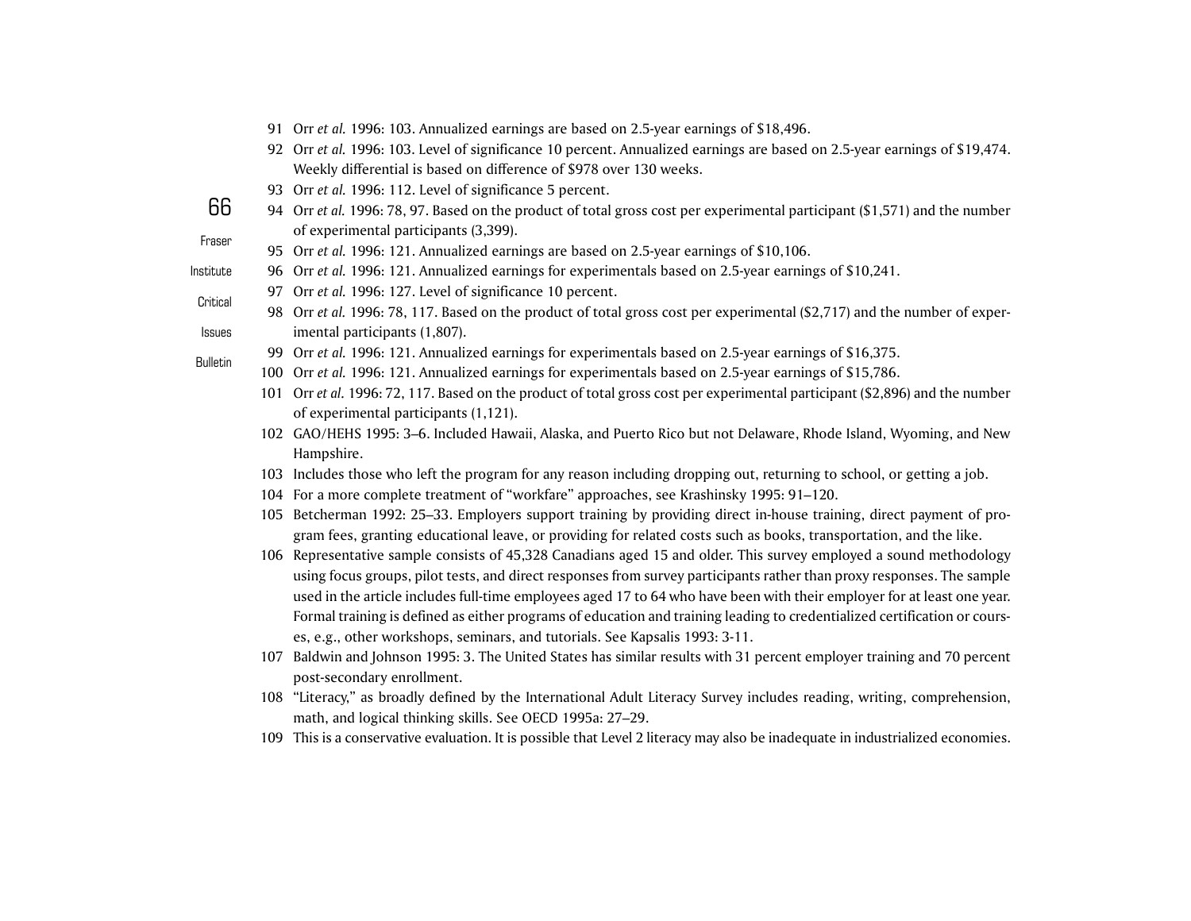91 Orr *et al.* 1996: 103. Annualized earnings are based on 2.5-year earnings of $18,496.

92 Orr *et al.* 1996: 103. Level of significance 10 percent. Annualized earnings are based on 2.5-year earnings of $19,474. Weekly differential is based on difference of $978 over 130 weeks.

93 Orr *et al.* 1996: 112. Level of significance 5 percent.

94 Orr *et al.* 1996: 78, 97. Based on the product of total gross cost per experimental participant ($1,571) and the number of experimental participants (3,399).

95 Orr *et al.* 1996: 121. Annualized earnings are based on 2.5-year earnings of $10,106.

96 Orr *et al.* 1996: 121. Annualized earnings for experimentals based on 2.5-year earnings of $10,241.

97 Orr *et al.* 1996: 127. Level of significance 10 percent.

98 Orr *et al.* 1996: 78, 117. Based on the product of total gross cost per experimental ($2,717) and the number of experimental participants (1,807).

99 Orr *et al.* 1996: 121. Annualized earnings for experimentals based on 2.5-year earnings of $16,375.

100 Orr *et al.* 1996: 121. Annualized earnings for experimentals based on 2.5-year earnings of $15,786.

101 Orr *et al.* 1996: 72, 117. Based on the product of total gross cost per experimental participant ($2,896) and the number of experimental participants (1,121).

102 GAO/HEHS 1995: 3–6. Included Hawaii, Alaska, and Puerto Rico but not Delaware, Rhode Island, Wyoming, and New Hampshire.

103 Includes those who left the program for any reason including dropping out, returning to school, or getting a job.

104 For a more complete treatment of "workfare" approaches, see Krashinsky 1995: 91–120.

105 Betcherman 1992: 25–33. Employers support training by providing direct in-house training, direct payment of program fees, granting educational leave, or providing for related costs such as books, transportation, and the like.

106 Representative sample consists of 45,328 Canadians aged 15 and older. This survey employed a sound methodology using focus groups, pilot tests, and direct responses from survey participants rather than proxy responses. The sample used in the article includes full-time employees aged 17 to 64 who have been with their employer for at least one year. Formal training is defined as either programs of education and training leading to credentialized certification or courses, e.g., other workshops, seminars, and tutorials. See Kapsalis 1993: 3-11.

107 Baldwin and Johnson 1995: 3. The United States has similar results with 31 percent employer training and 70 percent post-secondary enrollment.

108 "Literacy," as broadly defined by the International Adult Literacy Survey includes reading, writing, comprehension, math, and logical thinking skills. See OECD 1995a: 27–29.

109 This is a conservative evaluation. It is possible that Level 2 literacy may also be inadequate in industrialized economies.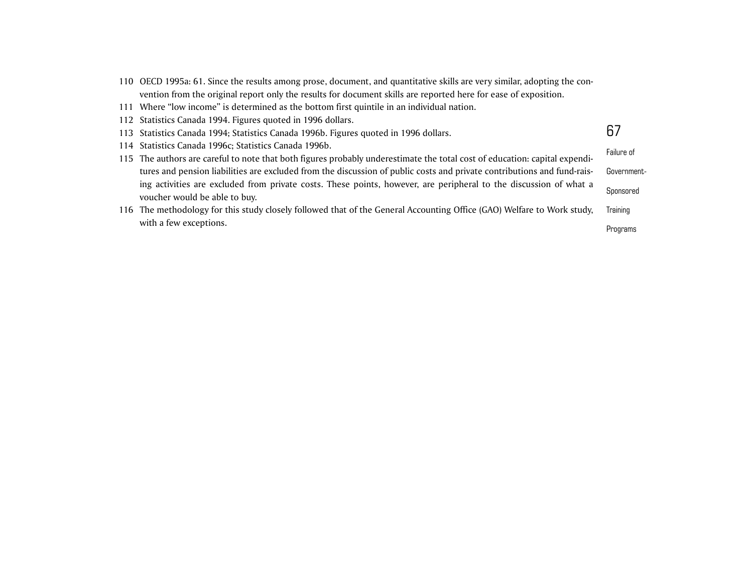110 OECD 1995a: 61. Since the results among prose, document, and quantitative skills are very similar, adopting the convention from the original report only the results for document skills are reported here for ease of exposition.

111 Where "low income" is determined as the bottom first quintile in an individual nation.

112 Statistics Canada 1994. Figures quoted in 1996 dollars.

113 Statistics Canada 1994; Statistics Canada 1996b. Figures quoted in 1996 dollars.

114 Statistics Canada 1996c; Statistics Canada 1996b.

115 The authors are careful to note that both figures probably underestimate the total cost of education: capital expenditures and pension liabilities are excluded from the discussion of public costs and private contributions and fund-raising activities are excluded from private costs. These points, however, are peripheral to the discussion of what a voucher would be able to buy.

116 The methodology for this study closely followed that of the General Accounting Office (GAO) Welfare to Work study, with a few exceptions.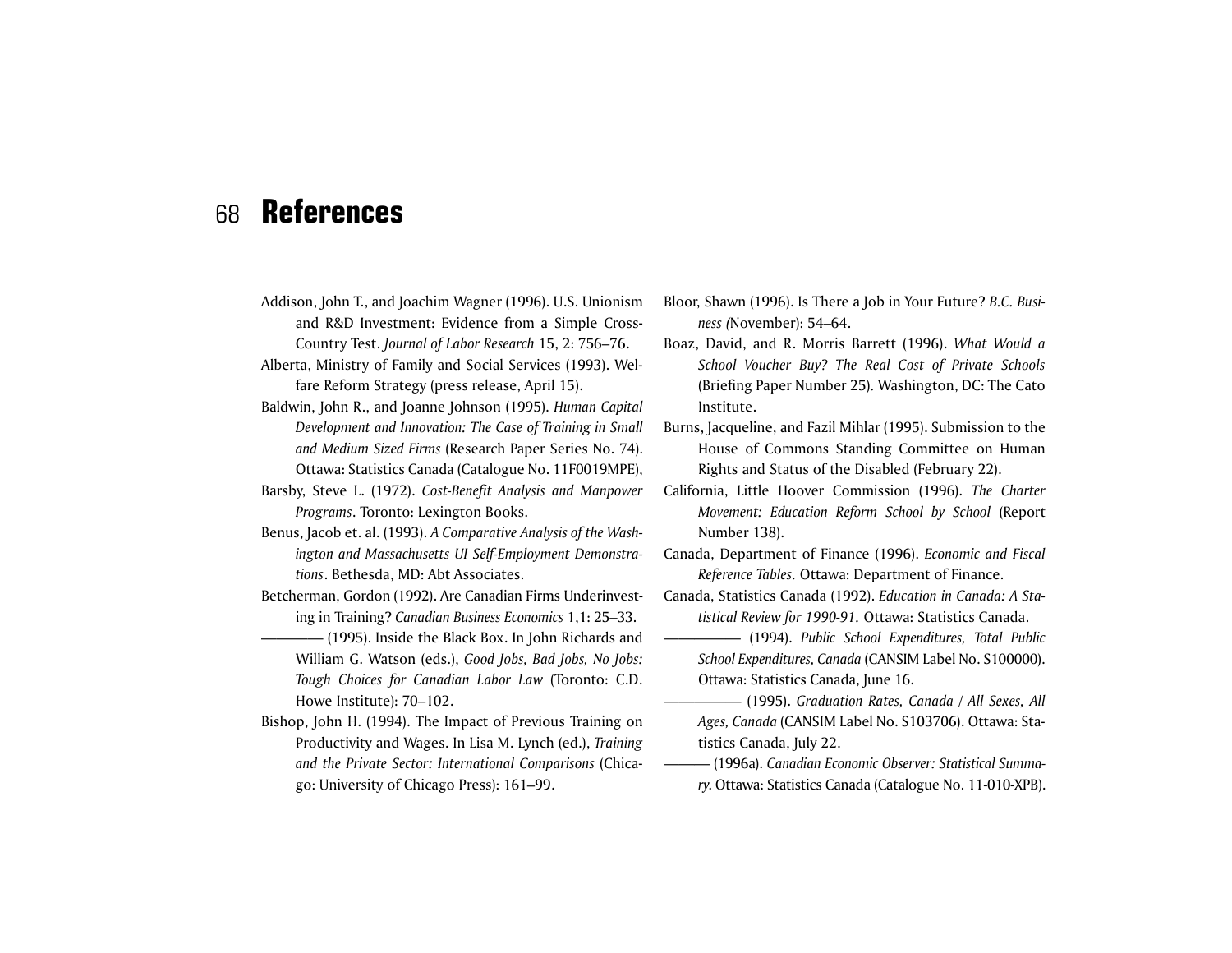# References

Addison, John T., and Joachim Wagner (1996). U.S. Unionism and R&D Investment: Evidence from a Simple Cross-Country Test. *Journal of Labor Research* 15, 2: 756–76.

Alberta, Ministry of Family and Social Services (1993). Welfare Reform Strategy (press release, April 15).

Baldwin, John R., and Joanne Johnson (1995). *Human Capital Development and Innovation: The Case of Training in Small and Medium Sized Firms* (Research Paper Series No. 74). Ottawa: Statistics Canada (Catalogue No. 11F0019MPE),

Barsby, Steve L. (1972). *Cost-Benefit Analysis and Manpower Programs*. Toronto: Lexington Books.

Benus, Jacob et. al. (1993). *A Comparative Analysis of the Washington and Massachusetts UI Self-Employment Demonstrations*. Bethesda, MD: Abt Associates.

Betcherman, Gordon (1992). Are Canadian Firms Underinvesting in Training? *Canadian Business Economics* 1,1: 25–33.

——— (1995). Inside the Black Box. In John Richards and William G. Watson (eds.), *Good Jobs, Bad Jobs, No Jobs: Tough Choices for Canadian Labor Law* (Toronto: C.D. Howe Institute): 70–102.

Bishop, John H. (1994). The Impact of Previous Training on Productivity and Wages. In Lisa M. Lynch (ed.), *Training and the Private Sector: International Comparisons* (Chicago: University of Chicago Press): 161–99.

Bloor, Shawn (1996). Is There a Job in Your Future? *B.C. Business (*November): 54–64.

Boaz, David, and R. Morris Barrett (1996). *What Would a School Voucher Buy? The Real Cost of Private Schools* (Briefing Paper Number 25). Washington, DC: The Cato Institute.

Burns, Jacqueline, and Fazil Mihlar (1995). Submission to the House of Commons Standing Committee on Human Rights and Status of the Disabled (February 22).

California, Little Hoover Commission (1996). *The Charter Movement: Education Reform School by School* (Report Number 138).

Canada, Department of Finance (1996). *Economic and Fiscal Reference Tables.* Ottawa: Department of Finance.

Canada, Statistics Canada (1992). *Education in Canada: A Statistical Review for 1990-91.* Ottawa: Statistics Canada.

——— (1994). *Public School Expenditures, Total Public School Expenditures, Canada* (CANSIM Label No. S100000). Ottawa: Statistics Canada, June 16.

——— (1995). *Graduation Rates, Canada / All Sexes, All Ages, Canada* (CANSIM Label No. S103706). Ottawa: Statistics Canada, July 22.

——— (1996a). *Canadian Economic Observer: Statistical Summary*. Ottawa: Statistics Canada (Catalogue No. 11-010-XPB).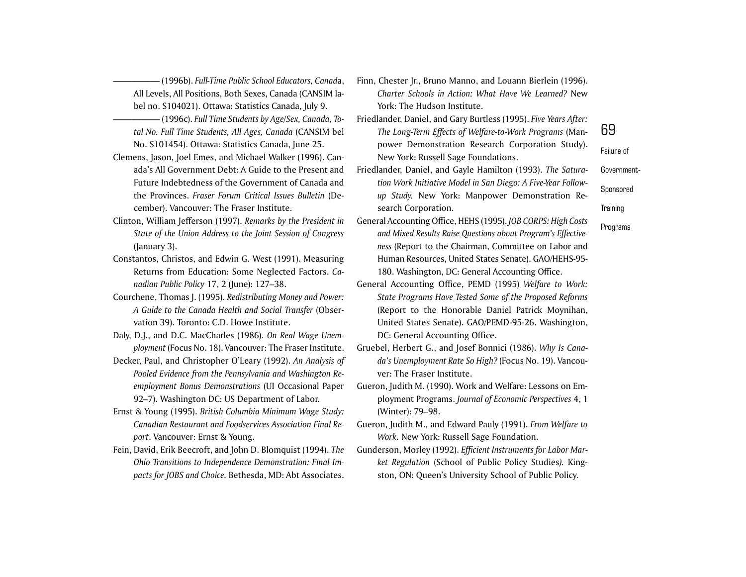——— (1996b). *Full-Time Public School Educators, Canada*, All Levels, All Positions, Both Sexes, Canada (CANSIM label no. S104021). Ottawa: Statistics Canada, July 9.

——— (1996c). *Full Time Students by Age/Sex, Canada, Total No. Full Time Students, All Ages, Canada* (CANSIM bel No. S101454). Ottawa: Statistics Canada, June 25.

Clemens, Jason, Joel Emes, and Michael Walker (1996). Canada's All Government Debt: A Guide to the Present and Future Indebtedness of the Government of Canada and the Provinces. *Fraser Forum Critical Issues Bulletin* (December). Vancouver: The Fraser Institute.

Clinton, William Jefferson (1997). *Remarks by the President in State of the Union Address to the Joint Session of Congress* (January 3).

Constantos, Christos, and Edwin G. West (1991). Measuring Returns from Education: Some Neglected Factors. *Canadian Public Policy* 17, 2 (June): 127–38.

Courchene, Thomas J. (1995). *Redistributing Money and Power: A Guide to the Canada Health and Social Transfer* (Observation 39). Toronto: C.D. Howe Institute.

Daly, D.J., and D.C. MacCharles (1986). *On Real Wage Unemployment* (Focus No. 18). Vancouver: The Fraser Institute.

Decker, Paul, and Christopher O'Leary (1992). *An Analysis of Pooled Evidence from the Pennsylvania and Washington Reemployment Bonus Demonstrations* (UI Occasional Paper 92–7). Washington DC: US Department of Labor.

Ernst & Young (1995). *British Columbia Minimum Wage Study: Canadian Restaurant and Foodservices Association Final Report*. Vancouver: Ernst & Young.

Fein, David, Erik Beecroft, and John D. Blomquist (1994). *The Ohio Transitions to Independence Demonstration: Final Impacts for JOBS and Choice.* Bethesda, MD: Abt Associates.

Finn, Chester Jr., Bruno Manno, and Louann Bierlein (1996). *Charter Schools in Action: What Have We Learned?* New York: The Hudson Institute.

Friedlander, Daniel, and Gary Burtless (1995). *Five Years After: The Long-Term Effects of Welfare-to-Work Programs* (Manpower Demonstration Research Corporation Study). New York: Russell Sage Foundations.

Friedlander, Daniel, and Gayle Hamilton (1993). *The Saturation Work Initiative Model in San Diego: A Five-Year Follow-up Study.* New York: Manpower Demonstration Research Corporation.

General Accounting Office, HEHS (1995). *JOB CORPS: High Costs and Mixed Results Raise Questions about Program's Effectiveness* (Report to the Chairman, Committee on Labor and Human Resources, United States Senate). GAO/HEHS-95-180. Washington, DC: General Accounting Office.

General Accounting Office, PEMD (1995) *Welfare to Work: State Programs Have Tested Some of the Proposed Reforms* (Report to the Honorable Daniel Patrick Moynihan, United States Senate). GAO/PEMD-95-26. Washington, DC: General Accounting Office.

Gruebel, Herbert G., and Josef Bonnici (1986). *Why Is Canada's Unemployment Rate So High?* (Focus No. 19). Vancouver: The Fraser Institute.

Gueron, Judith M. (1990). Work and Welfare: Lessons on Employment Programs. *Journal of Economic Perspectives* 4, 1 (Winter): 79–98.

Gueron, Judith M., and Edward Pauly (1991). *From Welfare to Work.* New York: Russell Sage Foundation.

Gunderson, Morley (1992). *Efficient Instruments for Labor Market Regulation* (School of Public Policy Studies*).* Kingston, ON: Queen's University School of Public Policy.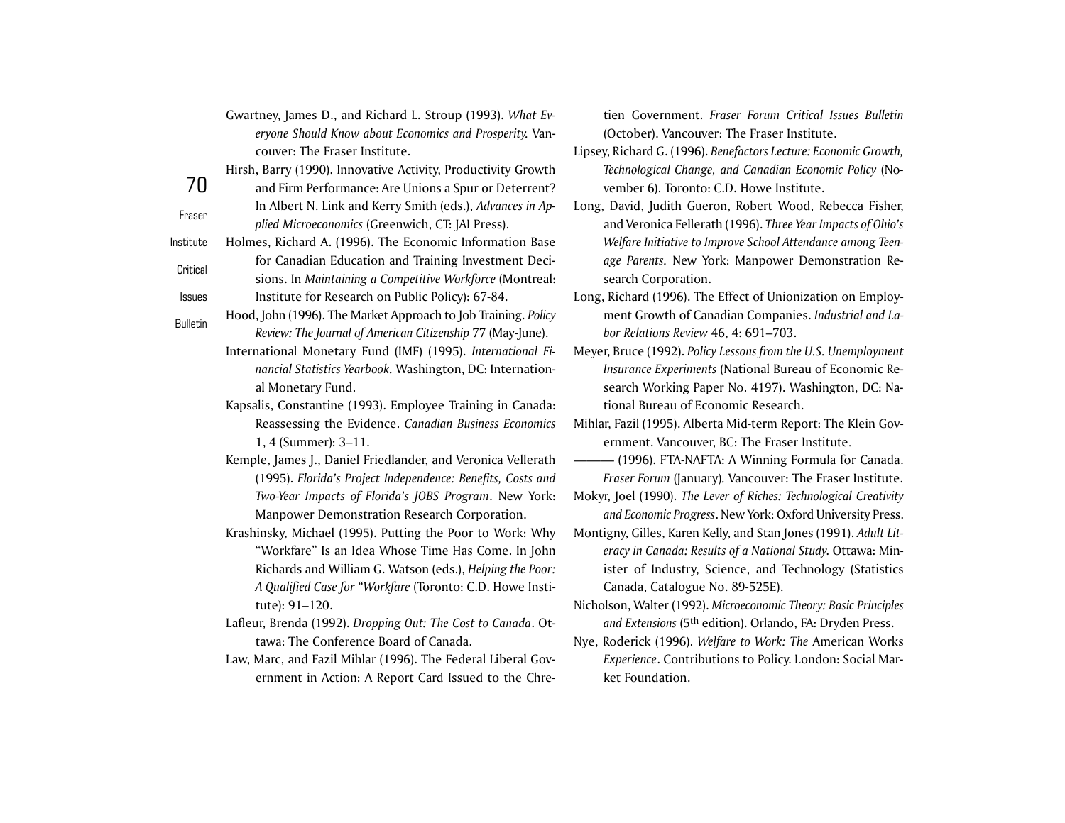Gwartney, James D., and Richard L. Stroup (1993). *What Everyone Should Know about Economics and Prosperity.* Vancouver: The Fraser Institute.

Hirsh, Barry (1990). Innovative Activity, Productivity Growth and Firm Performance: Are Unions a Spur or Deterrent? In Albert N. Link and Kerry Smith (eds.), *Advances in Applied Microeconomics* (Greenwich, CT: JAI Press).

Holmes, Richard A. (1996). The Economic Information Base for Canadian Education and Training Investment Decisions. In *Maintaining a Competitive Workforce* (Montreal: Institute for Research on Public Policy): 67-84.

Hood, John (1996). The Market Approach to Job Training. *Policy Review: The Journal of American Citizenship* 77 (May-June).

International Monetary Fund (IMF) (1995). *International Financial Statistics Yearbook*. Washington, DC: International Monetary Fund.

Kapsalis, Constantine (1993). Employee Training in Canada: Reassessing the Evidence. *Canadian Business Economics* 1, 4 (Summer): 3–11.

Kemple, James J., Daniel Friedlander, and Veronica Vellerath (1995). *Florida's Project Independence: Benefits, Costs and Two-Year Impacts of Florida's JOBS Program*. New York: Manpower Demonstration Research Corporation.

Krashinsky, Michael (1995). Putting the Poor to Work: Why "Workfare" Is an Idea Whose Time Has Come. In John Richards and William G. Watson (eds.), *Helping the Poor: A Qualified Case for "Workfare* (Toronto: C.D. Howe Institute): 91–120.

Lafleur, Brenda (1992). *Dropping Out: The Cost to Canada*. Ottawa: The Conference Board of Canada.

Law, Marc, and Fazil Mihlar (1996). The Federal Liberal Government in Action: A Report Card Issued to the Chretien Government. *Fraser Forum Critical Issues Bulletin* (October). Vancouver: The Fraser Institute.

Lipsey, Richard G. (1996). *Benefactors Lecture: Economic Growth, Technological Change, and Canadian Economic Policy* (November 6). Toronto: C.D. Howe Institute.

Long, David, Judith Gueron, Robert Wood, Rebecca Fisher, and Veronica Fellerath (1996). *Three Year Impacts of Ohio's Welfare Initiative to Improve School Attendance among Teenage Parents*. New York: Manpower Demonstration Research Corporation.

Long, Richard (1996). The Effect of Unionization on Employment Growth of Canadian Companies. *Industrial and Labor Relations Review* 46, 4: 691–703.

Meyer, Bruce (1992). *Policy Lessons from the U.S. Unemployment Insurance Experiments* (National Bureau of Economic Research Working Paper No. 4197). Washington, DC: National Bureau of Economic Research.

Mihlar, Fazil (1995). Alberta Mid-term Report: The Klein Government. Vancouver, BC: The Fraser Institute.

——— (1996). FTA-NAFTA: A Winning Formula for Canada. *Fraser Forum* (January). Vancouver: The Fraser Institute.

Mokyr, Joel (1990). *The Lever of Riches: Technological Creativity and Economic Progress*. New York: Oxford University Press.

Montigny, Gilles, Karen Kelly, and Stan Jones (1991). *Adult Literacy in Canada: Results of a National Study.* Ottawa: Minister of Industry, Science, and Technology (Statistics Canada, Catalogue No. 89-525E).

Nicholson, Walter (1992). *Microeconomic Theory: Basic Principles and Extensions* (5th edition). Orlando, FA: Dryden Press.

Nye, Roderick (1996). *Welfare to Work: The* American Works *Experience*. Contributions to Policy. London: Social Market Foundation.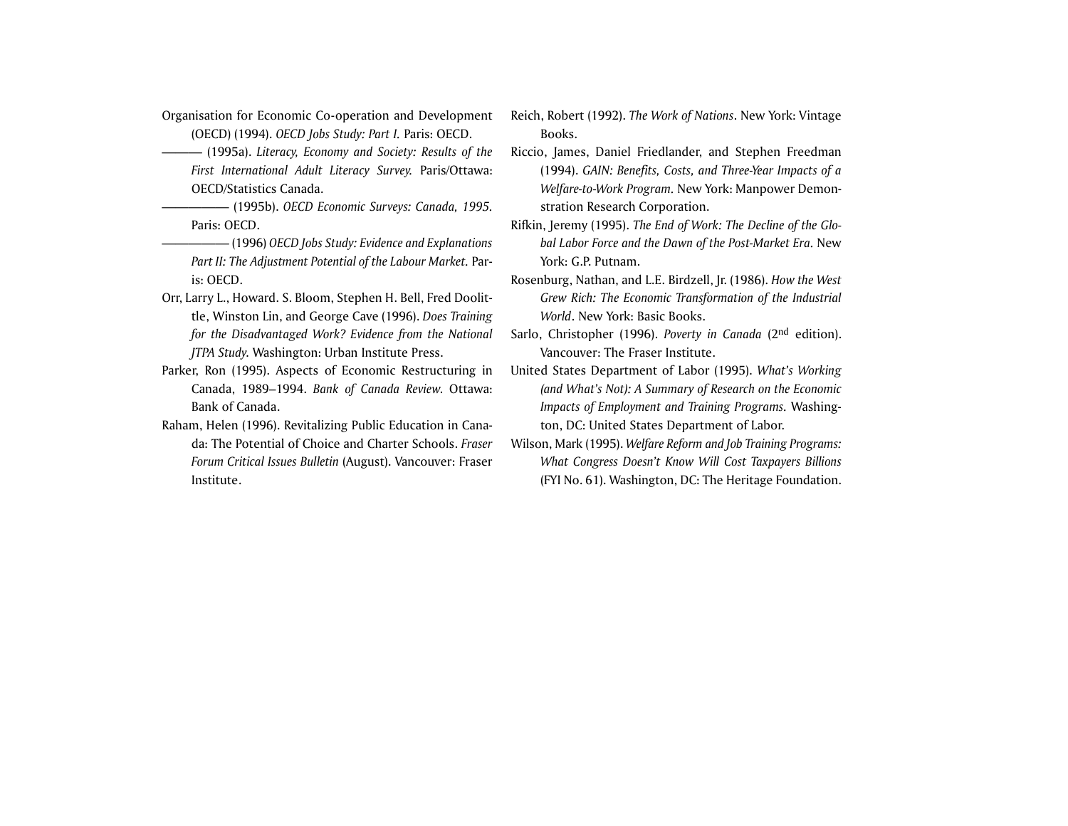Organisation for Economic Co-operation and Development (OECD) (1994). *OECD Jobs Study: Part I.* Paris: OECD.

——— (1995a). *Literacy, Economy and Society: Results of the First International Adult Literacy Survey.* Paris/Ottawa: OECD/Statistics Canada.

——— (1995b). *OECD Economic Surveys: Canada, 1995.* Paris: OECD.

——— (1996) *OECD Jobs Study: Evidence and Explanations Part II: The Adjustment Potential of the Labour Market.* Paris: OECD.

Orr, Larry L., Howard. S. Bloom, Stephen H. Bell, Fred Doolittle, Winston Lin, and George Cave (1996). *Does Training for the Disadvantaged Work? Evidence from the National JTPA Study.* Washington: Urban Institute Press.

Parker, Ron (1995). Aspects of Economic Restructuring in Canada, 1989–1994. *Bank of Canada Review.* Ottawa: Bank of Canada.

Raham, Helen (1996). Revitalizing Public Education in Canada: The Potential of Choice and Charter Schools. *Fraser Forum Critical Issues Bulletin* (August). Vancouver: Fraser Institute.

Reich, Robert (1992). *The Work of Nations*. New York: Vintage Books.

Riccio, James, Daniel Friedlander, and Stephen Freedman (1994). *GAIN: Benefits, Costs, and Three-Year Impacts of a Welfare-to-Work Program.* New York: Manpower Demonstration Research Corporation.

Rifkin, Jeremy (1995). *The End of Work: The Decline of the Global Labor Force and the Dawn of the Post-Market Era.* New York: G.P. Putnam.

Rosenburg, Nathan, and L.E. Birdzell, Jr. (1986). *How the West Grew Rich: The Economic Transformation of the Industrial World*. New York: Basic Books.

Sarlo, Christopher (1996). *Poverty in Canada* (2nd edition). Vancouver: The Fraser Institute.

United States Department of Labor (1995). *What's Working (and What's Not): A Summary of Research on the Economic Impacts of Employment and Training Programs.* Washington, DC: United States Department of Labor.

Wilson, Mark (1995). *Welfare Reform and Job Training Programs: What Congress Doesn't Know Will Cost Taxpayers Billions* (FYI No. 61). Washington, DC: The Heritage Foundation.